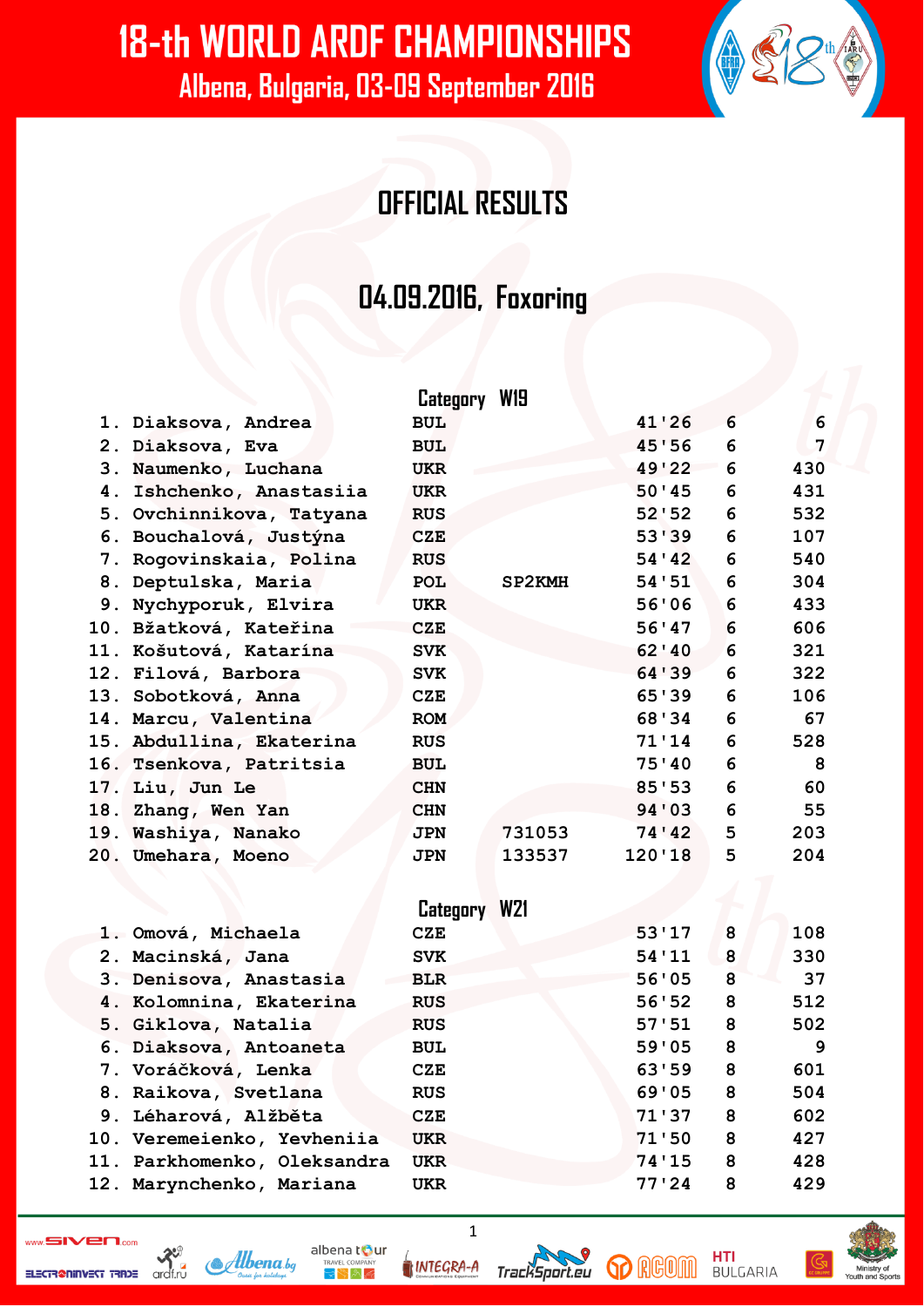# 18-th WORLD ARDF CHAMPIONSHIPS

## Albena, Bulgaria, 03-09 September 2016

## OFFICIAL RESULTS

## 04.09.2016, Foxoring

### Category W19

| | | | | | | |
|---|---|---|---|---|---|---|
| 1. | Diaksova, Andrea | BUL | | 41'26 | 6 | 6 |
| 2. | Diaksova, Eva | BUL | | 45'56 | 6 | 7 |
| 3. | Naumenko, Luchana | UKR | | 49'22 | 6 | 430 |
| 4. | Ishchenko, Anastasiia | UKR | | 50'45 | 6 | 431 |
| 5. | Ovchinnikova, Tatyana | RUS | | 52'52 | 6 | 532 |
| 6. | Bouchalová, Justýna | CZE | | 53'39 | 6 | 107 |
| 7. | Rogovinskaia, Polina | RUS | | 54'42 | 6 | 540 |
| 8. | Deptulska, Maria | POL | SP2KMH | 54'51 | 6 | 304 |
| 9. | Nychyporuk, Elvira | UKR | | 56'06 | 6 | 433 |
| 10. | Bžatková, Kateřina | CZE | | 56'47 | 6 | 606 |
| 11. | Košutová, Katarína | SVK | | 62'40 | 6 | 321 |
| 12. | Filová, Barbora | SVK | | 64'39 | 6 | 322 |
| 13. | Sobotková, Anna | CZE | | 65'39 | 6 | 106 |
| 14. | Marcu, Valentina | ROM | | 68'34 | 6 | 67 |
| 15. | Abdullina, Ekaterina | RUS | | 71'14 | 6 | 528 |
| 16. | Tsenkova, Patritsia | BUL | | 75'40 | 6 | 8 |
| 17. | Liu, Jun Le | CHN | | 85'53 | 6 | 60 |
| 18. | Zhang, Wen Yan | CHN | | 94'03 | 6 | 55 |
| 19. | Washiya, Nanako | JPN | 731053 | 74'42 | 5 | 203 |
| 20. | Umehara, Moeno | JPN | 133537 | 120'18 | 5 | 204 |

### Category W21

| | | | | | | |
|---|---|---|---|---|---|---|
| 1. | Omová, Michaela | CZE | | 53'17 | 8 | 108 |
| 2. | Macinská, Jana | SVK | | 54'11 | 8 | 330 |
| 3. | Denisova, Anastasia | BLR | | 56'05 | 8 | 37 |
| 4. | Kolomnina, Ekaterina | RUS | | 56'52 | 8 | 512 |
| 5. | Giklova, Natalia | RUS | | 57'51 | 8 | 502 |
| 6. | Diaksova, Antoaneta | BUL | | 59'05 | 8 | 9 |
| 7. | Voráčková, Lenka | CZE | | 63'59 | 8 | 601 |
| 8. | Raikova, Svetlana | RUS | | 69'05 | 8 | 504 |
| 9. | Léharová, Alžběta | CZE | | 71'37 | 8 | 602 |
| 10. | Veremeienko, Yevheniia | UKR | | 71'50 | 8 | 427 |
| 11. | Parkhomenko, Oleksandra | UKR | | 74'15 | 8 | 428 |
| 12. | Marynchenko, Mariana | UKR | | 77'24 | 8 | 429 |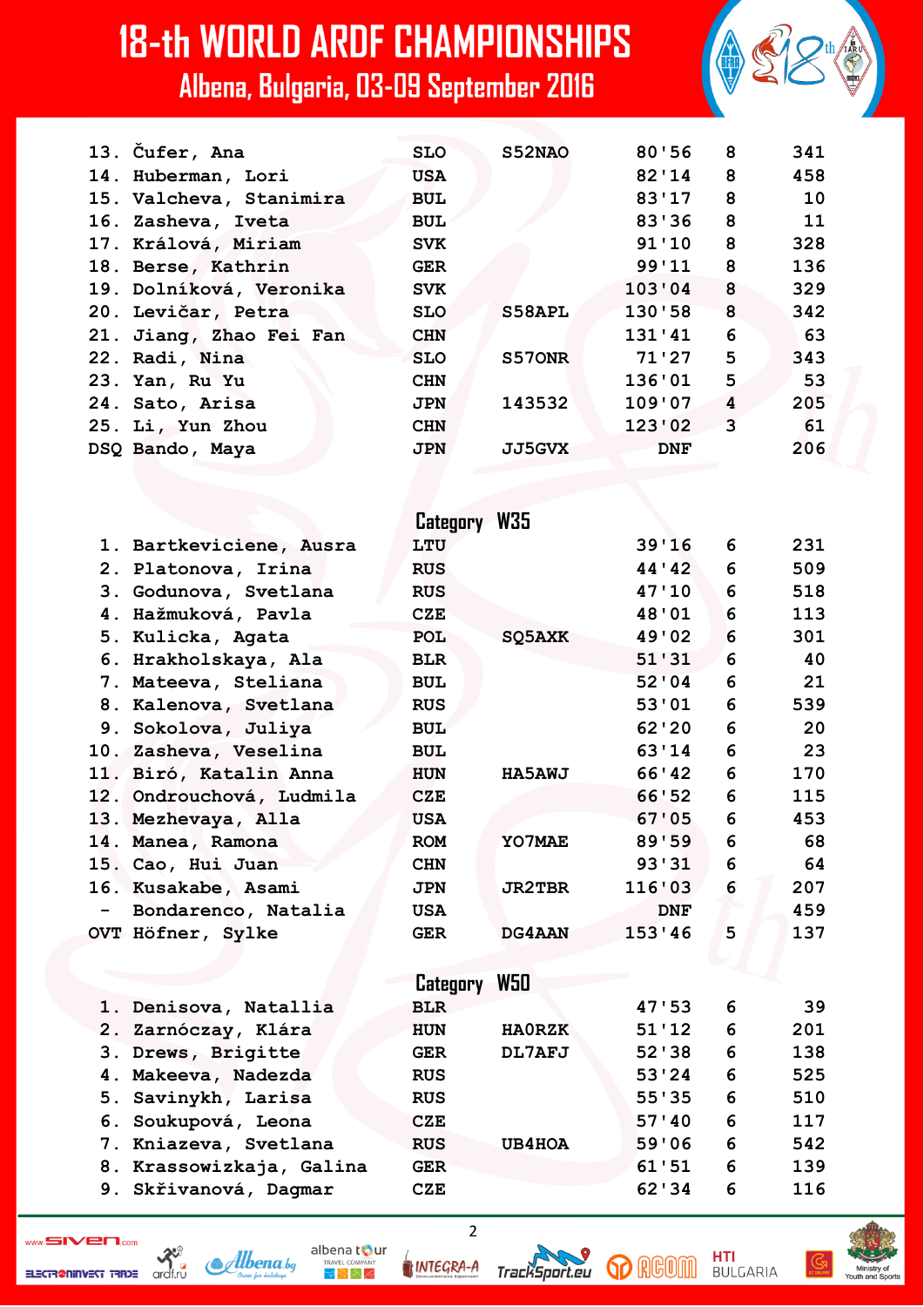| | | | | | | |
|---|---|---|---|---|---|---|
| 13. | Čufer, Ana | SLO | S52NAO | 80'56 | 8 | 341 |
| 14. | Huberman, Lori | USA | | 82'14 | 8 | 458 |
| 15. | Valcheva, Stanimira | BUL | | 83'17 | 8 | 10 |
| 16. | Zasheva, Iveta | BUL | | 83'36 | 8 | 11 |
| 17. | Králová, Miriam | SVK | | 91'10 | 8 | 328 |
| 18. | Berse, Kathrin | GER | | 99'11 | 8 | 136 |
| 19. | Dolníková, Veronika | SVK | | 103'04 | 8 | 329 |
| 20. | Levičar, Petra | SLO | S58APL | 130'58 | 8 | 342 |
| 21. | Jiang, Zhao Fei Fan | CHN | | 131'41 | 6 | 63 |
| 22. | Radi, Nina | SLO | S57ONR | 71'27 | 5 | 343 |
| 23. | Yan, Ru Yu | CHN | | 136'01 | 5 | 53 |
| 24. | Sato, Arisa | JPN | 143532 | 109'07 | 4 | 205 |
| 25. | Li, Yun Zhou | CHN | | 123'02 | 3 | 61 |
| DSQ | Bando, Maya | JPN | JJ5GVX | DNF | | 206 |

## Category W35

| | | | | | | |
|---|---|---|---|---|---|---|
| 1. | Bartkeviciene, Ausra | LTU | | 39'16 | 6 | 231 |
| 2. | Platonova, Irina | RUS | | 44'42 | 6 | 509 |
| 3. | Godunova, Svetlana | RUS | | 47'10 | 6 | 518 |
| 4. | Hažmuková, Pavla | CZE | | 48'01 | 6 | 113 |
| 5. | Kulicka, Agata | POL | SQ5AXK | 49'02 | 6 | 301 |
| 6. | Hrakholskaya, Ala | BLR | | 51'31 | 6 | 40 |
| 7. | Mateeva, Steliana | BUL | | 52'04 | 6 | 21 |
| 8. | Kalenova, Svetlana | RUS | | 53'01 | 6 | 539 |
| 9. | Sokolova, Juliya | BUL | | 62'20 | 6 | 20 |
| 10. | Zasheva, Veselina | BUL | | 63'14 | 6 | 23 |
| 11. | Biró, Katalin Anna | HUN | HA5AWJ | 66'42 | 6 | 170 |
| 12. | Ondrouchová, Ludmila | CZE | | 66'52 | 6 | 115 |
| 13. | Mezhevaya, Alla | USA | | 67'05 | 6 | 453 |
| 14. | Manea, Ramona | ROM | YO7MAE | 89'59 | 6 | 68 |
| 15. | Cao, Hui Juan | CHN | | 93'31 | 6 | 64 |
| 16. | Kusakabe, Asami | JPN | JR2TBR | 116'03 | 6 | 207 |
| - | Bondarenco, Natalia | USA | | DNF | | 459 |
| OVT | Höfner, Sylke | GER | DG4AAN | 153'46 | 5 | 137 |

## Category W50

| | | | | | | |
|---|---|---|---|---|---|---|
| 1. | Denisova, Natallia | BLR | | 47'53 | 6 | 39 |
| 2. | Zarnóczay, Klára | HUN | HA0RZK | 51'12 | 6 | 201 |
| 3. | Drews, Brigitte | GER | DL7AFJ | 52'38 | 6 | 138 |
| 4. | Makeeva, Nadezda | RUS | | 53'24 | 6 | 525 |
| 5. | Savinykh, Larisa | RUS | | 55'35 | 6 | 510 |
| 6. | Soukupová, Leona | CZE | | 57'40 | 6 | 117 |
| 7. | Kniazeva, Svetlana | RUS | UB4HOA | 59'06 | 6 | 542 |
| 8. | Krassowizkaja, Galina | GER | | 61'51 | 6 | 139 |
| 9. | Skřivanová, Dagmar | CZE | | 62'34 | 6 | 116 |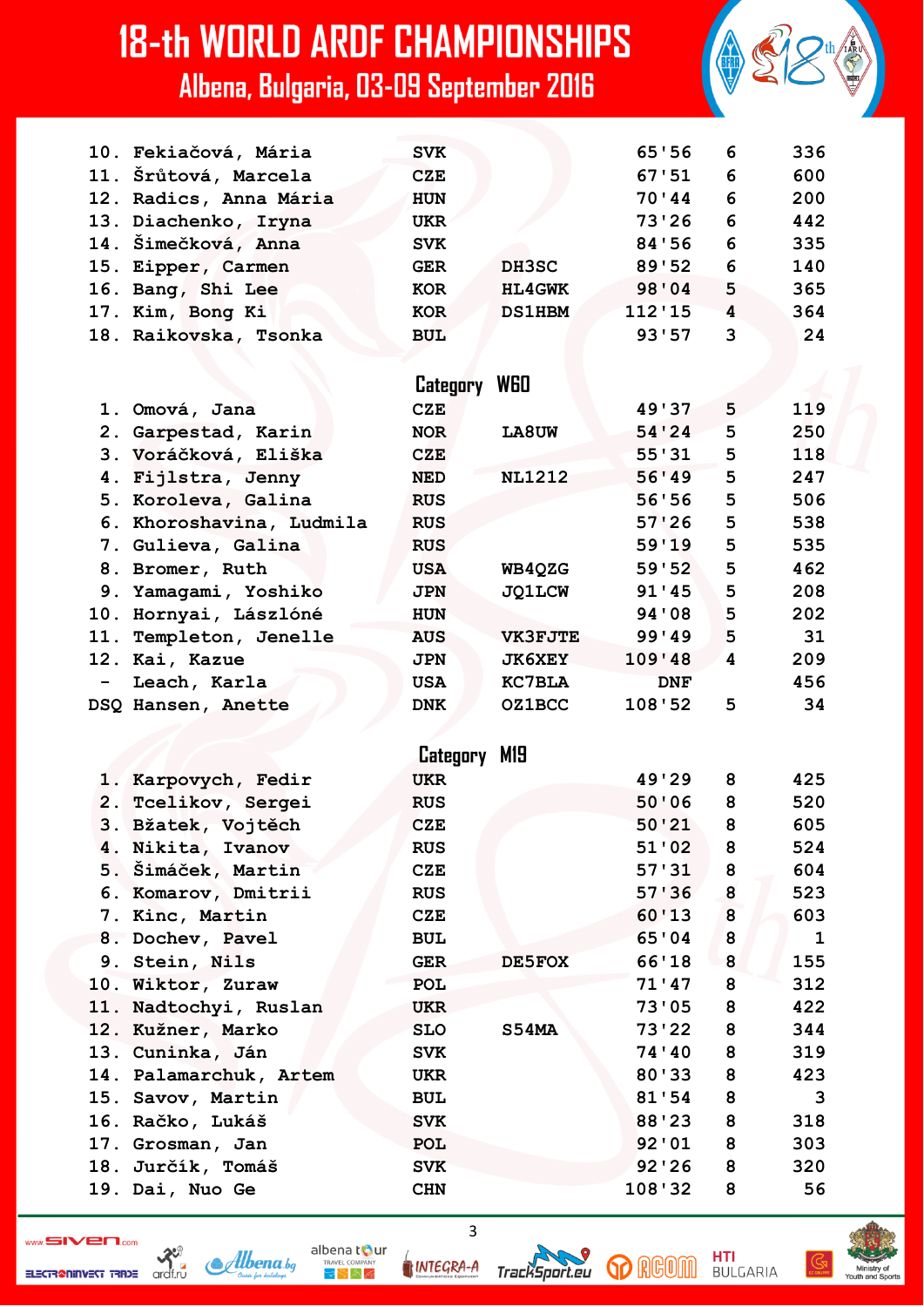| | | | | | | |
|---|---|---|---|---|---|---|
| 10. | Fekiačová, Mária | SVK | | 65'56 | 6 | 336 |
| 11. | Šrůtová, Marcela | CZE | | 67'51 | 6 | 600 |
| 12. | Radics, Anna Mária | HUN | | 70'44 | 6 | 200 |
| 13. | Diachenko, Iryna | UKR | | 73'26 | 6 | 442 |
| 14. | Šimečková, Anna | SVK | | 84'56 | 6 | 335 |
| 15. | Eipper, Carmen | GER | DH3SC | 89'52 | 6 | 140 |
| 16. | Bang, Shi Lee | KOR | HL4GWK | 98'04 | 5 | 365 |
| 17. | Kim, Bong Ki | KOR | DS1HBM | 112'15 | 4 | 364 |
| 18. | Raikovska, Tsonka | BUL | | 93'57 | 3 | 24 |

## Category W60

| | | | | | | |
|---|---|---|---|---|---|---|
| 1. | Omová, Jana | CZE | | 49'37 | 5 | 119 |
| 2. | Garpestad, Karin | NOR | LA8UW | 54'24 | 5 | 250 |
| 3. | Voráčková, Eliška | CZE | | 55'31 | 5 | 118 |
| 4. | Fijlstra, Jenny | NED | NL1212 | 56'49 | 5 | 247 |
| 5. | Koroleva, Galina | RUS | | 56'56 | 5 | 506 |
| 6. | Khoroshavina, Ludmila | RUS | | 57'26 | 5 | 538 |
| 7. | Gulieva, Galina | RUS | | 59'19 | 5 | 535 |
| 8. | Bromer, Ruth | USA | WB4QZG | 59'52 | 5 | 462 |
| 9. | Yamagami, Yoshiko | JPN | JQ1LCW | 91'45 | 5 | 208 |
| 10. | Hornyai, Lászlóné | HUN | | 94'08 | 5 | 202 |
| 11. | Templeton, Jenelle | AUS | VK3FJTE | 99'49 | 5 | 31 |
| 12. | Kai, Kazue | JPN | JK6XEY | 109'48 | 4 | 209 |
| - | Leach, Karla | USA | KC7BLA | DNF | | 456 |
| DSQ | Hansen, Anette | DNK | OZ1BCC | 108'52 | 5 | 34 |

## Category M19

| | | | | | | |
|---|---|---|---|---|---|---|
| 1. | Karpovych, Fedir | UKR | | 49'29 | 8 | 425 |
| 2. | Tcelikov, Sergei | RUS | | 50'06 | 8 | 520 |
| 3. | Bžatek, Vojtěch | CZE | | 50'21 | 8 | 605 |
| 4. | Nikita, Ivanov | RUS | | 51'02 | 8 | 524 |
| 5. | Šimáček, Martin | CZE | | 57'31 | 8 | 604 |
| 6. | Komarov, Dmitrii | RUS | | 57'36 | 8 | 523 |
| 7. | Kinc, Martin | CZE | | 60'13 | 8 | 603 |
| 8. | Dochev, Pavel | BUL | | 65'04 | 8 | 1 |
| 9. | Stein, Nils | GER | DE5FOX | 66'18 | 8 | 155 |
| 10. | Wiktor, Zuraw | POL | | 71'47 | 8 | 312 |
| 11. | Nadtochyi, Ruslan | UKR | | 73'05 | 8 | 422 |
| 12. | Kužner, Marko | SLO | S54MA | 73'22 | 8 | 344 |
| 13. | Cuninka, Ján | SVK | | 74'40 | 8 | 319 |
| 14. | Palamarchuk, Artem | UKR | | 80'33 | 8 | 423 |
| 15. | Savov, Martin | BUL | | 81'54 | 8 | 3 |
| 16. | Račko, Lukáš | SVK | | 88'23 | 8 | 318 |
| 17. | Grosman, Jan | POL | | 92'01 | 8 | 303 |
| 18. | Jurčík, Tomáš | SVK | | 92'26 | 8 | 320 |
| 19. | Dai, Nuo Ge | CHN | | 108'32 | 8 | 56 |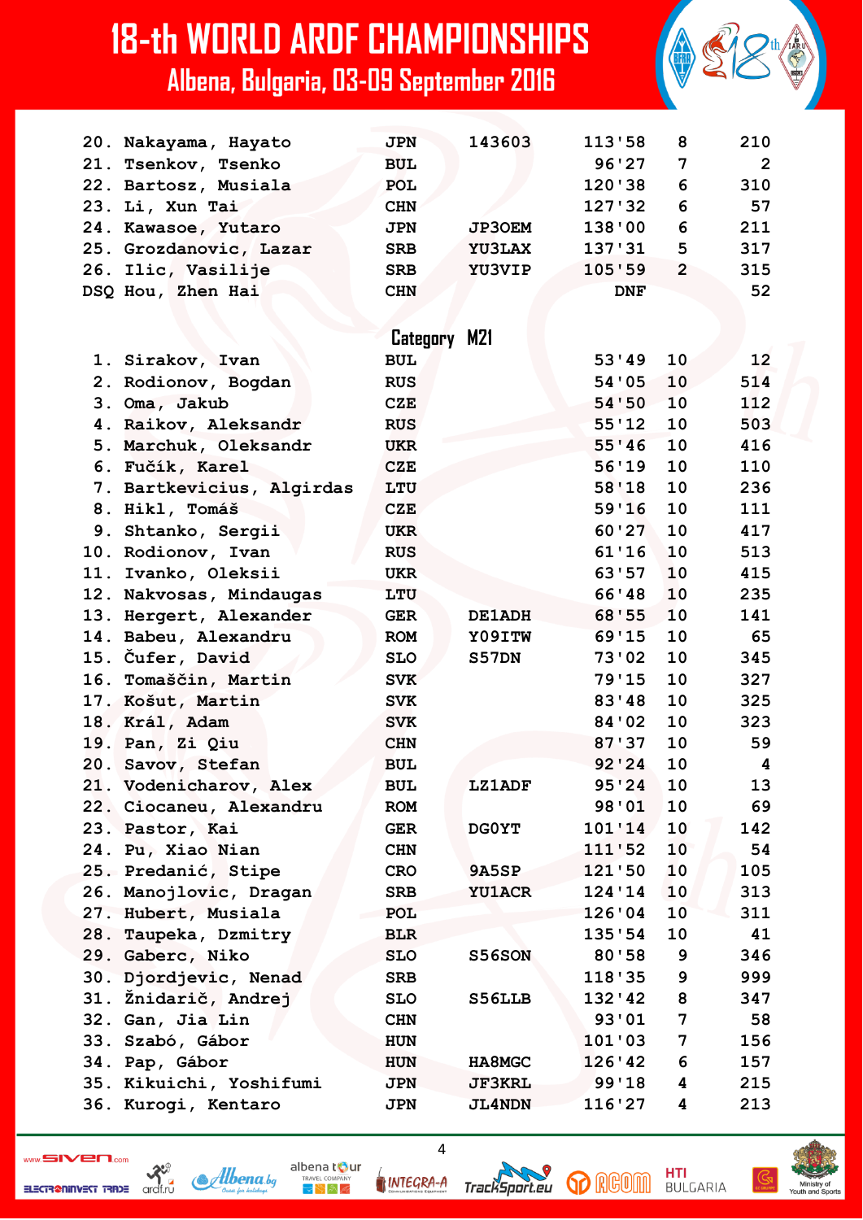| | | | | | | |
|---|---|---|---|---|---|---|
| 20. | Nakayama, Hayato | JPN | 143603 | 113'58 | 8 | 210 |
| 21. | Tsenkov, Tsenko | BUL | | 96'27 | 7 | 2 |
| 22. | Bartosz, Musiala | POL | | 120'38 | 6 | 310 |
| 23. | Li, Xun Tai | CHN | | 127'32 | 6 | 57 |
| 24. | Kawasoe, Yutaro | JPN | JP3OEM | 138'00 | 6 | 211 |
| 25. | Grozdanovic, Lazar | SRB | YU3LAX | 137'31 | 5 | 317 |
| 26. | Ilic, Vasilije | SRB | YU3VIP | 105'59 | 2 | 315 |
| DSQ | Hou, Zhen Hai | CHN | | DNF | | 52 |

## Category M21

| | | | | | | |
|---|---|---|---|---|---|---|
| 1. | Sirakov, Ivan | BUL | | 53'49 | 10 | 12 |
| 2. | Rodionov, Bogdan | RUS | | 54'05 | 10 | 514 |
| 3. | Oma, Jakub | CZE | | 54'50 | 10 | 112 |
| 4. | Raikov, Aleksandr | RUS | | 55'12 | 10 | 503 |
| 5. | Marchuk, Oleksandr | UKR | | 55'46 | 10 | 416 |
| 6. | Fučík, Karel | CZE | | 56'19 | 10 | 110 |
| 7. | Bartkevicius, Algirdas | LTU | | 58'18 | 10 | 236 |
| 8. | Hikl, Tomáš | CZE | | 59'16 | 10 | 111 |
| 9. | Shtanko, Sergii | UKR | | 60'27 | 10 | 417 |
| 10. | Rodionov, Ivan | RUS | | 61'16 | 10 | 513 |
| 11. | Ivanko, Oleksii | UKR | | 63'57 | 10 | 415 |
| 12. | Nakvosas, Mindaugas | LTU | | 66'48 | 10 | 235 |
| 13. | Hergert, Alexander | GER | DE1ADH | 68'55 | 10 | 141 |
| 14. | Babeu, Alexandru | ROM | Y09ITW | 69'15 | 10 | 65 |
| 15. | Čufer, David | SLO | S57DN | 73'02 | 10 | 345 |
| 16. | Tomaščin, Martin | SVK | | 79'15 | 10 | 327 |
| 17. | Košut, Martin | SVK | | 83'48 | 10 | 325 |
| 18. | Král, Adam | SVK | | 84'02 | 10 | 323 |
| 19. | Pan, Zi Qiu | CHN | | 87'37 | 10 | 59 |
| 20. | Savov, Stefan | BUL | | 92'24 | 10 | 4 |
| 21. | Vodenicharov, Alex | BUL | LZ1ADF | 95'24 | 10 | 13 |
| 22. | Ciocaneu, Alexandru | ROM | | 98'01 | 10 | 69 |
| 23. | Pastor, Kai | GER | DG0YT | 101'14 | 10 | 142 |
| 24. | Pu, Xiao Nian | CHN | | 111'52 | 10 | 54 |
| 25. | Predanić, Stipe | CRO | 9A5SP | 121'50 | 10 | 105 |
| 26. | Manojlovic, Dragan | SRB | YU1ACR | 124'14 | 10 | 313 |
| 27. | Hubert, Musiala | POL | | 126'04 | 10 | 311 |
| 28. | Taupeka, Dzmitry | BLR | | 135'54 | 10 | 41 |
| 29. | Gaberc, Niko | SLO | S56SON | 80'58 | 9 | 346 |
| 30. | Djordjevic, Nenad | SRB | | 118'35 | 9 | 999 |
| 31. | Žnidarič, Andrej | SLO | S56LLB | 132'42 | 8 | 347 |
| 32. | Gan, Jia Lin | CHN | | 93'01 | 7 | 58 |
| 33. | Szabó, Gábor | HUN | | 101'03 | 7 | 156 |
| 34. | Pap, Gábor | HUN | HA8MGC | 126'42 | 6 | 157 |
| 35. | Kikuichi, Yoshifumi | JPN | JF3KRL | 99'18 | 4 | 215 |
| 36. | Kurogi, Kentaro | JPN | JL4NDN | 116'27 | 4 | 213 |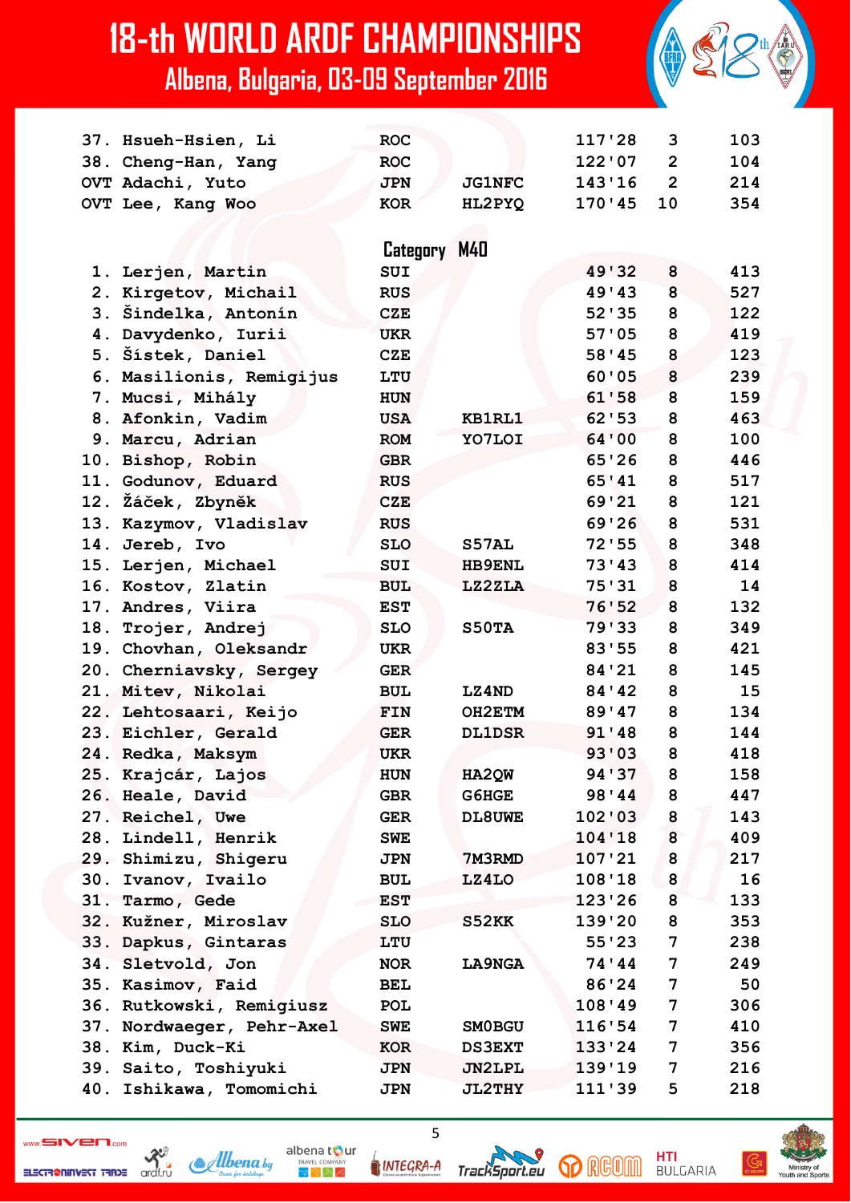| | | | | | |
|---|---|---|---|---|---|
| 37. | Hsueh-Hsien, Li | ROC | | 117'28 | 3 | 103 |
| 38. | Cheng-Han, Yang | ROC | | 122'07 | 2 | 104 |
| OVT | Adachi, Yuto | JPN | JG1NFC | 143'16 | 2 | 214 |
| OVT | Lee, Kang Woo | KOR | HL2PYQ | 170'45 | 10 | 354 |

## Category M40

| | | | | | | |
|---|---|---|---|---|---|---|
| 1. | Lerjen, Martin | SUI | | 49'32 | 8 | 413 |
| 2. | Kirgetov, Michail | RUS | | 49'43 | 8 | 527 |
| 3. | Šindelka, Antonín | CZE | | 52'35 | 8 | 122 |
| 4. | Davydenko, Iurii | UKR | | 57'05 | 8 | 419 |
| 5. | Šístek, Daniel | CZE | | 58'45 | 8 | 123 |
| 6. | Masilionis, Remigijus | LTU | | 60'05 | 8 | 239 |
| 7. | Mucsi, Mihály | HUN | | 61'58 | 8 | 159 |
| 8. | Afonkin, Vadim | USA | KB1RL1 | 62'53 | 8 | 463 |
| 9. | Marcu, Adrian | ROM | YO7LOI | 64'00 | 8 | 100 |
| 10. | Bishop, Robin | GBR | | 65'26 | 8 | 446 |
| 11. | Godunov, Eduard | RUS | | 65'41 | 8 | 517 |
| 12. | Žáček, Zbyněk | CZE | | 69'21 | 8 | 121 |
| 13. | Kazymov, Vladislav | RUS | | 69'26 | 8 | 531 |
| 14. | Jereb, Ivo | SLO | S57AL | 72'55 | 8 | 348 |
| 15. | Lerjen, Michael | SUI | HB9ENL | 73'43 | 8 | 414 |
| 16. | Kostov, Zlatin | BUL | LZ2ZLA | 75'31 | 8 | 14 |
| 17. | Andres, Viira | EST | | 76'52 | 8 | 132 |
| 18. | Trojer, Andrej | SLO | S50TA | 79'33 | 8 | 349 |
| 19. | Chovhan, Oleksandr | UKR | | 83'55 | 8 | 421 |
| 20. | Cherniavsky, Sergey | GER | | 84'21 | 8 | 145 |
| 21. | Mitev, Nikolai | BUL | LZ4ND | 84'42 | 8 | 15 |
| 22. | Lehtosaari, Keijo | FIN | OH2ETM | 89'47 | 8 | 134 |
| 23. | Eichler, Gerald | GER | DL1DSR | 91'48 | 8 | 144 |
| 24. | Redka, Maksym | UKR | | 93'03 | 8 | 418 |
| 25. | Krajcár, Lajos | HUN | HA2QW | 94'37 | 8 | 158 |
| 26. | Heale, David | GBR | G6HGE | 98'44 | 8 | 447 |
| 27. | Reichel, Uwe | GER | DL8UWE | 102'03 | 8 | 143 |
| 28. | Lindell, Henrik | SWE | | 104'18 | 8 | 409 |
| 29. | Shimizu, Shigeru | JPN | 7M3RMD | 107'21 | 8 | 217 |
| 30. | Ivanov, Ivailo | BUL | LZ4LO | 108'18 | 8 | 16 |
| 31. | Tarmo, Gede | EST | | 123'26 | 8 | 133 |
| 32. | Kužner, Miroslav | SLO | S52KK | 139'20 | 8 | 353 |
| 33. | Dapkus, Gintaras | LTU | | 55'23 | 7 | 238 |
| 34. | Sletvold, Jon | NOR | LA9NGA | 74'44 | 7 | 249 |
| 35. | Kasimov, Faid | BEL | | 86'24 | 7 | 50 |
| 36. | Rutkowski, Remigiusz | POL | | 108'49 | 7 | 306 |
| 37. | Nordwaeger, Pehr-Axel | SWE | SM0BGU | 116'54 | 7 | 410 |
| 38. | Kim, Duck-Ki | KOR | DS3EXT | 133'24 | 7 | 356 |
| 39. | Saito, Toshiyuki | JPN | JN2LPL | 139'19 | 7 | 216 |
| 40. | Ishikawa, Tomomichi | JPN | JL2THY | 111'39 | 5 | 218 |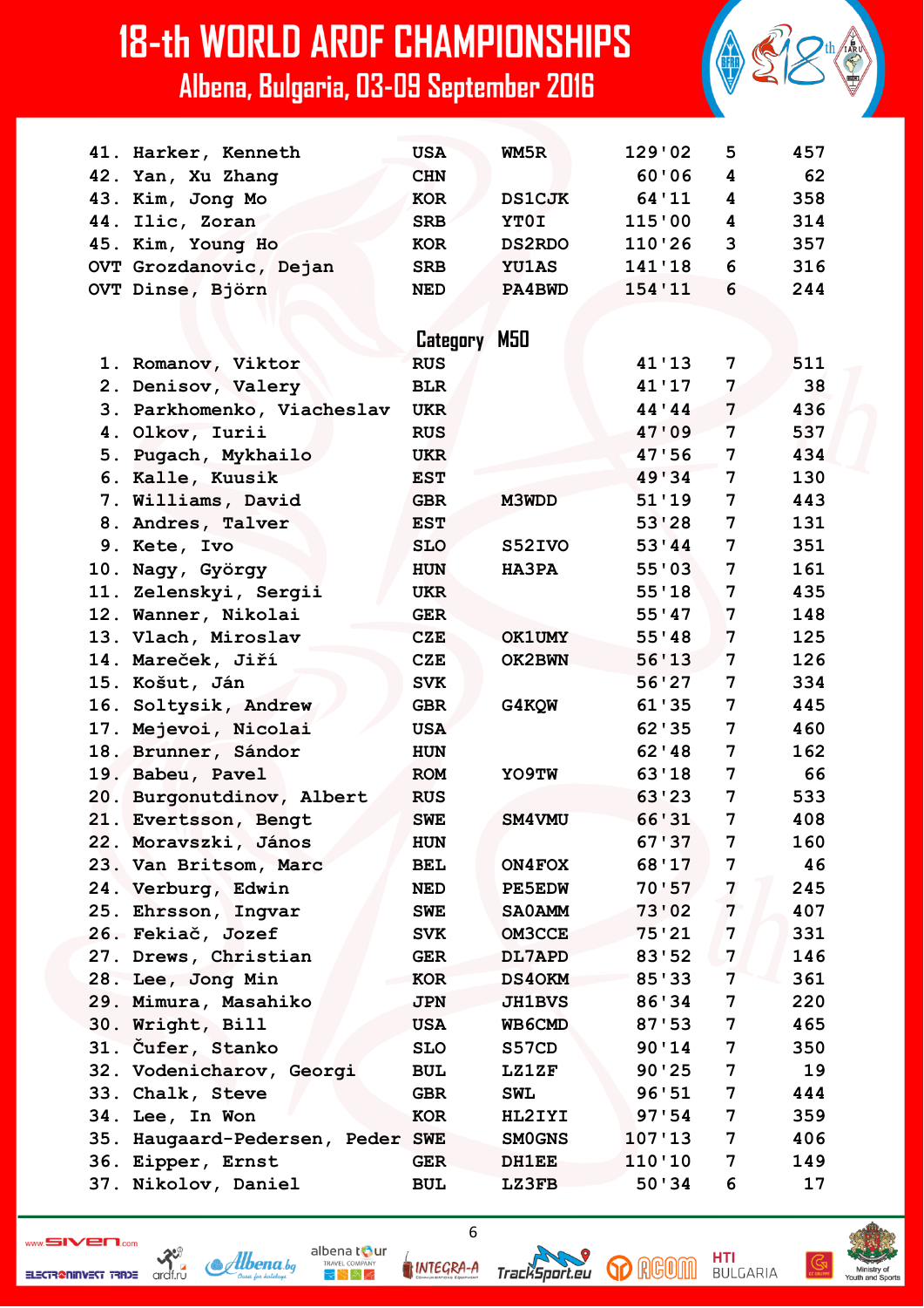# 18-th WORLD ARDF CHAMPIONSHIPS

## Albena, Bulgaria, 03-09 September 2016

| | | | | | | |
|---|---|---|---|---|---|---|
| 41. | Harker, Kenneth | USA | WM5R | 129'02 | 5 | 457 |
| 42. | Yan, Xu Zhang | CHN | | 60'06 | 4 | 62 |
| 43. | Kim, Jong Mo | KOR | DS1CJK | 64'11 | 4 | 358 |
| 44. | Ilic, Zoran | SRB | YT0I | 115'00 | 4 | 314 |
| 45. | Kim, Young Ho | KOR | DS2RDO | 110'26 | 3 | 357 |
| OVT | Grozdanovic, Dejan | SRB | YU1AS | 141'18 | 6 | 316 |
| OVT | Dinse, Björn | NED | PA4BWD | 154'11 | 6 | 244 |

### Category M50

| | | | | | | |
|---|---|---|---|---|---|---|
| 1. | Romanov, Viktor | RUS | | 41'13 | 7 | 511 |
| 2. | Denisov, Valery | BLR | | 41'17 | 7 | 38 |
| 3. | Parkhomenko, Viacheslav | UKR | | 44'44 | 7 | 436 |
| 4. | Olkov, Iurii | RUS | | 47'09 | 7 | 537 |
| 5. | Pugach, Mykhailo | UKR | | 47'56 | 7 | 434 |
| 6. | Kalle, Kuusik | EST | | 49'34 | 7 | 130 |
| 7. | Williams, David | GBR | M3WDD | 51'19 | 7 | 443 |
| 8. | Andres, Talver | EST | | 53'28 | 7 | 131 |
| 9. | Kete, Ivo | SLO | S52IVO | 53'44 | 7 | 351 |
| 10. | Nagy, György | HUN | HA3PA | 55'03 | 7 | 161 |
| 11. | Zelenskyi, Sergii | UKR | | 55'18 | 7 | 435 |
| 12. | Wanner, Nikolai | GER | | 55'47 | 7 | 148 |
| 13. | Vlach, Miroslav | CZE | OK1UMY | 55'48 | 7 | 125 |
| 14. | Mareček, Jiří | CZE | OK2BWN | 56'13 | 7 | 126 |
| 15. | Košut, Ján | SVK | | 56'27 | 7 | 334 |
| 16. | Soltysik, Andrew | GBR | G4KQW | 61'35 | 7 | 445 |
| 17. | Mejevoi, Nicolai | USA | | 62'35 | 7 | 460 |
| 18. | Brunner, Sándor | HUN | | 62'48 | 7 | 162 |
| 19. | Babeu, Pavel | ROM | YO9TW | 63'18 | 7 | 66 |
| 20. | Burgonutdinov, Albert | RUS | | 63'23 | 7 | 533 |
| 21. | Evertsson, Bengt | SWE | SM4VMU | 66'31 | 7 | 408 |
| 22. | Moravszki, János | HUN | | 67'37 | 7 | 160 |
| 23. | Van Britsom, Marc | BEL | ON4FOX | 68'17 | 7 | 46 |
| 24. | Verburg, Edwin | NED | PE5EDW | 70'57 | 7 | 245 |
| 25. | Ehrsson, Ingvar | SWE | SA0AMM | 73'02 | 7 | 407 |
| 26. | Fekiač, Jozef | SVK | OM3CCE | 75'21 | 7 | 331 |
| 27. | Drews, Christian | GER | DL7APD | 83'52 | 7 | 146 |
| 28. | Lee, Jong Min | KOR | DS4OKM | 85'33 | 7 | 361 |
| 29. | Mimura, Masahiko | JPN | JH1BVS | 86'34 | 7 | 220 |
| 30. | Wright, Bill | USA | WB6CMD | 87'53 | 7 | 465 |
| 31. | Čufer, Stanko | SLO | S57CD | 90'14 | 7 | 350 |
| 32. | Vodenicharov, Georgi | BUL | LZ1ZF | 90'25 | 7 | 19 |
| 33. | Chalk, Steve | GBR | SWL | 96'51 | 7 | 444 |
| 34. | Lee, In Won | KOR | HL2IYI | 97'54 | 7 | 359 |
| 35. | Haugaard-Pedersen, Peder | SWE | SM0GNS | 107'13 | 7 | 406 |
| 36. | Eipper, Ernst | GER | DH1EE | 110'10 | 7 | 149 |
| 37. | Nikolov, Daniel | BUL | LZ3FB | 50'34 | 6 | 17 |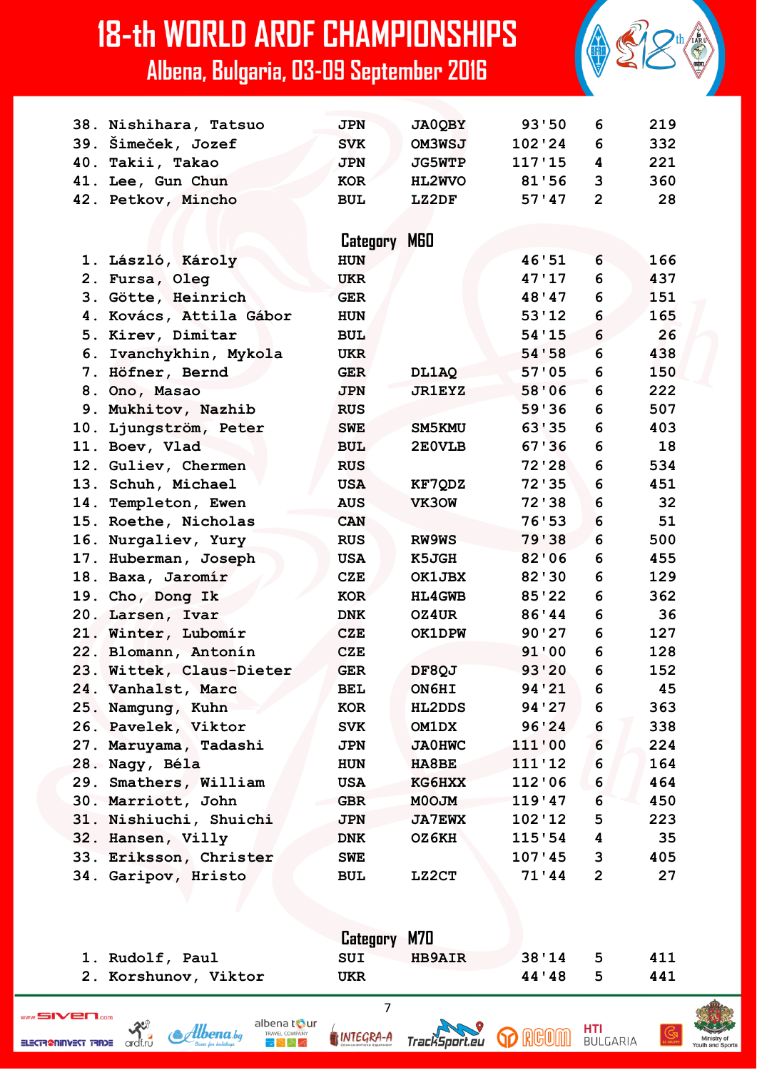| | | | | | | |
|---|---|---|---|---|---|---|
| 38. | Nishihara, Tatsuo | JPN | JA0QBY | 93'50 | 6 | 219 |
| 39. | Šimeček, Jozef | SVK | OM3WSJ | 102'24 | 6 | 332 |
| 40. | Takii, Takao | JPN | JG5WTP | 117'15 | 4 | 221 |
| 41. | Lee, Gun Chun | KOR | HL2WVO | 81'56 | 3 | 360 |
| 42. | Petkov, Mincho | BUL | LZ2DF | 57'47 | 2 | 28 |

## Category M60

| | | | | | | |
|---|---|---|---|---|---|---|
| 1. | László, Károly | HUN | | 46'51 | 6 | 166 |
| 2. | Fursa, Oleg | UKR | | 47'17 | 6 | 437 |
| 3. | Götte, Heinrich | GER | | 48'47 | 6 | 151 |
| 4. | Kovács, Attila Gábor | HUN | | 53'12 | 6 | 165 |
| 5. | Kirev, Dimitar | BUL | | 54'15 | 6 | 26 |
| 6. | Ivanchykhin, Mykola | UKR | | 54'58 | 6 | 438 |
| 7. | Höfner, Bernd | GER | DL1AQ | 57'05 | 6 | 150 |
| 8. | Ono, Masao | JPN | JR1EYZ | 58'06 | 6 | 222 |
| 9. | Mukhitov, Nazhib | RUS | | 59'36 | 6 | 507 |
| 10. | Ljungström, Peter | SWE | SM5KMU | 63'35 | 6 | 403 |
| 11. | Boev, Vlad | BUL | 2E0VLB | 67'36 | 6 | 18 |
| 12. | Guliev, Chermen | RUS | | 72'28 | 6 | 534 |
| 13. | Schuh, Michael | USA | KF7QDZ | 72'35 | 6 | 451 |
| 14. | Templeton, Ewen | AUS | VK3OW | 72'38 | 6 | 32 |
| 15. | Roethe, Nicholas | CAN | | 76'53 | 6 | 51 |
| 16. | Nurgaliev, Yury | RUS | RW9WS | 79'38 | 6 | 500 |
| 17. | Huberman, Joseph | USA | K5JGH | 82'06 | 6 | 455 |
| 18. | Baxa, Jaromír | CZE | OK1JBX | 82'30 | 6 | 129 |
| 19. | Cho, Dong Ik | KOR | HL4GWB | 85'22 | 6 | 362 |
| 20. | Larsen, Ivar | DNK | OZ4UR | 86'44 | 6 | 36 |
| 21. | Winter, Lubomír | CZE | OK1DPW | 90'27 | 6 | 127 |
| 22. | Blomann, Antonín | CZE | | 91'00 | 6 | 128 |
| 23. | Wittek, Claus-Dieter | GER | DF8QJ | 93'20 | 6 | 152 |
| 24. | Vanhalst, Marc | BEL | ON6HI | 94'21 | 6 | 45 |
| 25. | Namgung, Kuhn | KOR | HL2DDS | 94'27 | 6 | 363 |
| 26. | Pavelek, Viktor | SVK | OM1DX | 96'24 | 6 | 338 |
| 27. | Maruyama, Tadashi | JPN | JA0HWC | 111'00 | 6 | 224 |
| 28. | Nagy, Béla | HUN | HA8BE | 111'12 | 6 | 164 |
| 29. | Smathers, William | USA | KG6HXX | 112'06 | 6 | 464 |
| 30. | Marriott, John | GBR | M0OJM | 119'47 | 6 | 450 |
| 31. | Nishiuchi, Shuichi | JPN | JA7EWX | 102'12 | 5 | 223 |
| 32. | Hansen, Villy | DNK | OZ6KH | 115'54 | 4 | 35 |
| 33. | Eriksson, Christer | SWE | | 107'45 | 3 | 405 |
| 34. | Garipov, Hristo | BUL | LZ2CT | 71'44 | 2 | 27 |

## Category M70

| | | | | | | |
|---|---|---|---|---|---|---|
| 1. | Rudolf, Paul | SUI | HB9AIR | 38'14 | 5 | 411 |
| 2. | Korshunov, Viktor | UKR | | 44'48 | 5 | 441 |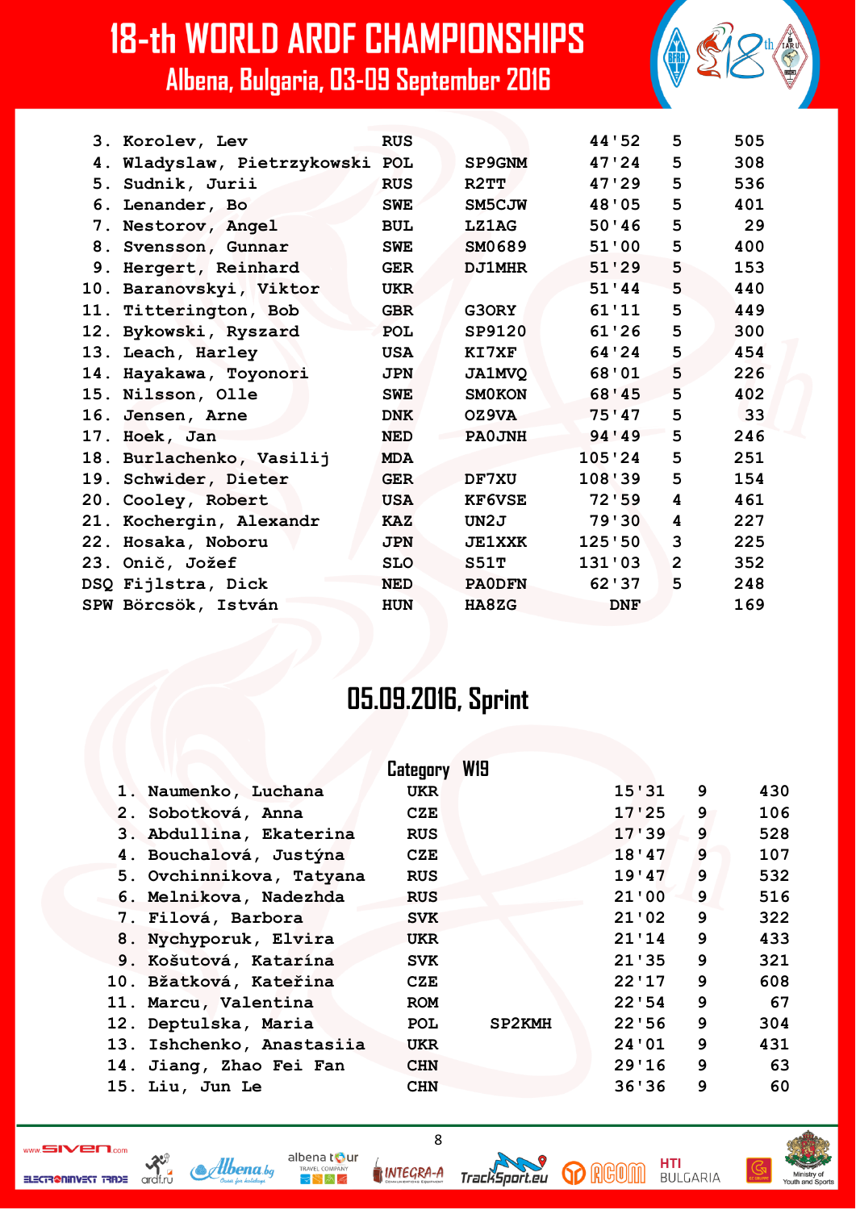| | | | | | | |
|---|---|---|---|---|---|---|
| 3. | Korolev, Lev | RUS | | 44'52 | 5 | 505 |
| 4. | Wladyslaw, Pietrzykowski | POL | SP9GNM | 47'24 | 5 | 308 |
| 5. | Sudnik, Jurii | RUS | R2TT | 47'29 | 5 | 536 |
| 6. | Lenander, Bo | SWE | SM5CJW | 48'05 | 5 | 401 |
| 7. | Nestorov, Angel | BUL | LZ1AG | 50'46 | 5 | 29 |
| 8. | Svensson, Gunnar | SWE | SM0689 | 51'00 | 5 | 400 |
| 9. | Hergert, Reinhard | GER | DJ1MHR | 51'29 | 5 | 153 |
| 10. | Baranovskyi, Viktor | UKR | | 51'44 | 5 | 440 |
| 11. | Titterington, Bob | GBR | G3ORY | 61'11 | 5 | 449 |
| 12. | Bykowski, Ryszard | POL | SP9120 | 61'26 | 5 | 300 |
| 13. | Leach, Harley | USA | KI7XF | 64'24 | 5 | 454 |
| 14. | Hayakawa, Toyonori | JPN | JA1MVQ | 68'01 | 5 | 226 |
| 15. | Nilsson, Olle | SWE | SM0KON | 68'45 | 5 | 402 |
| 16. | Jensen, Arne | DNK | OZ9VA | 75'47 | 5 | 33 |
| 17. | Hoek, Jan | NED | PA0JNH | 94'49 | 5 | 246 |
| 18. | Burlachenko, Vasilij | MDA | | 105'24 | 5 | 251 |
| 19. | Schwider, Dieter | GER | DF7XU | 108'39 | 5 | 154 |
| 20. | Cooley, Robert | USA | KF6VSE | 72'59 | 4 | 461 |
| 21. | Kochergin, Alexandr | KAZ | UN2J | 79'30 | 4 | 227 |
| 22. | Hosaka, Noboru | JPN | JE1XXK | 125'50 | 3 | 225 |
| 23. | Onič, Jožef | SLO | S51T | 131'03 | 2 | 352 |
| DSQ | Fijlstra, Dick | NED | PA0DFN | 62'37 | 5 | 248 |
| SPW | Börcsök, István | HUN | HA8ZG | DNF | | 169 |

## 05.09.2016, Sprint

**Category W19**

| | | | | | | |
|---|---|---|---|---|---|---|
| 1. | Naumenko, Luchana | UKR | | 15'31 | 9 | 430 |
| 2. | Sobotková, Anna | CZE | | 17'25 | 9 | 106 |
| 3. | Abdullina, Ekaterina | RUS | | 17'39 | 9 | 528 |
| 4. | Bouchalová, Justýna | CZE | | 18'47 | 9 | 107 |
| 5. | Ovchinnikova, Tatyana | RUS | | 19'47 | 9 | 532 |
| 6. | Melnikova, Nadezhda | RUS | | 21'00 | 9 | 516 |
| 7. | Filová, Barbora | SVK | | 21'02 | 9 | 322 |
| 8. | Nychyporuk, Elvira | UKR | | 21'14 | 9 | 433 |
| 9. | Košutová, Katarína | SVK | | 21'35 | 9 | 321 |
| 10. | Bžatková, Kateřina | CZE | | 22'17 | 9 | 608 |
| 11. | Marcu, Valentina | ROM | | 22'54 | 9 | 67 |
| 12. | Deptulska, Maria | POL | SP2KMH | 22'56 | 9 | 304 |
| 13. | Ishchenko, Anastasiia | UKR | | 24'01 | 9 | 431 |
| 14. | Jiang, Zhao Fei Fan | CHN | | 29'16 | 9 | 63 |
| 15. | Liu, Jun Le | CHN | | 36'36 | 9 | 60 |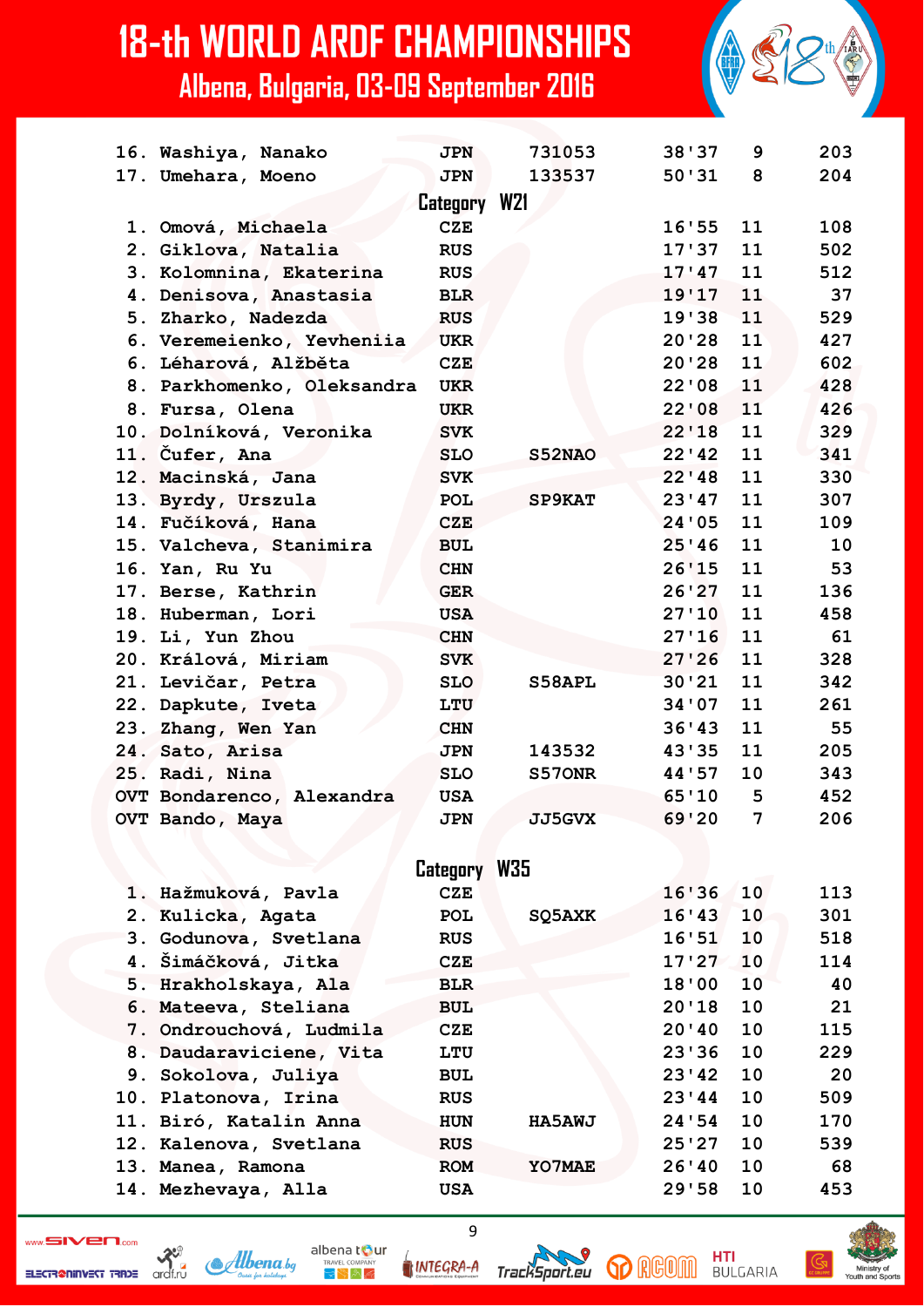| | | | | | | |
|---|---|---|---|---|---|---|
| 16. | Washiya, Nanako | JPN | 731053 | 38'37 | 9 | 203 |
| 17. | Umehara, Moeno | JPN | 133537 | 50'31 | 8 | 204 |

## Category W21

| | | | | | | |
|---|---|---|---|---|---|---|
| 1. | Omová, Michaela | CZE | | 16'55 | 11 | 108 |
| 2. | Giklova, Natalia | RUS | | 17'37 | 11 | 502 |
| 3. | Kolomnina, Ekaterina | RUS | | 17'47 | 11 | 512 |
| 4. | Denisova, Anastasia | BLR | | 19'17 | 11 | 37 |
| 5. | Zharko, Nadezda | RUS | | 19'38 | 11 | 529 |
| 6. | Veremeienko, Yevheniia | UKR | | 20'28 | 11 | 427 |
| 6. | Léharová, Alžběta | CZE | | 20'28 | 11 | 602 |
| 8. | Parkhomenko, Oleksandra | UKR | | 22'08 | 11 | 428 |
| 8. | Fursa, Olena | UKR | | 22'08 | 11 | 426 |
| 10. | Dolníková, Veronika | SVK | | 22'18 | 11 | 329 |
| 11. | Čufer, Ana | SLO | S52NAO | 22'42 | 11 | 341 |
| 12. | Macinská, Jana | SVK | | 22'48 | 11 | 330 |
| 13. | Byrdy, Urszula | POL | SP9KAT | 23'47 | 11 | 307 |
| 14. | Fučíková, Hana | CZE | | 24'05 | 11 | 109 |
| 15. | Valcheva, Stanimira | BUL | | 25'46 | 11 | 10 |
| 16. | Yan, Ru Yu | CHN | | 26'15 | 11 | 53 |
| 17. | Berse, Kathrin | GER | | 26'27 | 11 | 136 |
| 18. | Huberman, Lori | USA | | 27'10 | 11 | 458 |
| 19. | Li, Yun Zhou | CHN | | 27'16 | 11 | 61 |
| 20. | Králová, Miriam | SVK | | 27'26 | 11 | 328 |
| 21. | Levičar, Petra | SLO | S58APL | 30'21 | 11 | 342 |
| 22. | Dapkute, Iveta | LTU | | 34'07 | 11 | 261 |
| 23. | Zhang, Wen Yan | CHN | | 36'43 | 11 | 55 |
| 24. | Sato, Arisa | JPN | 143532 | 43'35 | 11 | 205 |
| 25. | Radi, Nina | SLO | S57ONR | 44'57 | 10 | 343 |
| OVT | Bondarenco, Alexandra | USA | | 65'10 | 5 | 452 |
| OVT | Bando, Maya | JPN | JJ5GVX | 69'20 | 7 | 206 |

## Category W35

| | | | | | | |
|---|---|---|---|---|---|---|
| 1. | Hažmuková, Pavla | CZE | | 16'36 | 10 | 113 |
| 2. | Kulicka, Agata | POL | SQ5AXK | 16'43 | 10 | 301 |
| 3. | Godunova, Svetlana | RUS | | 16'51 | 10 | 518 |
| 4. | Šimáčková, Jitka | CZE | | 17'27 | 10 | 114 |
| 5. | Hrakholskaya, Ala | BLR | | 18'00 | 10 | 40 |
| 6. | Mateeva, Steliana | BUL | | 20'18 | 10 | 21 |
| 7. | Ondrouchová, Ludmila | CZE | | 20'40 | 10 | 115 |
| 8. | Daudaraviciene, Vita | LTU | | 23'36 | 10 | 229 |
| 9. | Sokolova, Juliya | BUL | | 23'42 | 10 | 20 |
| 10. | Platonova, Irina | RUS | | 23'44 | 10 | 509 |
| 11. | Biró, Katalin Anna | HUN | HA5AWJ | 24'54 | 10 | 170 |
| 12. | Kalenova, Svetlana | RUS | | 25'27 | 10 | 539 |
| 13. | Manea, Ramona | ROM | YO7MAE | 26'40 | 10 | 68 |
| 14. | Mezhevaya, Alla | USA | | 29'58 | 10 | 453 |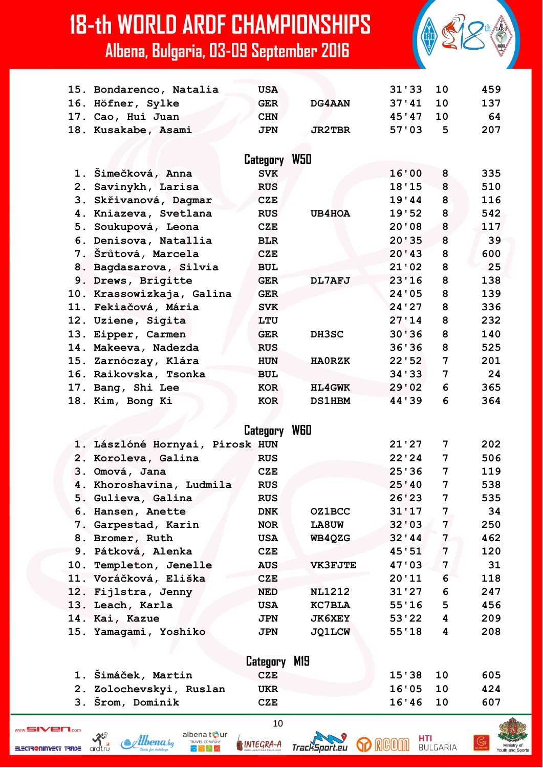| | | | | | | |
|---|---|---|---|---|---|---|
| 15. | Bondarenco, Natalia | USA | | 31'33 | 10 | 459 |
| 16. | Höfner, Sylke | GER | DG4AAN | 37'41 | 10 | 137 |
| 17. | Cao, Hui Juan | CHN | | 45'47 | 10 | 64 |
| 18. | Kusakabe, Asami | JPN | JR2TBR | 57'03 | 5 | 207 |

## Category W50

| | | | | | | |
|---|---|---|---|---|---|---|
| 1. | Šimečková, Anna | SVK | | 16'00 | 8 | 335 |
| 2. | Savinykh, Larisa | RUS | | 18'15 | 8 | 510 |
| 3. | Skřivanová, Dagmar | CZE | | 19'44 | 8 | 116 |
| 4. | Kniazeva, Svetlana | RUS | UB4HOA | 19'52 | 8 | 542 |
| 5. | Soukupová, Leona | CZE | | 20'08 | 8 | 117 |
| 6. | Denisova, Natallia | BLR | | 20'35 | 8 | 39 |
| 7. | Šrůtová, Marcela | CZE | | 20'43 | 8 | 600 |
| 8. | Bagdasarova, Silvia | BUL | | 21'02 | 8 | 25 |
| 9. | Drews, Brigitte | GER | DL7AFJ | 23'16 | 8 | 138 |
| 10. | Krassowizkaja, Galina | GER | | 24'05 | 8 | 139 |
| 11. | Fekiačová, Mária | SVK | | 24'27 | 8 | 336 |
| 12. | Uziene, Sigita | LTU | | 27'14 | 8 | 232 |
| 13. | Eipper, Carmen | GER | DH3SC | 30'36 | 8 | 140 |
| 14. | Makeeva, Nadezda | RUS | | 36'36 | 8 | 525 |
| 15. | Zarnóczay, Klára | HUN | HA0RZK | 22'52 | 7 | 201 |
| 16. | Raikovska, Tsonka | BUL | | 34'33 | 7 | 24 |
| 17. | Bang, Shi Lee | KOR | HL4GWK | 29'02 | 6 | 365 |
| 18. | Kim, Bong Ki | KOR | DS1HBM | 44'39 | 6 | 364 |

## Category W60

| | | | | | | |
|---|---|---|---|---|---|---|
| 1. | Lászlóné Hornyai, Pirosk | HUN | | 21'27 | 7 | 202 |
| 2. | Koroleva, Galina | RUS | | 22'24 | 7 | 506 |
| 3. | Omová, Jana | CZE | | 25'36 | 7 | 119 |
| 4. | Khoroshavina, Ludmila | RUS | | 25'40 | 7 | 538 |
| 5. | Gulieva, Galina | RUS | | 26'23 | 7 | 535 |
| 6. | Hansen, Anette | DNK | OZ1BCC | 31'17 | 7 | 34 |
| 7. | Garpestad, Karin | NOR | LA8UW | 32'03 | 7 | 250 |
| 8. | Bromer, Ruth | USA | WB4QZG | 32'44 | 7 | 462 |
| 9. | Pátková, Alenka | CZE | | 45'51 | 7 | 120 |
| 10. | Templeton, Jenelle | AUS | VK3FJTE | 47'03 | 7 | 31 |
| 11. | Voráčková, Eliška | CZE | | 20'11 | 6 | 118 |
| 12. | Fijlstra, Jenny | NED | NL1212 | 31'27 | 6 | 247 |
| 13. | Leach, Karla | USA | KC7BLA | 55'16 | 5 | 456 |
| 14. | Kai, Kazue | JPN | JK6XEY | 53'22 | 4 | 209 |
| 15. | Yamagami, Yoshiko | JPN | JQ1LCW | 55'18 | 4 | 208 |

## Category M19

| | | | | | | |
|---|---|---|---|---|---|---|
| 1. | Šimáček, Martin | CZE | | 15'38 | 10 | 605 |
| 2. | Zolochevskyi, Ruslan | UKR | | 16'05 | 10 | 424 |
| 3. | Šrom, Dominik | CZE | | 16'46 | 10 | 607 |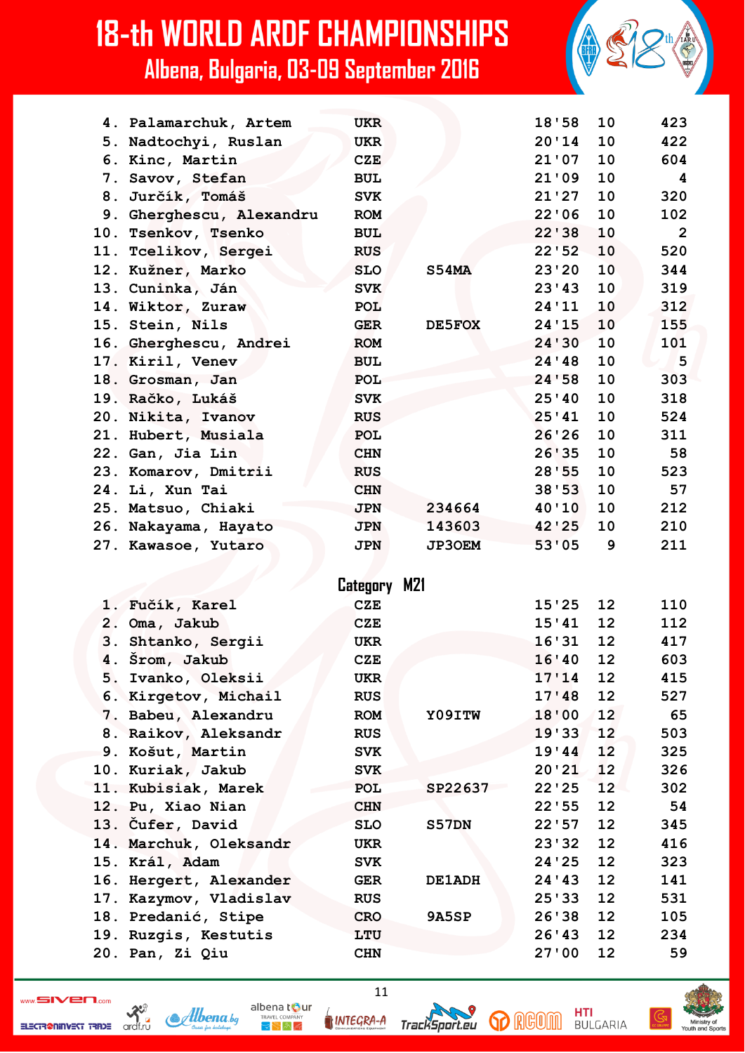| | | | | | | |
|---|---|---|---|---|---|---|
| 4. | Palamarchuk, Artem | UKR | | 18'58 | 10 | 423 |
| 5. | Nadtochyi, Ruslan | UKR | | 20'14 | 10 | 422 |
| 6. | Kinc, Martin | CZE | | 21'07 | 10 | 604 |
| 7. | Savov, Stefan | BUL | | 21'09 | 10 | 4 |
| 8. | Jurčík, Tomáš | SVK | | 21'27 | 10 | 320 |
| 9. | Gherghescu, Alexandru | ROM | | 22'06 | 10 | 102 |
| 10. | Tsenkov, Tsenko | BUL | | 22'38 | 10 | 2 |
| 11. | Tcelikov, Sergei | RUS | | 22'52 | 10 | 520 |
| 12. | Kužner, Marko | SLO | S54MA | 23'20 | 10 | 344 |
| 13. | Cuninka, Ján | SVK | | 23'43 | 10 | 319 |
| 14. | Wiktor, Zuraw | POL | | 24'11 | 10 | 312 |
| 15. | Stein, Nils | GER | DE5FOX | 24'15 | 10 | 155 |
| 16. | Gherghescu, Andrei | ROM | | 24'30 | 10 | 101 |
| 17. | Kiril, Venev | BUL | | 24'48 | 10 | 5 |
| 18. | Grosman, Jan | POL | | 24'58 | 10 | 303 |
| 19. | Račko, Lukáš | SVK | | 25'40 | 10 | 318 |
| 20. | Nikita, Ivanov | RUS | | 25'41 | 10 | 524 |
| 21. | Hubert, Musiala | POL | | 26'26 | 10 | 311 |
| 22. | Gan, Jia Lin | CHN | | 26'35 | 10 | 58 |
| 23. | Komarov, Dmitrii | RUS | | 28'55 | 10 | 523 |
| 24. | Li, Xun Tai | CHN | | 38'53 | 10 | 57 |
| 25. | Matsuo, Chiaki | JPN | 234664 | 40'10 | 10 | 212 |
| 26. | Nakayama, Hayato | JPN | 143603 | 42'25 | 10 | 210 |
| 27. | Kawasoe, Yutaro | JPN | JP3OEM | 53'05 | 9 | 211 |

## Category M21

| | | | | | | |
|---|---|---|---|---|---|---|
| 1. | Fučík, Karel | CZE | | 15'25 | 12 | 110 |
| 2. | Oma, Jakub | CZE | | 15'41 | 12 | 112 |
| 3. | Shtanko, Sergii | UKR | | 16'31 | 12 | 417 |
| 4. | Šrom, Jakub | CZE | | 16'40 | 12 | 603 |
| 5. | Ivanko, Oleksii | UKR | | 17'14 | 12 | 415 |
| 6. | Kirgetov, Michail | RUS | | 17'48 | 12 | 527 |
| 7. | Babeu, Alexandru | ROM | YO9ITW | 18'00 | 12 | 65 |
| 8. | Raikov, Aleksandr | RUS | | 19'33 | 12 | 503 |
| 9. | Košut, Martin | SVK | | 19'44 | 12 | 325 |
| 10. | Kuriak, Jakub | SVK | | 20'21 | 12 | 326 |
| 11. | Kubisiak, Marek | POL | SP22637 | 22'25 | 12 | 302 |
| 12. | Pu, Xiao Nian | CHN | | 22'55 | 12 | 54 |
| 13. | Čufer, David | SLO | S57DN | 22'57 | 12 | 345 |
| 14. | Marchuk, Oleksandr | UKR | | 23'32 | 12 | 416 |
| 15. | Král, Adam | SVK | | 24'25 | 12 | 323 |
| 16. | Hergert, Alexander | GER | DE1ADH | 24'43 | 12 | 141 |
| 17. | Kazymov, Vladislav | RUS | | 25'33 | 12 | 531 |
| 18. | Predanić, Stipe | CRO | 9A5SP | 26'38 | 12 | 105 |
| 19. | Ruzgis, Kestutis | LTU | | 26'43 | 12 | 234 |
| 20. | Pan, Zi Qiu | CHN | | 27'00 | 12 | 59 |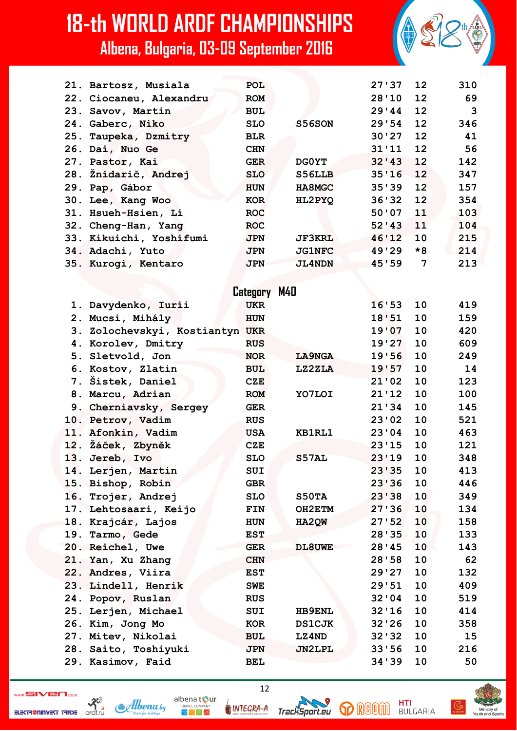| | Name | Country | Callsign | Time | Controls | No. |
|---|---|---|---|---|---|---|
| 21. | Bartosz, Musiala | POL | | 27'37 | 12 | 310 |
| 22. | Ciocaneu, Alexandru | ROM | | 28'10 | 12 | 69 |
| 23. | Savov, Martin | BUL | | 29'44 | 12 | 3 |
| 24. | Gaberc, Niko | SLO | S56SON | 29'54 | 12 | 346 |
| 25. | Taupeka, Dzmitry | BLR | | 30'27 | 12 | 41 |
| 26. | Dai, Nuo Ge | CHN | | 31'11 | 12 | 56 |
| 27. | Pastor, Kai | GER | DG0YT | 32'43 | 12 | 142 |
| 28. | Žnidarič, Andrej | SLO | S56LLB | 35'16 | 12 | 347 |
| 29. | Pap, Gábor | HUN | HA8MGC | 35'39 | 12 | 157 |
| 30. | Lee, Kang Woo | KOR | HL2PYQ | 36'32 | 12 | 354 |
| 31. | Hsueh-Hsien, Li | ROC | | 50'07 | 11 | 103 |
| 32. | Cheng-Han, Yang | ROC | | 52'43 | 11 | 104 |
| 33. | Kikuichi, Yoshifumi | JPN | JF3KRL | 46'12 | 10 | 215 |
| 34. | Adachi, Yuto | JPN | JG1NFC | 49'29 | *8 | 214 |
| 35. | Kurogi, Kentaro | JPN | JL4NDN | 45'59 | 7 | 213 |

## Category M40

| | Name | Country | Callsign | Time | Controls | No. |
|---|---|---|---|---|---|---|
| 1. | Davydenko, Iurii | UKR | | 16'53 | 10 | 419 |
| 2. | Mucsi, Mihály | HUN | | 18'51 | 10 | 159 |
| 3. | Zolochevskyi, Kostiantyn | UKR | | 19'07 | 10 | 420 |
| 4. | Korolev, Dmitry | RUS | | 19'27 | 10 | 609 |
| 5. | Sletvold, Jon | NOR | LA9NGA | 19'56 | 10 | 249 |
| 6. | Kostov, Zlatin | BUL | LZ2ZLA | 19'57 | 10 | 14 |
| 7. | Šístek, Daniel | CZE | | 21'02 | 10 | 123 |
| 8. | Marcu, Adrian | ROM | YO7LOI | 21'12 | 10 | 100 |
| 9. | Cherniavsky, Sergey | GER | | 21'34 | 10 | 145 |
| 10. | Petrov, Vadim | RUS | | 23'02 | 10 | 521 |
| 11. | Afonkin, Vadim | USA | KB1RL1 | 23'04 | 10 | 463 |
| 12. | Žáček, Zbyněk | CZE | | 23'15 | 10 | 121 |
| 13. | Jereb, Ivo | SLO | S57AL | 23'19 | 10 | 348 |
| 14. | Lerjen, Martin | SUI | | 23'35 | 10 | 413 |
| 15. | Bishop, Robin | GBR | | 23'36 | 10 | 446 |
| 16. | Trojer, Andrej | SLO | S50TA | 23'38 | 10 | 349 |
| 17. | Lehtosaari, Keijo | FIN | OH2ETM | 27'36 | 10 | 134 |
| 18. | Krajcár, Lajos | HUN | HA2QW | 27'52 | 10 | 158 |
| 19. | Tarmo, Gede | EST | | 28'35 | 10 | 133 |
| 20. | Reichel, Uwe | GER | DL8UWE | 28'45 | 10 | 143 |
| 21. | Yan, Xu Zhang | CHN | | 28'58 | 10 | 62 |
| 22. | Andres, Viira | EST | | 29'27 | 10 | 132 |
| 23. | Lindell, Henrik | SWE | | 29'51 | 10 | 409 |
| 24. | Popov, Ruslan | RUS | | 32'04 | 10 | 519 |
| 25. | Lerjen, Michael | SUI | HB9ENL | 32'16 | 10 | 414 |
| 26. | Kim, Jong Mo | KOR | DS1CJK | 32'26 | 10 | 358 |
| 27. | Mitev, Nikolai | BUL | LZ4ND | 32'32 | 10 | 15 |
| 28. | Saito, Toshiyuki | JPN | JN2LPL | 33'56 | 10 | 216 |
| 29. | Kasimov, Faid | BEL | | 34'39 | 10 | 50 |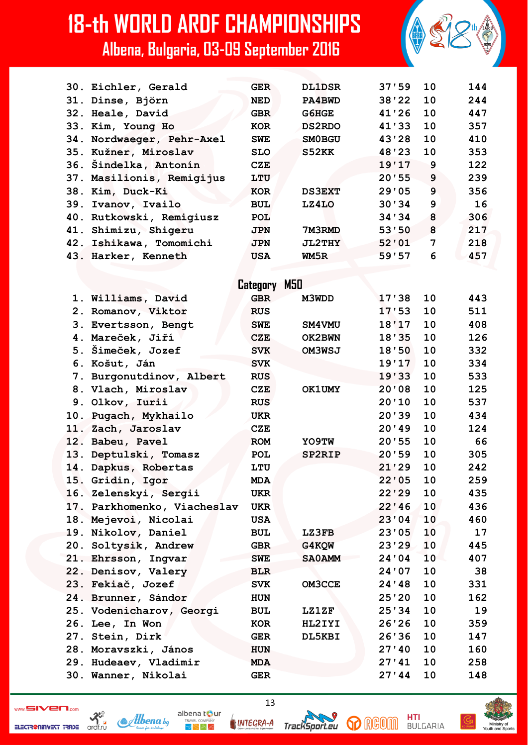# 18-th WORLD ARDF CHAMPIONSHIPS

## Albena, Bulgaria, 03-09 September 2016

| | Name | Country | Call | Time | Controls | No. |
|---|---|---|---|---|---|---|
| 30. | Eichler, Gerald | GER | DL1DSR | 37'59 | 10 | 144 |
| 31. | Dinse, Björn | NED | PA4BWD | 38'22 | 10 | 244 |
| 32. | Heale, David | GBR | G6HGE | 41'26 | 10 | 447 |
| 33. | Kim, Young Ho | KOR | DS2RDO | 41'33 | 10 | 357 |
| 34. | Nordwaeger, Pehr-Axel | SWE | SM0BGU | 43'28 | 10 | 410 |
| 35. | Kužner, Miroslav | SLO | S52KK | 48'23 | 10 | 353 |
| 36. | Šindelka, Antonín | CZE | | 19'17 | 9 | 122 |
| 37. | Masilionis, Remigijus | LTU | | 20'55 | 9 | 239 |
| 38. | Kim, Duck-Ki | KOR | DS3EXT | 29'05 | 9 | 356 |
| 39. | Ivanov, Ivailo | BUL | LZ4LO | 30'34 | 9 | 16 |
| 40. | Rutkowski, Remigiusz | POL | | 34'34 | 8 | 306 |
| 41. | Shimizu, Shigeru | JPN | 7M3RMD | 53'50 | 8 | 217 |
| 42. | Ishikawa, Tomomichi | JPN | JL2THY | 52'01 | 7 | 218 |
| 43. | Harker, Kenneth | USA | WM5R | 59'57 | 6 | 457 |

### Category M50

| | Name | Country | Call | Time | Controls | No. |
|---|---|---|---|---|---|---|
| 1. | Williams, David | GBR | M3WDD | 17'38 | 10 | 443 |
| 2. | Romanov, Viktor | RUS | | 17'53 | 10 | 511 |
| 3. | Evertsson, Bengt | SWE | SM4VMU | 18'17 | 10 | 408 |
| 4. | Mareček, Jiří | CZE | OK2BWN | 18'35 | 10 | 126 |
| 5. | Šimeček, Jozef | SVK | OM3WSJ | 18'50 | 10 | 332 |
| 6. | Košut, Ján | SVK | | 19'17 | 10 | 334 |
| 7. | Burgonutdinov, Albert | RUS | | 19'33 | 10 | 533 |
| 8. | Vlach, Miroslav | CZE | OK1UMY | 20'08 | 10 | 125 |
| 9. | Olkov, Iurii | RUS | | 20'10 | 10 | 537 |
| 10. | Pugach, Mykhailo | UKR | | 20'39 | 10 | 434 |
| 11. | Zach, Jaroslav | CZE | | 20'49 | 10 | 124 |
| 12. | Babeu, Pavel | ROM | YO9TW | 20'55 | 10 | 66 |
| 13. | Deptulski, Tomasz | POL | SP2RIP | 20'59 | 10 | 305 |
| 14. | Dapkus, Robertas | LTU | | 21'29 | 10 | 242 |
| 15. | Gridin, Igor | MDA | | 22'05 | 10 | 259 |
| 16. | Zelenskyi, Sergii | UKR | | 22'29 | 10 | 435 |
| 17. | Parkhomenko, Viacheslav | UKR | | 22'46 | 10 | 436 |
| 18. | Mejevoi, Nicolai | USA | | 23'04 | 10 | 460 |
| 19. | Nikolov, Daniel | BUL | LZ3FB | 23'05 | 10 | 17 |
| 20. | Soltysik, Andrew | GBR | G4KQW | 23'29 | 10 | 445 |
| 21. | Ehrsson, Ingvar | SWE | SA0AMM | 24'04 | 10 | 407 |
| 22. | Denisov, Valery | BLR | | 24'07 | 10 | 38 |
| 23. | Fekiač, Jozef | SVK | OM3CCE | 24'48 | 10 | 331 |
| 24. | Brunner, Sándor | HUN | | 25'20 | 10 | 162 |
| 25. | Vodenicharov, Georgi | BUL | LZ1ZF | 25'34 | 10 | 19 |
| 26. | Lee, In Won | KOR | HL2IYI | 26'26 | 10 | 359 |
| 27. | Stein, Dirk | GER | DL5KBI | 26'36 | 10 | 147 |
| 28. | Moravszki, János | HUN | | 27'40 | 10 | 160 |
| 29. | Hudeaev, Vladimir | MDA | | 27'41 | 10 | 258 |
| 30. | Wanner, Nikolai | GER | | 27'44 | 10 | 148 |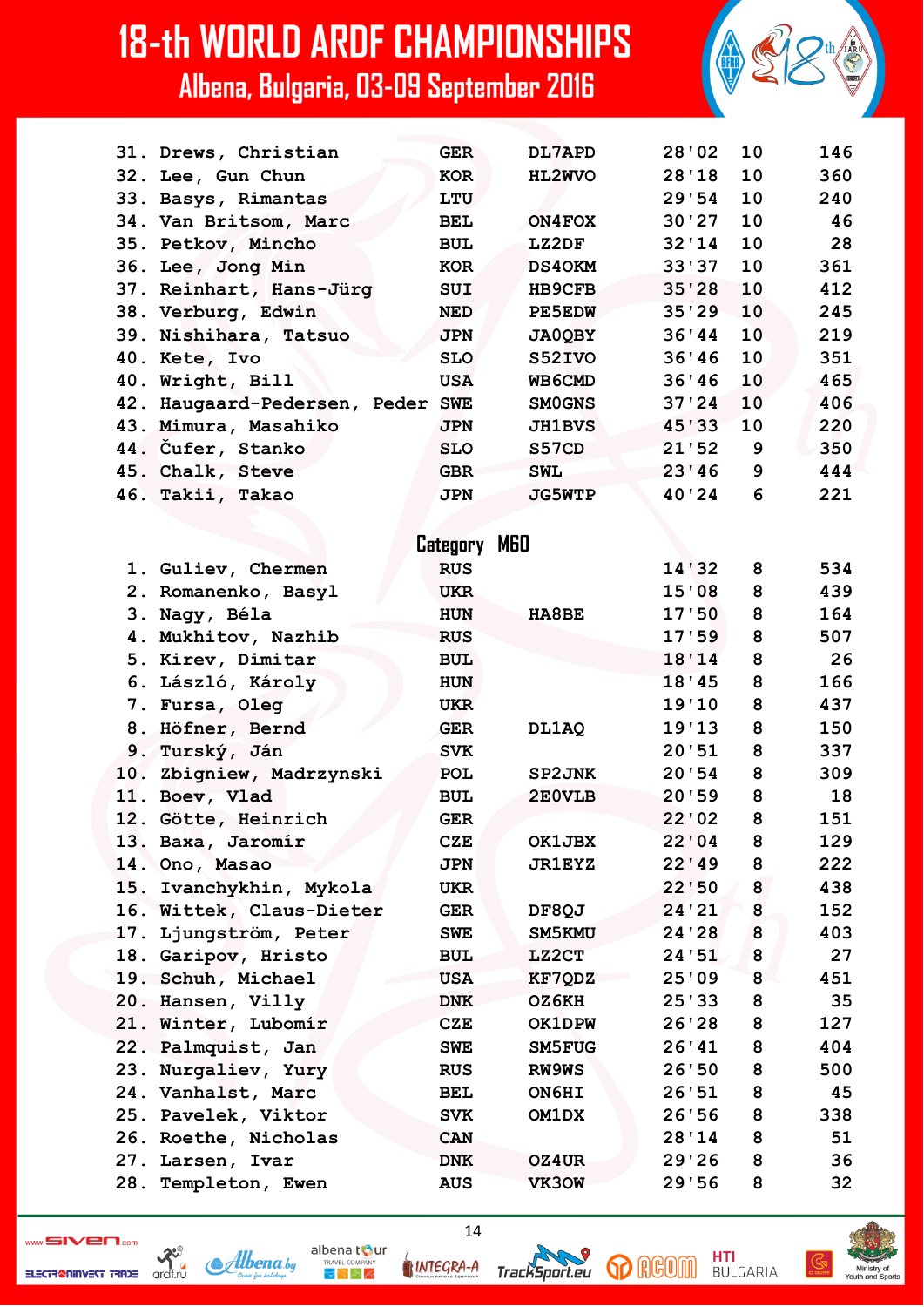# 18-th WORLD ARDF CHAMPIONSHIPS

## Albena, Bulgaria, 03-09 September 2016

| | | | | | | |
|---|---|---|---|---|---|---|
| 31. | Drews, Christian | GER | DL7APD | 28'02 | 10 | 146 |
| 32. | Lee, Gun Chun | KOR | HL2WVO | 28'18 | 10 | 360 |
| 33. | Basys, Rimantas | LTU | | 29'54 | 10 | 240 |
| 34. | Van Britsom, Marc | BEL | ON4FOX | 30'27 | 10 | 46 |
| 35. | Petkov, Mincho | BUL | LZ2DF | 32'14 | 10 | 28 |
| 36. | Lee, Jong Min | KOR | DS4OKM | 33'37 | 10 | 361 |
| 37. | Reinhart, Hans-Jürg | SUI | HB9CFB | 35'28 | 10 | 412 |
| 38. | Verburg, Edwin | NED | PE5EDW | 35'29 | 10 | 245 |
| 39. | Nishihara, Tatsuo | JPN | JA0QBY | 36'44 | 10 | 219 |
| 40. | Kete, Ivo | SLO | S52IVO | 36'46 | 10 | 351 |
| 40. | Wright, Bill | USA | WB6CMD | 36'46 | 10 | 465 |
| 42. | Haugaard-Pedersen, Peder | SWE | SM0GNS | 37'24 | 10 | 406 |
| 43. | Mimura, Masahiko | JPN | JH1BVS | 45'33 | 10 | 220 |
| 44. | Čufer, Stanko | SLO | S57CD | 21'52 | 9 | 350 |
| 45. | Chalk, Steve | GBR | SWL | 23'46 | 9 | 444 |
| 46. | Takii, Takao | JPN | JG5WTP | 40'24 | 6 | 221 |

### Category M60

| | | | | | | |
|---|---|---|---|---|---|---|
| 1. | Guliev, Chermen | RUS | | 14'32 | 8 | 534 |
| 2. | Romanenko, Basyl | UKR | | 15'08 | 8 | 439 |
| 3. | Nagy, Béla | HUN | HA8BE | 17'50 | 8 | 164 |
| 4. | Mukhitov, Nazhib | RUS | | 17'59 | 8 | 507 |
| 5. | Kirev, Dimitar | BUL | | 18'14 | 8 | 26 |
| 6. | László, Károly | HUN | | 18'45 | 8 | 166 |
| 7. | Fursa, Oleg | UKR | | 19'10 | 8 | 437 |
| 8. | Höfner, Bernd | GER | DL1AQ | 19'13 | 8 | 150 |
| 9. | Turský, Ján | SVK | | 20'51 | 8 | 337 |
| 10. | Zbigniew, Madrzynski | POL | SP2JNK | 20'54 | 8 | 309 |
| 11. | Boev, Vlad | BUL | 2E0VLB | 20'59 | 8 | 18 |
| 12. | Götte, Heinrich | GER | | 22'02 | 8 | 151 |
| 13. | Baxa, Jaromír | CZE | OK1JBX | 22'04 | 8 | 129 |
| 14. | Ono, Masao | JPN | JR1EYZ | 22'49 | 8 | 222 |
| 15. | Ivanchykhin, Mykola | UKR | | 22'50 | 8 | 438 |
| 16. | Wittek, Claus-Dieter | GER | DF8QJ | 24'21 | 8 | 152 |
| 17. | Ljungström, Peter | SWE | SM5KMU | 24'28 | 8 | 403 |
| 18. | Garipov, Hristo | BUL | LZ2CT | 24'51 | 8 | 27 |
| 19. | Schuh, Michael | USA | KF7QDZ | 25'09 | 8 | 451 |
| 20. | Hansen, Villy | DNK | OZ6KH | 25'33 | 8 | 35 |
| 21. | Winter, Lubomír | CZE | OK1DPW | 26'28 | 8 | 127 |
| 22. | Palmquist, Jan | SWE | SM5FUG | 26'41 | 8 | 404 |
| 23. | Nurgaliev, Yury | RUS | RW9WS | 26'50 | 8 | 500 |
| 24. | Vanhalst, Marc | BEL | ON6HI | 26'51 | 8 | 45 |
| 25. | Pavelek, Viktor | SVK | OM1DX | 26'56 | 8 | 338 |
| 26. | Roethe, Nicholas | CAN | | 28'14 | 8 | 51 |
| 27. | Larsen, Ivar | DNK | OZ4UR | 29'26 | 8 | 36 |
| 28. | Templeton, Ewen | AUS | VK3OW | 29'56 | 8 | 32 |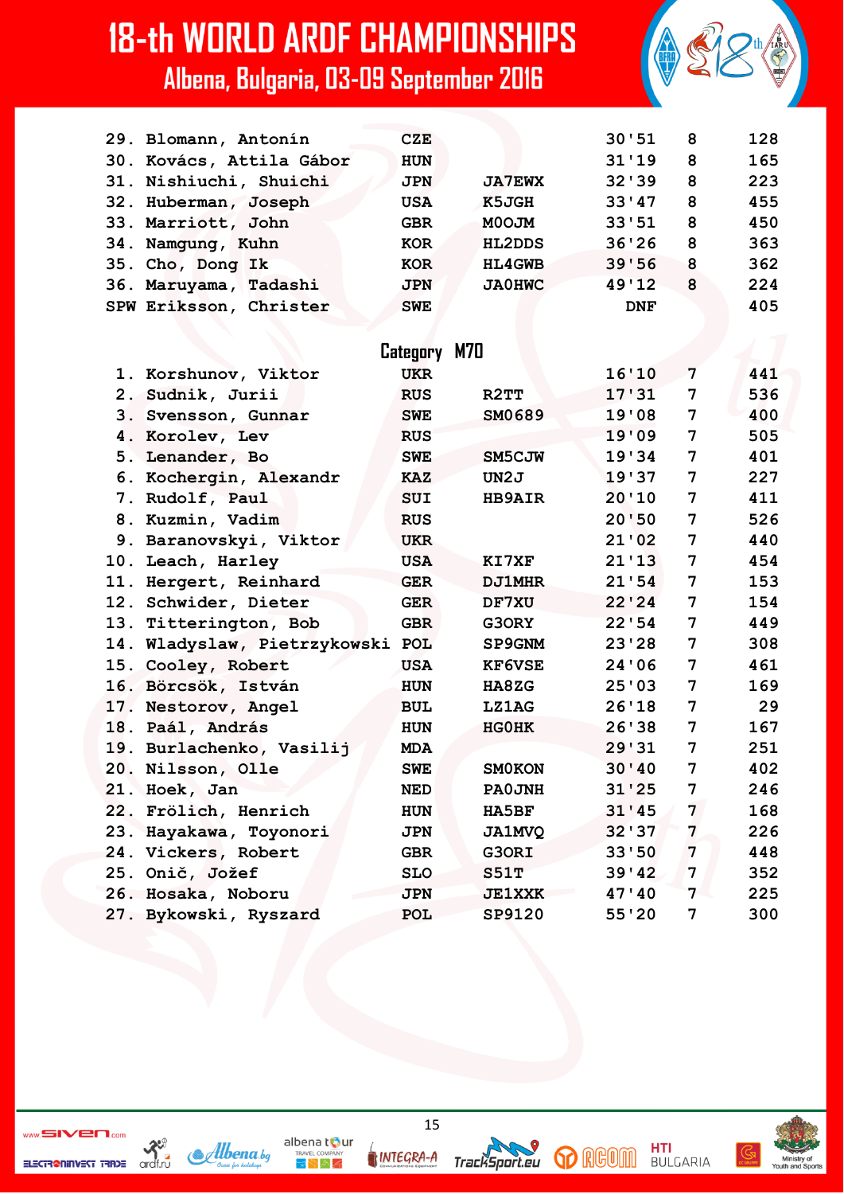| | | | | | | |
|---|---|---|---|---|---|---|
| 29. | Blomann, Antonín | CZE | | 30'51 | 8 | 128 |
| 30. | Kovács, Attila Gábor | HUN | | 31'19 | 8 | 165 |
| 31. | Nishiuchi, Shuichi | JPN | JA7EWX | 32'39 | 8 | 223 |
| 32. | Huberman, Joseph | USA | K5JGH | 33'47 | 8 | 455 |
| 33. | Marriott, John | GBR | M0OJM | 33'51 | 8 | 450 |
| 34. | Namgung, Kuhn | KOR | HL2DDS | 36'26 | 8 | 363 |
| 35. | Cho, Dong Ik | KOR | HL4GWB | 39'56 | 8 | 362 |
| 36. | Maruyama, Tadashi | JPN | JA0HWC | 49'12 | 8 | 224 |
| SPW | Eriksson, Christer | SWE | | DNF | | 405 |

## Category M70

| | | | | | | |
|---|---|---|---|---|---|---|
| 1. | Korshunov, Viktor | UKR | | 16'10 | 7 | 441 |
| 2. | Sudnik, Jurii | RUS | R2TT | 17'31 | 7 | 536 |
| 3. | Svensson, Gunnar | SWE | SM0689 | 19'08 | 7 | 400 |
| 4. | Korolev, Lev | RUS | | 19'09 | 7 | 505 |
| 5. | Lenander, Bo | SWE | SM5CJW | 19'34 | 7 | 401 |
| 6. | Kochergin, Alexandr | KAZ | UN2J | 19'37 | 7 | 227 |
| 7. | Rudolf, Paul | SUI | HB9AIR | 20'10 | 7 | 411 |
| 8. | Kuzmin, Vadim | RUS | | 20'50 | 7 | 526 |
| 9. | Baranovskyi, Viktor | UKR | | 21'02 | 7 | 440 |
| 10. | Leach, Harley | USA | KI7XF | 21'13 | 7 | 454 |
| 11. | Hergert, Reinhard | GER | DJ1MHR | 21'54 | 7 | 153 |
| 12. | Schwider, Dieter | GER | DF7XU | 22'24 | 7 | 154 |
| 13. | Titterington, Bob | GBR | G3ORY | 22'54 | 7 | 449 |
| 14. | Wladyslaw, Pietrzykowski | POL | SP9GNM | 23'28 | 7 | 308 |
| 15. | Cooley, Robert | USA | KF6VSE | 24'06 | 7 | 461 |
| 16. | Börcsök, István | HUN | HA8ZG | 25'03 | 7 | 169 |
| 17. | Nestorov, Angel | BUL | LZ1AG | 26'18 | 7 | 29 |
| 18. | Paál, András | HUN | HG0HK | 26'38 | 7 | 167 |
| 19. | Burlachenko, Vasilij | MDA | | 29'31 | 7 | 251 |
| 20. | Nilsson, Olle | SWE | SM0KON | 30'40 | 7 | 402 |
| 21. | Hoek, Jan | NED | PA0JNH | 31'25 | 7 | 246 |
| 22. | Frölich, Henrich | HUN | HA5BF | 31'45 | 7 | 168 |
| 23. | Hayakawa, Toyonori | JPN | JA1MVQ | 32'37 | 7 | 226 |
| 24. | Vickers, Robert | GBR | G3ORI | 33'50 | 7 | 448 |
| 25. | Onič, Jožef | SLO | S51T | 39'42 | 7 | 352 |
| 26. | Hosaka, Noboru | JPN | JE1XXK | 47'40 | 7 | 225 |
| 27. | Bykowski, Ryszard | POL | SP9120 | 55'20 | 7 | 300 |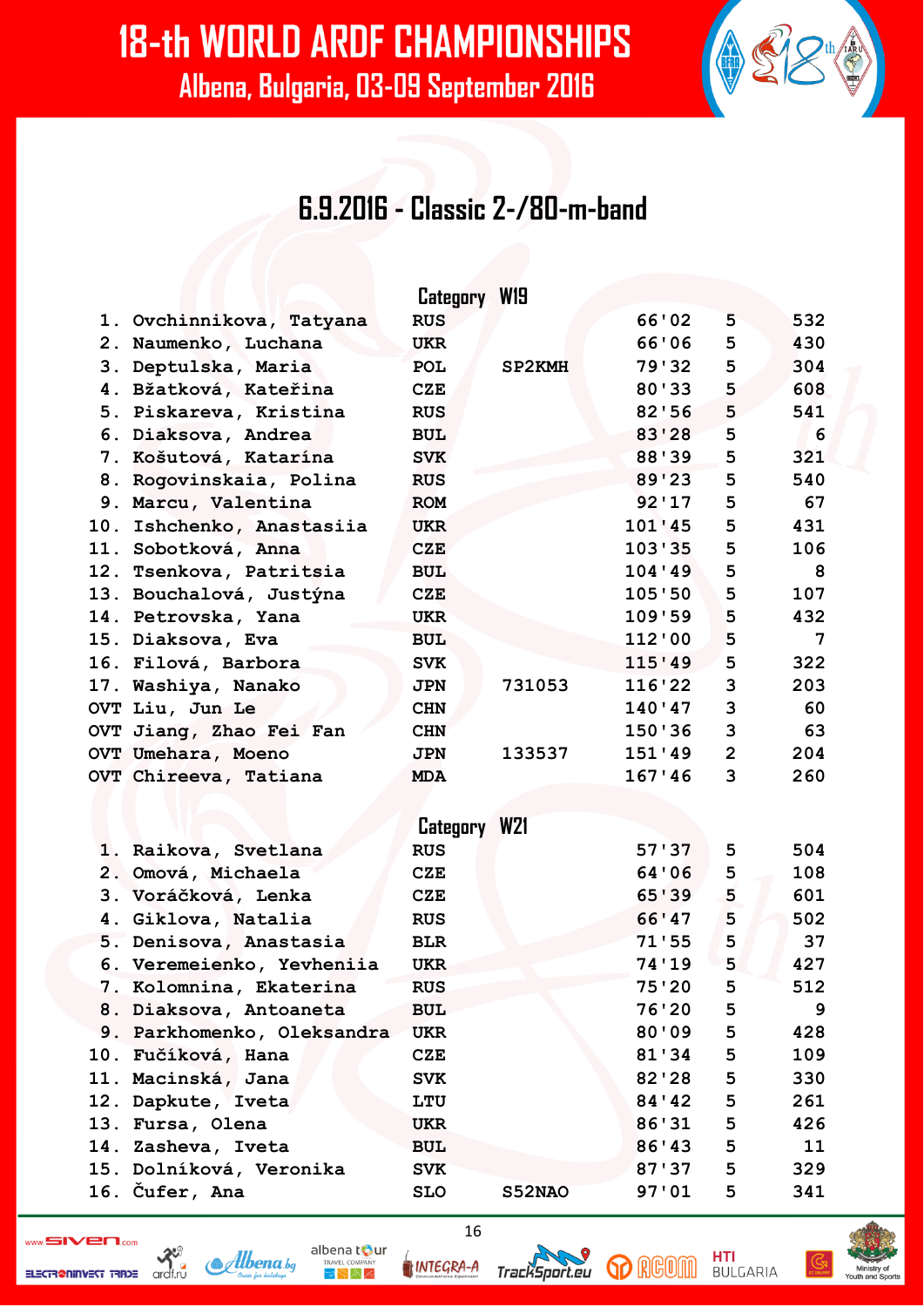# 18-th WORLD ARDF CHAMPIONSHIPS

Albena, Bulgaria, 03-09 September 2016

## 6.9.2016 - Classic 2-/80-m-band

### Category W19

| | Name | Country | | Time | | No. |
|---|---|---|---|---|---|---|
| 1. | Ovchinnikova, Tatyana | RUS | | 66'02 | 5 | 532 |
| 2. | Naumenko, Luchana | UKR | | 66'06 | 5 | 430 |
| 3. | Deptulska, Maria | POL | SP2KMH | 79'32 | 5 | 304 |
| 4. | Bžatková, Kateřina | CZE | | 80'33 | 5 | 608 |
| 5. | Piskareva, Kristina | RUS | | 82'56 | 5 | 541 |
| 6. | Diaksova, Andrea | BUL | | 83'28 | 5 | 6 |
| 7. | Košutová, Katarína | SVK | | 88'39 | 5 | 321 |
| 8. | Rogovinskaia, Polina | RUS | | 89'23 | 5 | 540 |
| 9. | Marcu, Valentina | ROM | | 92'17 | 5 | 67 |
| 10. | Ishchenko, Anastasiia | UKR | | 101'45 | 5 | 431 |
| 11. | Sobotková, Anna | CZE | | 103'35 | 5 | 106 |
| 12. | Tsenkova, Patritsia | BUL | | 104'49 | 5 | 8 |
| 13. | Bouchalová, Justýna | CZE | | 105'50 | 5 | 107 |
| 14. | Petrovska, Yana | UKR | | 109'59 | 5 | 432 |
| 15. | Diaksova, Eva | BUL | | 112'00 | 5 | 7 |
| 16. | Filová, Barbora | SVK | | 115'49 | 5 | 322 |
| 17. | Washiya, Nanako | JPN | 731053 | 116'22 | 3 | 203 |
| OVT | Liu, Jun Le | CHN | | 140'47 | 3 | 60 |
| OVT | Jiang, Zhao Fei Fan | CHN | | 150'36 | 3 | 63 |
| OVT | Umehara, Moeno | JPN | 133537 | 151'49 | 2 | 204 |
| OVT | Chireeva, Tatiana | MDA | | 167'46 | 3 | 260 |

### Category W21

| | Name | Country | | Time | | No. |
|---|---|---|---|---|---|---|
| 1. | Raikova, Svetlana | RUS | | 57'37 | 5 | 504 |
| 2. | Omová, Michaela | CZE | | 64'06 | 5 | 108 |
| 3. | Voráčková, Lenka | CZE | | 65'39 | 5 | 601 |
| 4. | Giklova, Natalia | RUS | | 66'47 | 5 | 502 |
| 5. | Denisova, Anastasia | BLR | | 71'55 | 5 | 37 |
| 6. | Veremeienko, Yevheniia | UKR | | 74'19 | 5 | 427 |
| 7. | Kolomnina, Ekaterina | RUS | | 75'20 | 5 | 512 |
| 8. | Diaksova, Antoaneta | BUL | | 76'20 | 5 | 9 |
| 9. | Parkhomenko, Oleksandra | UKR | | 80'09 | 5 | 428 |
| 10. | Fučíková, Hana | CZE | | 81'34 | 5 | 109 |
| 11. | Macinská, Jana | SVK | | 82'28 | 5 | 330 |
| 12. | Dapkute, Iveta | LTU | | 84'42 | 5 | 261 |
| 13. | Fursa, Olena | UKR | | 86'31 | 5 | 426 |
| 14. | Zasheva, Iveta | BUL | | 86'43 | 5 | 11 |
| 15. | Dolníková, Veronika | SVK | | 87'37 | 5 | 329 |
| 16. | Čufer, Ana | SLO | S52NAO | 97'01 | 5 | 341 |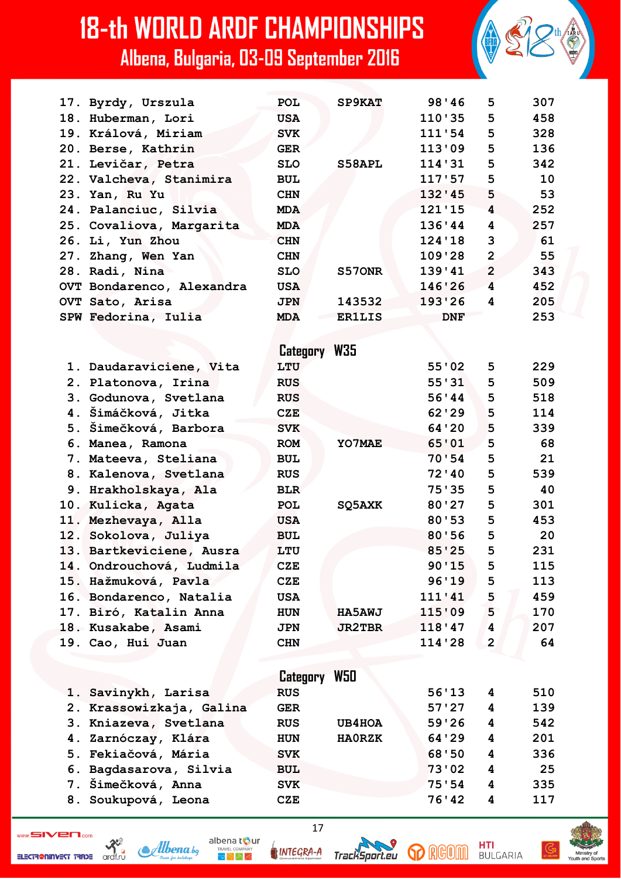| | | | | | | |
|---|---|---|---|---|---|---|
| 17. | Byrdy, Urszula | POL | SP9KAT | 98'46 | 5 | 307 |
| 18. | Huberman, Lori | USA | | 110'35 | 5 | 458 |
| 19. | Králová, Miriam | SVK | | 111'54 | 5 | 328 |
| 20. | Berse, Kathrin | GER | | 113'09 | 5 | 136 |
| 21. | Levičar, Petra | SLO | S58APL | 114'31 | 5 | 342 |
| 22. | Valcheva, Stanimira | BUL | | 117'57 | 5 | 10 |
| 23. | Yan, Ru Yu | CHN | | 132'45 | 5 | 53 |
| 24. | Palanciuc, Silvia | MDA | | 121'15 | 4 | 252 |
| 25. | Covaliova, Margarita | MDA | | 136'44 | 4 | 257 |
| 26. | Li, Yun Zhou | CHN | | 124'18 | 3 | 61 |
| 27. | Zhang, Wen Yan | CHN | | 109'28 | 2 | 55 |
| 28. | Radi, Nina | SLO | S57ONR | 139'41 | 2 | 343 |
| OVT | Bondarenco, Alexandra | USA | | 146'26 | 4 | 452 |
| OVT | Sato, Arisa | JPN | 143532 | 193'26 | 4 | 205 |
| SPW | Fedorina, Iulia | MDA | ER1LIS | DNF | | 253 |

## Category W35

| | | | | | | |
|---|---|---|---|---|---|---|
| 1. | Daudaraviciene, Vita | LTU | | 55'02 | 5 | 229 |
| 2. | Platonova, Irina | RUS | | 55'31 | 5 | 509 |
| 3. | Godunova, Svetlana | RUS | | 56'44 | 5 | 518 |
| 4. | Šimáčková, Jitka | CZE | | 62'29 | 5 | 114 |
| 5. | Šimečková, Barbora | SVK | | 64'20 | 5 | 339 |
| 6. | Manea, Ramona | ROM | YO7MAE | 65'01 | 5 | 68 |
| 7. | Mateeva, Steliana | BUL | | 70'54 | 5 | 21 |
| 8. | Kalenova, Svetlana | RUS | | 72'40 | 5 | 539 |
| 9. | Hrakholskaya, Ala | BLR | | 75'35 | 5 | 40 |
| 10. | Kulicka, Agata | POL | SQ5AXK | 80'27 | 5 | 301 |
| 11. | Mezhevaya, Alla | USA | | 80'53 | 5 | 453 |
| 12. | Sokolova, Juliya | BUL | | 80'56 | 5 | 20 |
| 13. | Bartkeviciene, Ausra | LTU | | 85'25 | 5 | 231 |
| 14. | Ondrouchová, Ludmila | CZE | | 90'15 | 5 | 115 |
| 15. | Hažmuková, Pavla | CZE | | 96'19 | 5 | 113 |
| 16. | Bondarenco, Natalia | USA | | 111'41 | 5 | 459 |
| 17. | Biró, Katalin Anna | HUN | HA5AWJ | 115'09 | 5 | 170 |
| 18. | Kusakabe, Asami | JPN | JR2TBR | 118'47 | 4 | 207 |
| 19. | Cao, Hui Juan | CHN | | 114'28 | 2 | 64 |

## Category W50

| | | | | | | |
|---|---|---|---|---|---|---|
| 1. | Savinykh, Larisa | RUS | | 56'13 | 4 | 510 |
| 2. | Krassowizkaja, Galina | GER | | 57'27 | 4 | 139 |
| 3. | Kniazeva, Svetlana | RUS | UB4HOA | 59'26 | 4 | 542 |
| 4. | Zarnóczay, Klára | HUN | HA0RZK | 64'29 | 4 | 201 |
| 5. | Fekiačová, Mária | SVK | | 68'50 | 4 | 336 |
| 6. | Bagdasarova, Silvia | BUL | | 73'02 | 4 | 25 |
| 7. | Šimečková, Anna | SVK | | 75'54 | 4 | 335 |
| 8. | Soukupová, Leona | CZE | | 76'42 | 4 | 117 |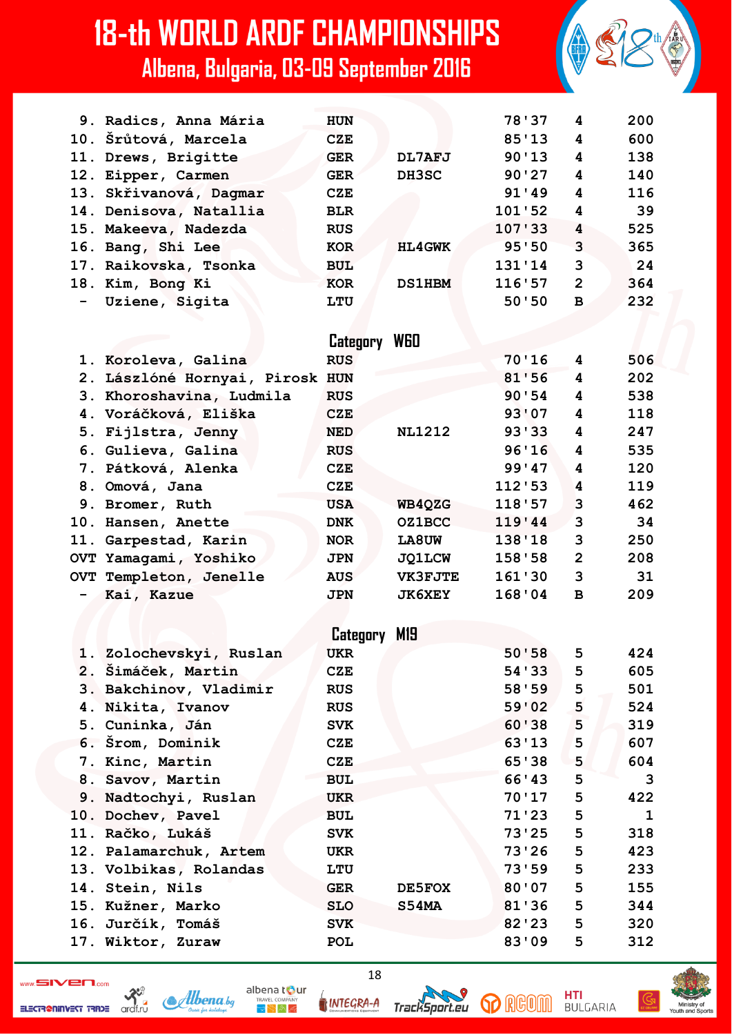| | | | | | | |
|---|---|---|---|---|---|---|
| 9. | Radics, Anna Mária | HUN | | 78'37 | 4 | 200 |
| 10. | Šrůtová, Marcela | CZE | | 85'13 | 4 | 600 |
| 11. | Drews, Brigitte | GER | DL7AFJ | 90'13 | 4 | 138 |
| 12. | Eipper, Carmen | GER | DH3SC | 90'27 | 4 | 140 |
| 13. | Skřivanová, Dagmar | CZE | | 91'49 | 4 | 116 |
| 14. | Denisova, Natallia | BLR | | 101'52 | 4 | 39 |
| 15. | Makeeva, Nadezda | RUS | | 107'33 | 4 | 525 |
| 16. | Bang, Shi Lee | KOR | HL4GWK | 95'50 | 3 | 365 |
| 17. | Raikovska, Tsonka | BUL | | 131'14 | 3 | 24 |
| 18. | Kim, Bong Ki | KOR | DS1HBM | 116'57 | 2 | 364 |
| - | Uziene, Sigita | LTU | | 50'50 | B | 232 |

## Category W60

| | | | | | | |
|---|---|---|---|---|---|---|
| 1. | Koroleva, Galina | RUS | | 70'16 | 4 | 506 |
| 2. | Lászlóné Hornyai, Pirosk | HUN | | 81'56 | 4 | 202 |
| 3. | Khoroshavina, Ludmila | RUS | | 90'54 | 4 | 538 |
| 4. | Voráčková, Eliška | CZE | | 93'07 | 4 | 118 |
| 5. | Fijlstra, Jenny | NED | NL1212 | 93'33 | 4 | 247 |
| 6. | Gulieva, Galina | RUS | | 96'16 | 4 | 535 |
| 7. | Pátková, Alenka | CZE | | 99'47 | 4 | 120 |
| 8. | Omová, Jana | CZE | | 112'53 | 4 | 119 |
| 9. | Bromer, Ruth | USA | WB4QZG | 118'57 | 3 | 462 |
| 10. | Hansen, Anette | DNK | OZ1BCC | 119'44 | 3 | 34 |
| 11. | Garpestad, Karin | NOR | LA8UW | 138'18 | 3 | 250 |
| OVT | Yamagami, Yoshiko | JPN | JQ1LCW | 158'58 | 2 | 208 |
| OVT | Templeton, Jenelle | AUS | VK3FJTE | 161'30 | 3 | 31 |
| - | Kai, Kazue | JPN | JK6XEY | 168'04 | B | 209 |

## Category M19

| | | | | | | |
|---|---|---|---|---|---|---|
| 1. | Zolochevskyi, Ruslan | UKR | | 50'58 | 5 | 424 |
| 2. | Šimáček, Martin | CZE | | 54'33 | 5 | 605 |
| 3. | Bakchinov, Vladimir | RUS | | 58'59 | 5 | 501 |
| 4. | Nikita, Ivanov | RUS | | 59'02 | 5 | 524 |
| 5. | Cuninka, Ján | SVK | | 60'38 | 5 | 319 |
| 6. | Šrom, Dominik | CZE | | 63'13 | 5 | 607 |
| 7. | Kinc, Martin | CZE | | 65'38 | 5 | 604 |
| 8. | Savov, Martin | BUL | | 66'43 | 5 | 3 |
| 9. | Nadtochyi, Ruslan | UKR | | 70'17 | 5 | 422 |
| 10. | Dochev, Pavel | BUL | | 71'23 | 5 | 1 |
| 11. | Račko, Lukáš | SVK | | 73'25 | 5 | 318 |
| 12. | Palamarchuk, Artem | UKR | | 73'26 | 5 | 423 |
| 13. | Volbikas, Rolandas | LTU | | 73'59 | 5 | 233 |
| 14. | Stein, Nils | GER | DE5FOX | 80'07 | 5 | 155 |
| 15. | Kužner, Marko | SLO | S54MA | 81'36 | 5 | 344 |
| 16. | Jurčík, Tomáš | SVK | | 82'23 | 5 | 320 |
| 17. | Wiktor, Zuraw | POL | | 83'09 | 5 | 312 |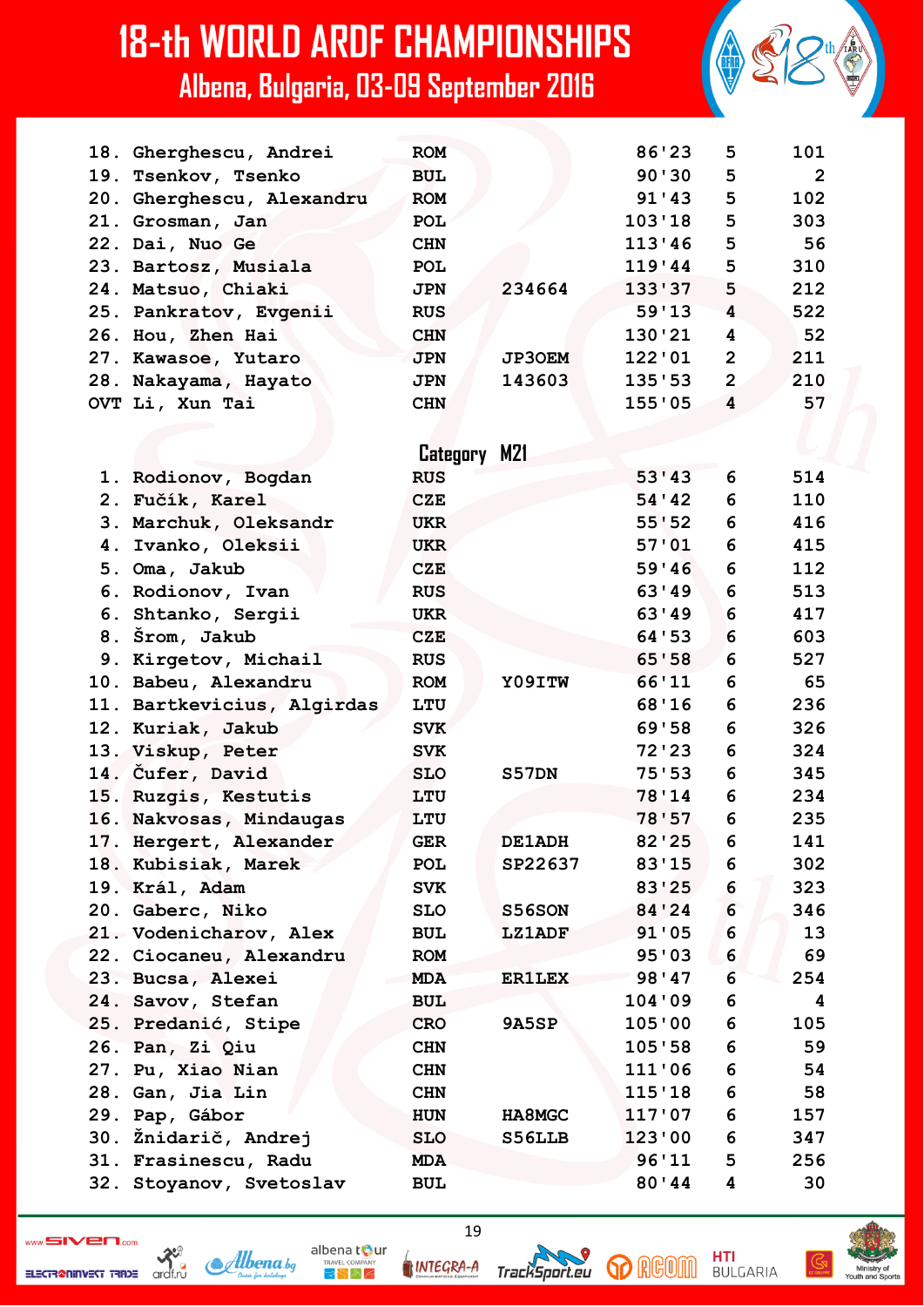| | | | | | | |
|---|---|---|---|---|---|---|
| 18. | Gherghescu, Andrei | ROM | | 86'23 | 5 | 101 |
| 19. | Tsenkov, Tsenko | BUL | | 90'30 | 5 | 2 |
| 20. | Gherghescu, Alexandru | ROM | | 91'43 | 5 | 102 |
| 21. | Grosman, Jan | POL | | 103'18 | 5 | 303 |
| 22. | Dai, Nuo Ge | CHN | | 113'46 | 5 | 56 |
| 23. | Bartosz, Musiala | POL | | 119'44 | 5 | 310 |
| 24. | Matsuo, Chiaki | JPN | 234664 | 133'37 | 5 | 212 |
| 25. | Pankratov, Evgenii | RUS | | 59'13 | 4 | 522 |
| 26. | Hou, Zhen Hai | CHN | | 130'21 | 4 | 52 |
| 27. | Kawasoe, Yutaro | JPN | JP3OEM | 122'01 | 2 | 211 |
| 28. | Nakayama, Hayato | JPN | 143603 | 135'53 | 2 | 210 |
| OVT | Li, Xun Tai | CHN | | 155'05 | 4 | 57 |

## Category M21

| | | | | | | |
|---|---|---|---|---|---|---|
| 1. | Rodionov, Bogdan | RUS | | 53'43 | 6 | 514 |
| 2. | Fučík, Karel | CZE | | 54'42 | 6 | 110 |
| 3. | Marchuk, Oleksandr | UKR | | 55'52 | 6 | 416 |
| 4. | Ivanko, Oleksii | UKR | | 57'01 | 6 | 415 |
| 5. | Oma, Jakub | CZE | | 59'46 | 6 | 112 |
| 6. | Rodionov, Ivan | RUS | | 63'49 | 6 | 513 |
| 6. | Shtanko, Sergii | UKR | | 63'49 | 6 | 417 |
| 8. | Šrom, Jakub | CZE | | 64'53 | 6 | 603 |
| 9. | Kirgetov, Michail | RUS | | 65'58 | 6 | 527 |
| 10. | Babeu, Alexandru | ROM | Y09ITW | 66'11 | 6 | 65 |
| 11. | Bartkevicius, Algirdas | LTU | | 68'16 | 6 | 236 |
| 12. | Kuriak, Jakub | SVK | | 69'58 | 6 | 326 |
| 13. | Viskup, Peter | SVK | | 72'23 | 6 | 324 |
| 14. | Čufer, David | SLO | S57DN | 75'53 | 6 | 345 |
| 15. | Ruzgis, Kestutis | LTU | | 78'14 | 6 | 234 |
| 16. | Nakvosas, Mindaugas | LTU | | 78'57 | 6 | 235 |
| 17. | Hergert, Alexander | GER | DE1ADH | 82'25 | 6 | 141 |
| 18. | Kubisiak, Marek | POL | SP22637 | 83'15 | 6 | 302 |
| 19. | Král, Adam | SVK | | 83'25 | 6 | 323 |
| 20. | Gaberc, Niko | SLO | S56SON | 84'24 | 6 | 346 |
| 21. | Vodenicharov, Alex | BUL | LZ1ADF | 91'05 | 6 | 13 |
| 22. | Ciocaneu, Alexandru | ROM | | 95'03 | 6 | 69 |
| 23. | Bucsa, Alexei | MDA | ER1LEX | 98'47 | 6 | 254 |
| 24. | Savov, Stefan | BUL | | 104'09 | 6 | 4 |
| 25. | Predanić, Stipe | CRO | 9A5SP | 105'00 | 6 | 105 |
| 26. | Pan, Zi Qiu | CHN | | 105'58 | 6 | 59 |
| 27. | Pu, Xiao Nian | CHN | | 111'06 | 6 | 54 |
| 28. | Gan, Jia Lin | CHN | | 115'18 | 6 | 58 |
| 29. | Pap, Gábor | HUN | HA8MGC | 117'07 | 6 | 157 |
| 30. | Žnidarič, Andrej | SLO | S56LLB | 123'00 | 6 | 347 |
| 31. | Frasinescu, Radu | MDA | | 96'11 | 5 | 256 |
| 32. | Stoyanov, Svetoslav | BUL | | 80'44 | 4 | 30 |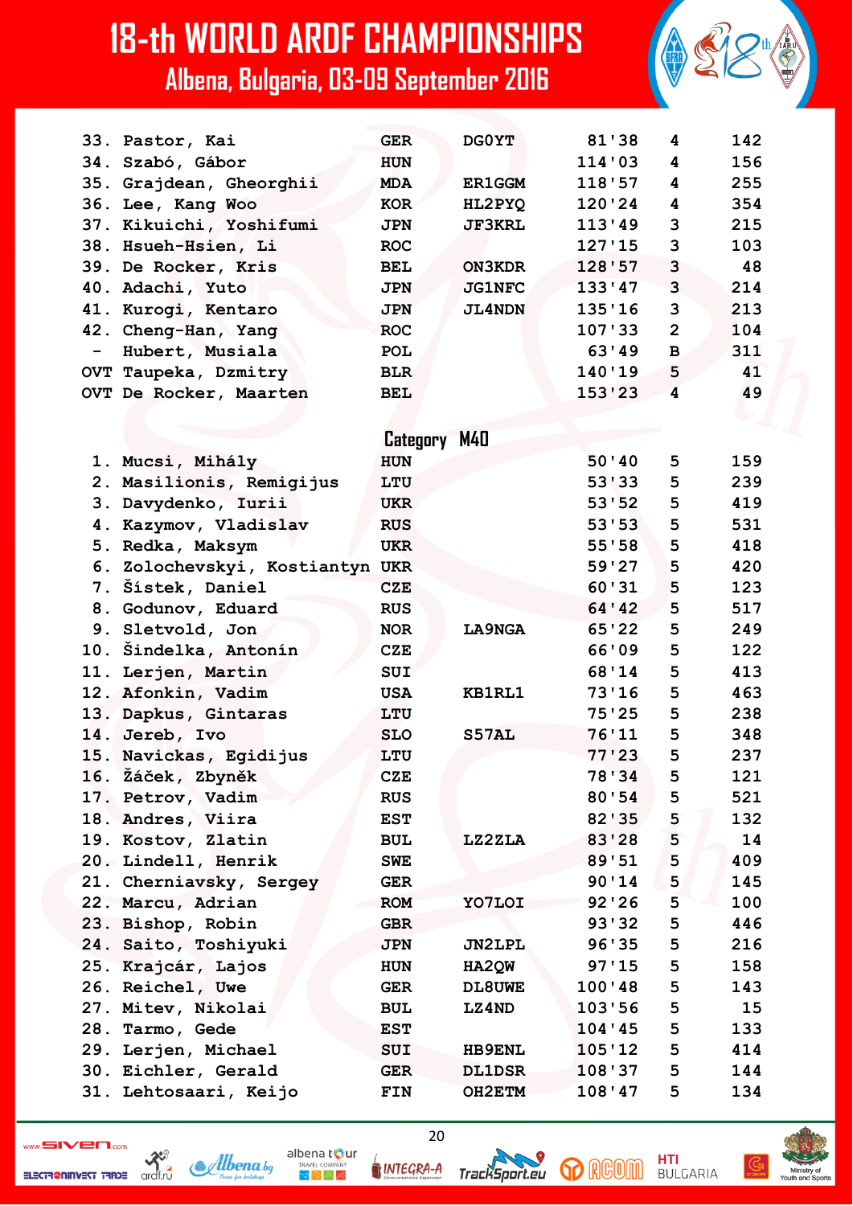# 18-th WORLD ARDF CHAMPIONSHIPS

## Albena, Bulgaria, 03-09 September 2016

| | | | | | | |
|---|---|---|---|---|---|---|
| 33. | Pastor, Kai | GER | DG0YT | 81'38 | 4 | 142 |
| 34. | Szabó, Gábor | HUN | | 114'03 | 4 | 156 |
| 35. | Grajdean, Gheorghii | MDA | ER1GGM | 118'57 | 4 | 255 |
| 36. | Lee, Kang Woo | KOR | HL2PYQ | 120'24 | 4 | 354 |
| 37. | Kikuichi, Yoshifumi | JPN | JF3KRL | 113'49 | 3 | 215 |
| 38. | Hsueh-Hsien, Li | ROC | | 127'15 | 3 | 103 |
| 39. | De Rocker, Kris | BEL | ON3KDR | 128'57 | 3 | 48 |
| 40. | Adachi, Yuto | JPN | JG1NFC | 133'47 | 3 | 214 |
| 41. | Kurogi, Kentaro | JPN | JL4NDN | 135'16 | 3 | 213 |
| 42. | Cheng-Han, Yang | ROC | | 107'33 | 2 | 104 |
| - | Hubert, Musiala | POL | | 63'49 | B | 311 |
| OVT | Taupeka, Dzmitry | BLR | | 140'19 | 5 | 41 |
| OVT | De Rocker, Maarten | BEL | | 153'23 | 4 | 49 |

### Category M40

| | | | | | | |
|---|---|---|---|---|---|---|
| 1. | Mucsi, Mihály | HUN | | 50'40 | 5 | 159 |
| 2. | Masilionis, Remigijus | LTU | | 53'33 | 5 | 239 |
| 3. | Davydenko, Iurii | UKR | | 53'52 | 5 | 419 |
| 4. | Kazymov, Vladislav | RUS | | 53'53 | 5 | 531 |
| 5. | Redka, Maksym | UKR | | 55'58 | 5 | 418 |
| 6. | Zolochevskyi, Kostiantyn | UKR | | 59'27 | 5 | 420 |
| 7. | Šístek, Daniel | CZE | | 60'31 | 5 | 123 |
| 8. | Godunov, Eduard | RUS | | 64'42 | 5 | 517 |
| 9. | Sletvold, Jon | NOR | LA9NGA | 65'22 | 5 | 249 |
| 10. | Šindelka, Antonín | CZE | | 66'09 | 5 | 122 |
| 11. | Lerjen, Martin | SUI | | 68'14 | 5 | 413 |
| 12. | Afonkin, Vadim | USA | KB1RL1 | 73'16 | 5 | 463 |
| 13. | Dapkus, Gintaras | LTU | | 75'25 | 5 | 238 |
| 14. | Jereb, Ivo | SLO | S57AL | 76'11 | 5 | 348 |
| 15. | Navickas, Egidijus | LTU | | 77'23 | 5 | 237 |
| 16. | Žáček, Zbyněk | CZE | | 78'34 | 5 | 121 |
| 17. | Petrov, Vadim | RUS | | 80'54 | 5 | 521 |
| 18. | Andres, Viira | EST | | 82'35 | 5 | 132 |
| 19. | Kostov, Zlatin | BUL | LZ2ZLA | 83'28 | 5 | 14 |
| 20. | Lindell, Henrik | SWE | | 89'51 | 5 | 409 |
| 21. | Cherniavsky, Sergey | GER | | 90'14 | 5 | 145 |
| 22. | Marcu, Adrian | ROM | YO7LOI | 92'26 | 5 | 100 |
| 23. | Bishop, Robin | GBR | | 93'32 | 5 | 446 |
| 24. | Saito, Toshiyuki | JPN | JN2LPL | 96'35 | 5 | 216 |
| 25. | Krajcár, Lajos | HUN | HA2QW | 97'15 | 5 | 158 |
| 26. | Reichel, Uwe | GER | DL8UWE | 100'48 | 5 | 143 |
| 27. | Mitev, Nikolai | BUL | LZ4ND | 103'56 | 5 | 15 |
| 28. | Tarmo, Gede | EST | | 104'45 | 5 | 133 |
| 29. | Lerjen, Michael | SUI | HB9ENL | 105'12 | 5 | 414 |
| 30. | Eichler, Gerald | GER | DL1DSR | 108'37 | 5 | 144 |
| 31. | Lehtosaari, Keijo | FIN | OH2ETM | 108'47 | 5 | 134 |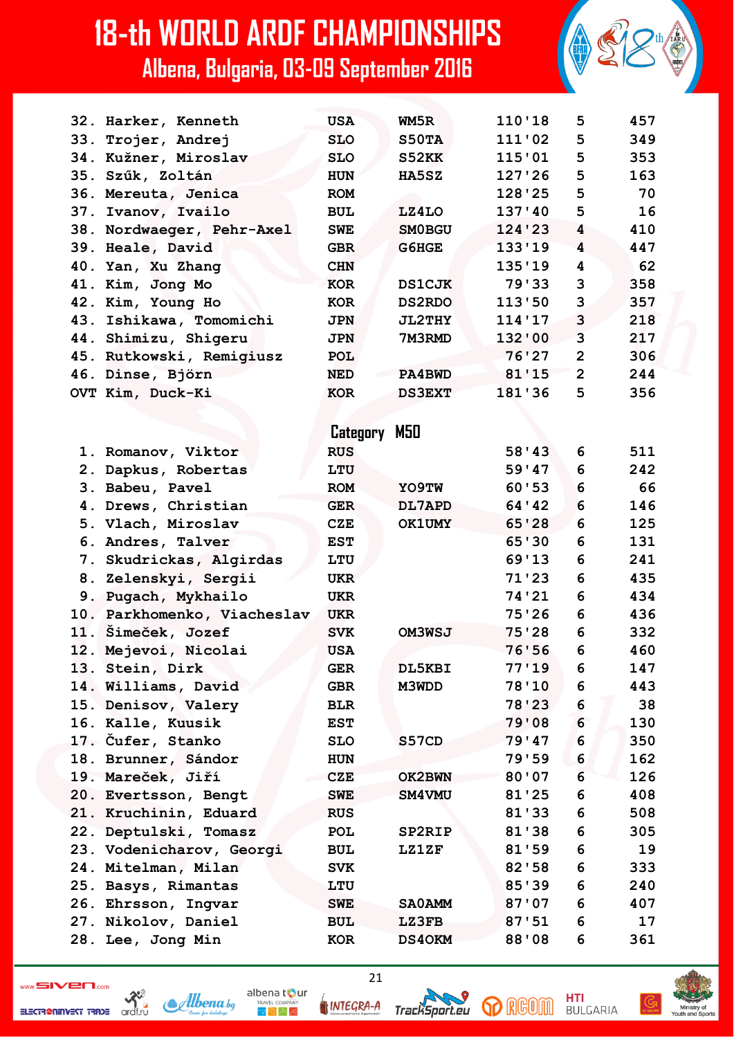| | Name | Country | Callsign | Time | Controls | Number |
|---|---|---|---|---|---|---|
| 32. | Harker, Kenneth | USA | WM5R | 110'18 | 5 | 457 |
| 33. | Trojer, Andrej | SLO | S50TA | 111'02 | 5 | 349 |
| 34. | Kužner, Miroslav | SLO | S52KK | 115'01 | 5 | 353 |
| 35. | Szűk, Zoltán | HUN | HA5SZ | 127'26 | 5 | 163 |
| 36. | Mereuta, Jenica | ROM | | 128'25 | 5 | 70 |
| 37. | Ivanov, Ivailo | BUL | LZ4LO | 137'40 | 5 | 16 |
| 38. | Nordwaeger, Pehr-Axel | SWE | SM0BGU | 124'23 | 4 | 410 |
| 39. | Heale, David | GBR | G6HGE | 133'19 | 4 | 447 |
| 40. | Yan, Xu Zhang | CHN | | 135'19 | 4 | 62 |
| 41. | Kim, Jong Mo | KOR | DS1CJK | 79'33 | 3 | 358 |
| 42. | Kim, Young Ho | KOR | DS2RDO | 113'50 | 3 | 357 |
| 43. | Ishikawa, Tomomichi | JPN | JL2THY | 114'17 | 3 | 218 |
| 44. | Shimizu, Shigeru | JPN | 7M3RMD | 132'00 | 3 | 217 |
| 45. | Rutkowski, Remigiusz | POL | | 76'27 | 2 | 306 |
| 46. | Dinse, Björn | NED | PA4BWD | 81'15 | 2 | 244 |
| OVT | Kim, Duck-Ki | KOR | DS3EXT | 181'36 | 5 | 356 |

## Category M50

| | Name | Country | Callsign | Time | Controls | Number |
|---|---|---|---|---|---|---|
| 1. | Romanov, Viktor | RUS | | 58'43 | 6 | 511 |
| 2. | Dapkus, Robertas | LTU | | 59'47 | 6 | 242 |
| 3. | Babeu, Pavel | ROM | YO9TW | 60'53 | 6 | 66 |
| 4. | Drews, Christian | GER | DL7APD | 64'42 | 6 | 146 |
| 5. | Vlach, Miroslav | CZE | OK1UMY | 65'28 | 6 | 125 |
| 6. | Andres, Talver | EST | | 65'30 | 6 | 131 |
| 7. | Skudrickas, Algirdas | LTU | | 69'13 | 6 | 241 |
| 8. | Zelenskyi, Sergii | UKR | | 71'23 | 6 | 435 |
| 9. | Pugach, Mykhailo | UKR | | 74'21 | 6 | 434 |
| 10. | Parkhomenko, Viacheslav | UKR | | 75'26 | 6 | 436 |
| 11. | Šimeček, Jozef | SVK | OM3WSJ | 75'28 | 6 | 332 |
| 12. | Mejevoi, Nicolai | USA | | 76'56 | 6 | 460 |
| 13. | Stein, Dirk | GER | DL5KBI | 77'19 | 6 | 147 |
| 14. | Williams, David | GBR | M3WDD | 78'10 | 6 | 443 |
| 15. | Denisov, Valery | BLR | | 78'23 | 6 | 38 |
| 16. | Kalle, Kuusik | EST | | 79'08 | 6 | 130 |
| 17. | Čufer, Stanko | SLO | S57CD | 79'47 | 6 | 350 |
| 18. | Brunner, Sándor | HUN | | 79'59 | 6 | 162 |
| 19. | Mareček, Jiří | CZE | OK2BWN | 80'07 | 6 | 126 |
| 20. | Evertsson, Bengt | SWE | SM4VMU | 81'25 | 6 | 408 |
| 21. | Kruchinin, Eduard | RUS | | 81'33 | 6 | 508 |
| 22. | Deptulski, Tomasz | POL | SP2RIP | 81'38 | 6 | 305 |
| 23. | Vodenicharov, Georgi | BUL | LZ1ZF | 81'59 | 6 | 19 |
| 24. | Mitelman, Milan | SVK | | 82'58 | 6 | 333 |
| 25. | Basys, Rimantas | LTU | | 85'39 | 6 | 240 |
| 26. | Ehrsson, Ingvar | SWE | SA0AMM | 87'07 | 6 | 407 |
| 27. | Nikolov, Daniel | BUL | LZ3FB | 87'51 | 6 | 17 |
| 28. | Lee, Jong Min | KOR | DS4OKM | 88'08 | 6 | 361 |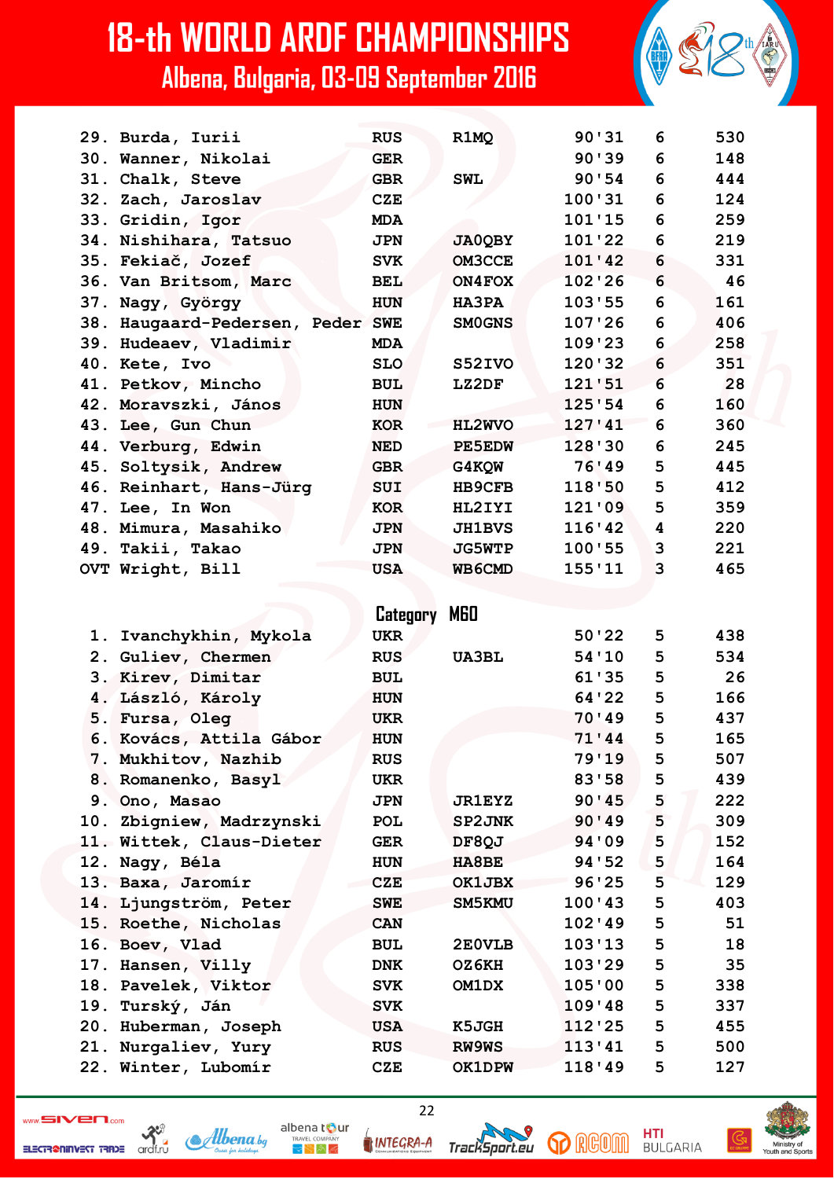| | | | | | | |
|---|---|---|---|---|---|---|
| 29. | Burda, Iurii | RUS | R1MQ | 90'31 | 6 | 530 |
| 30. | Wanner, Nikolai | GER | | 90'39 | 6 | 148 |
| 31. | Chalk, Steve | GBR | SWL | 90'54 | 6 | 444 |
| 32. | Zach, Jaroslav | CZE | | 100'31 | 6 | 124 |
| 33. | Gridin, Igor | MDA | | 101'15 | 6 | 259 |
| 34. | Nishihara, Tatsuo | JPN | JA0QBY | 101'22 | 6 | 219 |
| 35. | Fekiač, Jozef | SVK | OM3CCE | 101'42 | 6 | 331 |
| 36. | Van Britsom, Marc | BEL | ON4FOX | 102'26 | 6 | 46 |
| 37. | Nagy, György | HUN | HA3PA | 103'55 | 6 | 161 |
| 38. | Haugaard-Pedersen, Peder | SWE | SM0GNS | 107'26 | 6 | 406 |
| 39. | Hudeaev, Vladimir | MDA | | 109'23 | 6 | 258 |
| 40. | Kete, Ivo | SLO | S52IVO | 120'32 | 6 | 351 |
| 41. | Petkov, Mincho | BUL | LZ2DF | 121'51 | 6 | 28 |
| 42. | Moravszki, János | HUN | | 125'54 | 6 | 160 |
| 43. | Lee, Gun Chun | KOR | HL2WVO | 127'41 | 6 | 360 |
| 44. | Verburg, Edwin | NED | PE5EDW | 128'30 | 6 | 245 |
| 45. | Soltysik, Andrew | GBR | G4KQW | 76'49 | 5 | 445 |
| 46. | Reinhart, Hans-Jürg | SUI | HB9CFB | 118'50 | 5 | 412 |
| 47. | Lee, In Won | KOR | HL2IYI | 121'09 | 5 | 359 |
| 48. | Mimura, Masahiko | JPN | JH1BVS | 116'42 | 4 | 220 |
| 49. | Takii, Takao | JPN | JG5WTP | 100'55 | 3 | 221 |
| OVT | Wright, Bill | USA | WB6CMD | 155'11 | 3 | 465 |

## Category M60

| | | | | | | |
|---|---|---|---|---|---|---|
| 1. | Ivanchykhin, Mykola | UKR | | 50'22 | 5 | 438 |
| 2. | Guliev, Chermen | RUS | UA3BL | 54'10 | 5 | 534 |
| 3. | Kirev, Dimitar | BUL | | 61'35 | 5 | 26 |
| 4. | László, Károly | HUN | | 64'22 | 5 | 166 |
| 5. | Fursa, Oleg | UKR | | 70'49 | 5 | 437 |
| 6. | Kovács, Attila Gábor | HUN | | 71'44 | 5 | 165 |
| 7. | Mukhitov, Nazhib | RUS | | 79'19 | 5 | 507 |
| 8. | Romanenko, Basyl | UKR | | 83'58 | 5 | 439 |
| 9. | Ono, Masao | JPN | JR1EYZ | 90'45 | 5 | 222 |
| 10. | Zbigniew, Madrzynski | POL | SP2JNK | 90'49 | 5 | 309 |
| 11. | Wittek, Claus-Dieter | GER | DF8QJ | 94'09 | 5 | 152 |
| 12. | Nagy, Béla | HUN | HA8BE | 94'52 | 5 | 164 |
| 13. | Baxa, Jaromír | CZE | OK1JBX | 96'25 | 5 | 129 |
| 14. | Ljungström, Peter | SWE | SM5KMU | 100'43 | 5 | 403 |
| 15. | Roethe, Nicholas | CAN | | 102'49 | 5 | 51 |
| 16. | Boev, Vlad | BUL | 2E0VLB | 103'13 | 5 | 18 |
| 17. | Hansen, Villy | DNK | OZ6KH | 103'29 | 5 | 35 |
| 18. | Pavelek, Viktor | SVK | OM1DX | 105'00 | 5 | 338 |
| 19. | Turský, Ján | SVK | | 109'48 | 5 | 337 |
| 20. | Huberman, Joseph | USA | K5JGH | 112'25 | 5 | 455 |
| 21. | Nurgaliev, Yury | RUS | RW9WS | 113'41 | 5 | 500 |
| 22. | Winter, Lubomír | CZE | OK1DPW | 118'49 | 5 | 127 |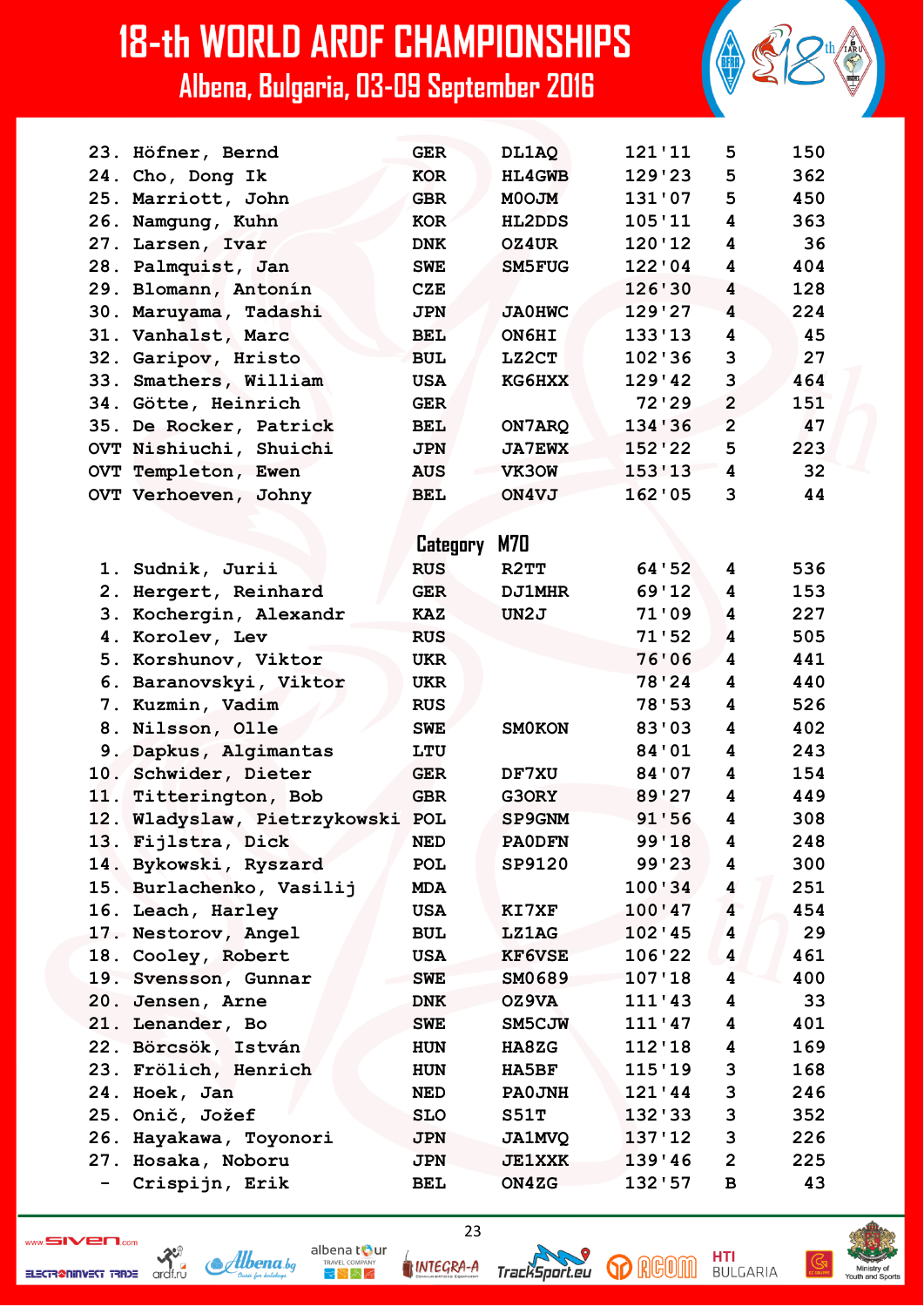# 18-th WORLD ARDF CHAMPIONSHIPS

## Albena, Bulgaria, 03-09 September 2016

| | | | | | | |
|---|---|---|---|---|---|---|
| 23. | Höfner, Bernd | GER | DL1AQ | 121'11 | 5 | 150 |
| 24. | Cho, Dong Ik | KOR | HL4GWB | 129'23 | 5 | 362 |
| 25. | Marriott, John | GBR | M0OJM | 131'07 | 5 | 450 |
| 26. | Namgung, Kuhn | KOR | HL2DDS | 105'11 | 4 | 363 |
| 27. | Larsen, Ivar | DNK | OZ4UR | 120'12 | 4 | 36 |
| 28. | Palmquist, Jan | SWE | SM5FUG | 122'04 | 4 | 404 |
| 29. | Blomann, Antonín | CZE | | 126'30 | 4 | 128 |
| 30. | Maruyama, Tadashi | JPN | JA0HWC | 129'27 | 4 | 224 |
| 31. | Vanhalst, Marc | BEL | ON6HI | 133'13 | 4 | 45 |
| 32. | Garipov, Hristo | BUL | LZ2CT | 102'36 | 3 | 27 |
| 33. | Smathers, William | USA | KG6HXX | 129'42 | 3 | 464 |
| 34. | Götte, Heinrich | GER | | 72'29 | 2 | 151 |
| 35. | De Rocker, Patrick | BEL | ON7ARQ | 134'36 | 2 | 47 |
| OVT | Nishiuchi, Shuichi | JPN | JA7EWX | 152'22 | 5 | 223 |
| OVT | Templeton, Ewen | AUS | VK3OW | 153'13 | 4 | 32 |
| OVT | Verhoeven, Johny | BEL | ON4VJ | 162'05 | 3 | 44 |

### Category M70

| | | | | | | |
|---|---|---|---|---|---|---|
| 1. | Sudnik, Jurii | RUS | R2TT | 64'52 | 4 | 536 |
| 2. | Hergert, Reinhard | GER | DJ1MHR | 69'12 | 4 | 153 |
| 3. | Kochergin, Alexandr | KAZ | UN2J | 71'09 | 4 | 227 |
| 4. | Korolev, Lev | RUS | | 71'52 | 4 | 505 |
| 5. | Korshunov, Viktor | UKR | | 76'06 | 4 | 441 |
| 6. | Baranovskyi, Viktor | UKR | | 78'24 | 4 | 440 |
| 7. | Kuzmin, Vadim | RUS | | 78'53 | 4 | 526 |
| 8. | Nilsson, Olle | SWE | SM0KON | 83'03 | 4 | 402 |
| 9. | Dapkus, Algimantas | LTU | | 84'01 | 4 | 243 |
| 10. | Schwider, Dieter | GER | DF7XU | 84'07 | 4 | 154 |
| 11. | Titterington, Bob | GBR | G3ORY | 89'27 | 4 | 449 |
| 12. | Wladyslaw, Pietrzykowski | POL | SP9GNM | 91'56 | 4 | 308 |
| 13. | Fijlstra, Dick | NED | PA0DFN | 99'18 | 4 | 248 |
| 14. | Bykowski, Ryszard | POL | SP9120 | 99'23 | 4 | 300 |
| 15. | Burlachenko, Vasilij | MDA | | 100'34 | 4 | 251 |
| 16. | Leach, Harley | USA | KI7XF | 100'47 | 4 | 454 |
| 17. | Nestorov, Angel | BUL | LZ1AG | 102'45 | 4 | 29 |
| 18. | Cooley, Robert | USA | KF6VSE | 106'22 | 4 | 461 |
| 19. | Svensson, Gunnar | SWE | SM0689 | 107'18 | 4 | 400 |
| 20. | Jensen, Arne | DNK | OZ9VA | 111'43 | 4 | 33 |
| 21. | Lenander, Bo | SWE | SM5CJW | 111'47 | 4 | 401 |
| 22. | Börcsök, István | HUN | HA8ZG | 112'18 | 4 | 169 |
| 23. | Frölich, Henrich | HUN | HA5BF | 115'19 | 3 | 168 |
| 24. | Hoek, Jan | NED | PA0JNH | 121'44 | 3 | 246 |
| 25. | Onič, Jožef | SLO | S51T | 132'33 | 3 | 352 |
| 26. | Hayakawa, Toyonori | JPN | JA1MVQ | 137'12 | 3 | 226 |
| 27. | Hosaka, Noboru | JPN | JE1XXK | 139'46 | 2 | 225 |
| - | Crispijn, Erik | BEL | ON4ZG | 132'57 | B | 43 |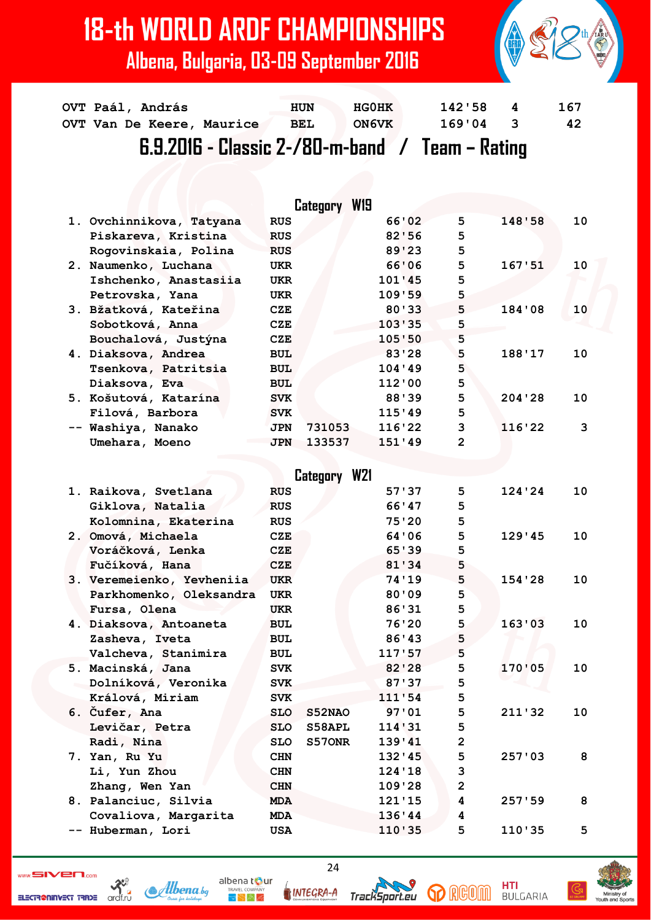| | | | | | |
|---|---|---|---|---|---|
| OVT Paál, András | HUN | HG0HK | 142'58 | 4 | 167 |
| OVT Van De Keere, Maurice | BEL | ON6VK | 169'04 | 3 | 42 |

## 6.9.2016 - Classic 2-/80-m-band / Team – Rating

### Category W19

| | Name | Country | Call | Time | Controls | Team time | Team controls |
|---|---|---|---|---|---|---|---|
| 1. | Ovchinnikova, Tatyana | RUS | | 66'02 | 5 | 148'58 | 10 |
| | Piskareva, Kristina | RUS | | 82'56 | 5 | | |
| | Rogovinskaia, Polina | RUS | | 89'23 | 5 | | |
| 2. | Naumenko, Luchana | UKR | | 66'06 | 5 | 167'51 | 10 |
| | Ishchenko, Anastasiia | UKR | | 101'45 | 5 | | |
| | Petrovska, Yana | UKR | | 109'59 | 5 | | |
| 3. | Bžatková, Kateřina | CZE | | 80'33 | 5 | 184'08 | 10 |
| | Sobotková, Anna | CZE | | 103'35 | 5 | | |
| | Bouchalová, Justýna | CZE | | 105'50 | 5 | | |
| 4. | Diaksova, Andrea | BUL | | 83'28 | 5 | 188'17 | 10 |
| | Tsenkova, Patritsia | BUL | | 104'49 | 5 | | |
| | Diaksova, Eva | BUL | | 112'00 | 5 | | |
| 5. | Košutová, Katarína | SVK | | 88'39 | 5 | 204'28 | 10 |
| | Filová, Barbora | SVK | | 115'49 | 5 | | |
| -- | Washiya, Nanako | JPN | 731053 | 116'22 | 3 | 116'22 | 3 |
| | Umehara, Moeno | JPN | 133537 | 151'49 | 2 | | |

### Category W21

| | Name | Country | Call | Time | Controls | Team time | Team controls |
|---|---|---|---|---|---|---|---|
| 1. | Raikova, Svetlana | RUS | | 57'37 | 5 | 124'24 | 10 |
| | Giklova, Natalia | RUS | | 66'47 | 5 | | |
| | Kolomnina, Ekaterina | RUS | | 75'20 | 5 | | |
| 2. | Omová, Michaela | CZE | | 64'06 | 5 | 129'45 | 10 |
| | Voráčková, Lenka | CZE | | 65'39 | 5 | | |
| | Fučíková, Hana | CZE | | 81'34 | 5 | | |
| 3. | Veremeienko, Yevheniia | UKR | | 74'19 | 5 | 154'28 | 10 |
| | Parkhomenko, Oleksandra | UKR | | 80'09 | 5 | | |
| | Fursa, Olena | UKR | | 86'31 | 5 | | |
| 4. | Diaksova, Antoaneta | BUL | | 76'20 | 5 | 163'03 | 10 |
| | Zasheva, Iveta | BUL | | 86'43 | 5 | | |
| | Valcheva, Stanimira | BUL | | 117'57 | 5 | | |
| 5. | Macinská, Jana | SVK | | 82'28 | 5 | 170'05 | 10 |
| | Dolníková, Veronika | SVK | | 87'37 | 5 | | |
| | Králová, Miriam | SVK | | 111'54 | 5 | | |
| 6. | Čufer, Ana | SLO | S52NAO | 97'01 | 5 | 211'32 | 10 |
| | Levičar, Petra | SLO | S58APL | 114'31 | 5 | | |
| | Radi, Nina | SLO | S57ONR | 139'41 | 2 | | |
| 7. | Yan, Ru Yu | CHN | | 132'45 | 5 | 257'03 | 8 |
| | Li, Yun Zhou | CHN | | 124'18 | 3 | | |
| | Zhang, Wen Yan | CHN | | 109'28 | 2 | | |
| 8. | Palanciuc, Silvia | MDA | | 121'15 | 4 | 257'59 | 8 |
| | Covaliova, Margarita | MDA | | 136'44 | 4 | | |
| -- | Huberman, Lori | USA | | 110'35 | 5 | 110'35 | 5 |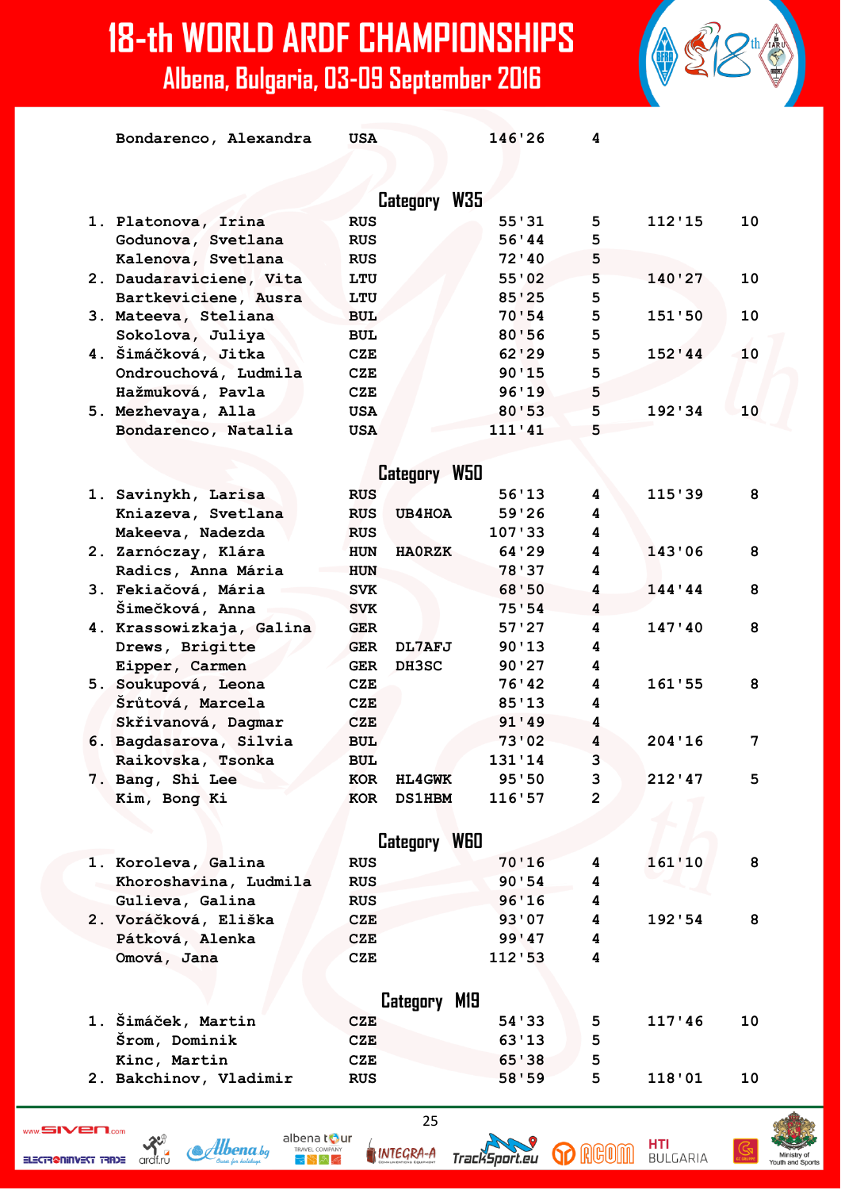| | Name | Country | Callsign | Time | Controls | Team time | Team controls |
|---|---|---|---|---|---|---|---|
| | Bondarenco, Alexandra | USA | | 146'26 | 4 | | |

## Category W35

| Place | Name | Country | Callsign | Time | Controls | Team time | Team controls |
|---|---|---|---|---|---|---|---|
| 1. | Platonova, Irina | RUS | | 55'31 | 5 | 112'15 | 10 |
| | Godunova, Svetlana | RUS | | 56'44 | 5 | | |
| | Kalenova, Svetlana | RUS | | 72'40 | 5 | | |
| 2. | Daudaraviciene, Vita | LTU | | 55'02 | 5 | 140'27 | 10 |
| | Bartkeviciene, Ausra | LTU | | 85'25 | 5 | | |
| 3. | Mateeva, Steliana | BUL | | 70'54 | 5 | 151'50 | 10 |
| | Sokolova, Juliya | BUL | | 80'56 | 5 | | |
| 4. | Šimáčková, Jitka | CZE | | 62'29 | 5 | 152'44 | 10 |
| | Ondrouchová, Ludmila | CZE | | 90'15 | 5 | | |
| | Hažmuková, Pavla | CZE | | 96'19 | 5 | | |
| 5. | Mezhevaya, Alla | USA | | 80'53 | 5 | 192'34 | 10 |
| | Bondarenco, Natalia | USA | | 111'41 | 5 | | |

## Category W50

| Place | Name | Country | Callsign | Time | Controls | Team time | Team controls |
|---|---|---|---|---|---|---|---|
| 1. | Savinykh, Larisa | RUS | | 56'13 | 4 | 115'39 | 8 |
| | Kniazeva, Svetlana | RUS | UB4HOA | 59'26 | 4 | | |
| | Makeeva, Nadezda | RUS | | 107'33 | 4 | | |
| 2. | Zarnóczay, Klára | HUN | HA0RZK | 64'29 | 4 | 143'06 | 8 |
| | Radics, Anna Mária | HUN | | 78'37 | 4 | | |
| 3. | Fekiačová, Mária | SVK | | 68'50 | 4 | 144'44 | 8 |
| | Šimečková, Anna | SVK | | 75'54 | 4 | | |
| 4. | Krassowizkaja, Galina | GER | | 57'27 | 4 | 147'40 | 8 |
| | Drews, Brigitte | GER | DL7AFJ | 90'13 | 4 | | |
| | Eipper, Carmen | GER | DH3SC | 90'27 | 4 | | |
| 5. | Soukupová, Leona | CZE | | 76'42 | 4 | 161'55 | 8 |
| | Šrůtová, Marcela | CZE | | 85'13 | 4 | | |
| | Skřivanová, Dagmar | CZE | | 91'49 | 4 | | |
| 6. | Bagdasarova, Silvia | BUL | | 73'02 | 4 | 204'16 | 7 |
| | Raikovska, Tsonka | BUL | | 131'14 | 3 | | |
| 7. | Bang, Shi Lee | KOR | HL4GWK | 95'50 | 3 | 212'47 | 5 |
| | Kim, Bong Ki | KOR | DS1HBM | 116'57 | 2 | | |

## Category W60

| Place | Name | Country | Callsign | Time | Controls | Team time | Team controls |
|---|---|---|---|---|---|---|---|
| 1. | Koroleva, Galina | RUS | | 70'16 | 4 | 161'10 | 8 |
| | Khoroshavina, Ludmila | RUS | | 90'54 | 4 | | |
| | Gulieva, Galina | RUS | | 96'16 | 4 | | |
| 2. | Voráčková, Eliška | CZE | | 93'07 | 4 | 192'54 | 8 |
| | Pátková, Alenka | CZE | | 99'47 | 4 | | |
| | Omová, Jana | CZE | | 112'53 | 4 | | |

## Category M19

| Place | Name | Country | Callsign | Time | Controls | Team time | Team controls |
|---|---|---|---|---|---|---|---|
| 1. | Šimáček, Martin | CZE | | 54'33 | 5 | 117'46 | 10 |
| | Šrom, Dominik | CZE | | 63'13 | 5 | | |
| | Kinc, Martin | CZE | | 65'38 | 5 | | |
| 2. | Bakchinov, Vladimir | RUS | | 58'59 | 5 | 118'01 | 10 |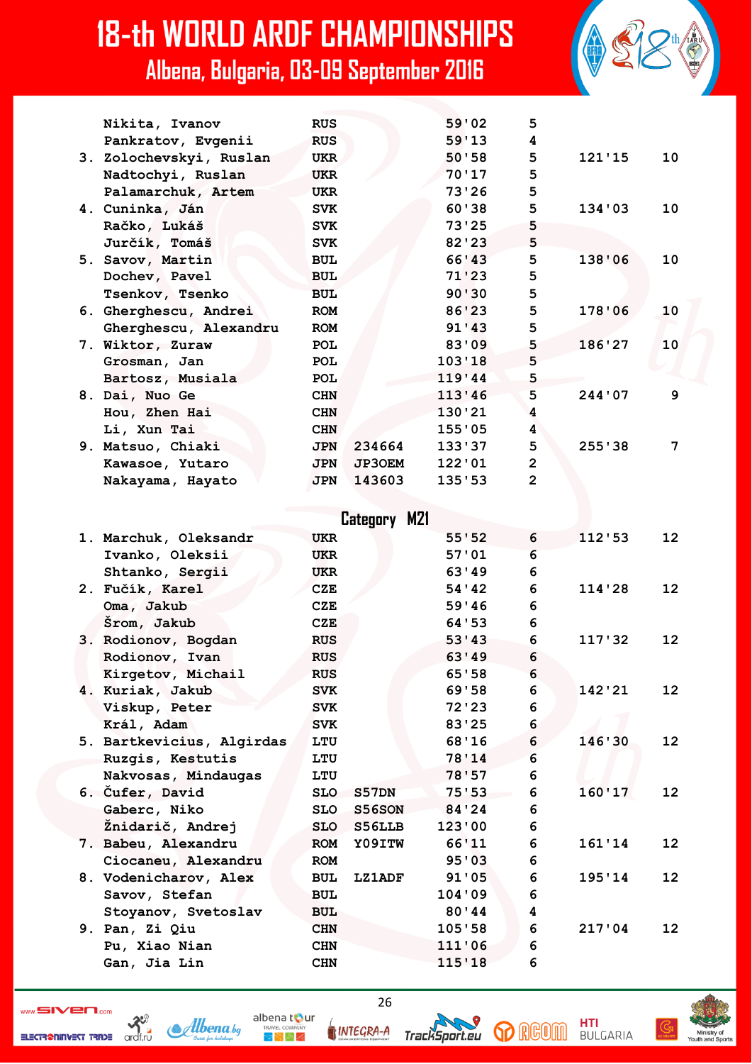| Rank | Name | Country | Callsign | Time | Controls | Team time | Team controls |
|---|---|---|---|---|---|---|---|
| | Nikita, Ivanov | RUS | | 59'02 | 5 | | |
| | Pankratov, Evgenii | RUS | | 59'13 | 4 | | |
| 3. | Zolochevskyi, Ruslan | UKR | | 50'58 | 5 | 121'15 | 10 |
| | Nadtochyi, Ruslan | UKR | | 70'17 | 5 | | |
| | Palamarchuk, Artem | UKR | | 73'26 | 5 | | |
| 4. | Cuninka, Ján | SVK | | 60'38 | 5 | 134'03 | 10 |
| | Račko, Lukáš | SVK | | 73'25 | 5 | | |
| | Jurčík, Tomáš | SVK | | 82'23 | 5 | | |
| 5. | Savov, Martin | BUL | | 66'43 | 5 | 138'06 | 10 |
| | Dochev, Pavel | BUL | | 71'23 | 5 | | |
| | Tsenkov, Tsenko | BUL | | 90'30 | 5 | | |
| 6. | Gherghescu, Andrei | ROM | | 86'23 | 5 | 178'06 | 10 |
| | Gherghescu, Alexandru | ROM | | 91'43 | 5 | | |
| 7. | Wiktor, Zuraw | POL | | 83'09 | 5 | 186'27 | 10 |
| | Grosman, Jan | POL | | 103'18 | 5 | | |
| | Bartosz, Musiala | POL | | 119'44 | 5 | | |
| 8. | Dai, Nuo Ge | CHN | | 113'46 | 5 | 244'07 | 9 |
| | Hou, Zhen Hai | CHN | | 130'21 | 4 | | |
| | Li, Xun Tai | CHN | | 155'05 | 4 | | |
| 9. | Matsuo, Chiaki | JPN | 234664 | 133'37 | 5 | 255'38 | 7 |
| | Kawasoe, Yutaro | JPN | JP3OEM | 122'01 | 2 | | |
| | Nakayama, Hayato | JPN | 143603 | 135'53 | 2 | | |

## Category M21

| Rank | Name | Country | Callsign | Time | Controls | Team time | Team controls |
|---|---|---|---|---|---|---|---|
| 1. | Marchuk, Oleksandr | UKR | | 55'52 | 6 | 112'53 | 12 |
| | Ivanko, Oleksii | UKR | | 57'01 | 6 | | |
| | Shtanko, Sergii | UKR | | 63'49 | 6 | | |
| 2. | Fučík, Karel | CZE | | 54'42 | 6 | 114'28 | 12 |
| | Oma, Jakub | CZE | | 59'46 | 6 | | |
| | Šrom, Jakub | CZE | | 64'53 | 6 | | |
| 3. | Rodionov, Bogdan | RUS | | 53'43 | 6 | 117'32 | 12 |
| | Rodionov, Ivan | RUS | | 63'49 | 6 | | |
| | Kirgetov, Michail | RUS | | 65'58 | 6 | | |
| 4. | Kuriak, Jakub | SVK | | 69'58 | 6 | 142'21 | 12 |
| | Viskup, Peter | SVK | | 72'23 | 6 | | |
| | Král, Adam | SVK | | 83'25 | 6 | | |
| 5. | Bartkevicius, Algirdas | LTU | | 68'16 | 6 | 146'30 | 12 |
| | Ruzgis, Kestutis | LTU | | 78'14 | 6 | | |
| | Nakvosas, Mindaugas | LTU | | 78'57 | 6 | | |
| 6. | Čufer, David | SLO | S57DN | 75'53 | 6 | 160'17 | 12 |
| | Gaberc, Niko | SLO | S56SON | 84'24 | 6 | | |
| | Žnidarič, Andrej | SLO | S56LLB | 123'00 | 6 | | |
| 7. | Babeu, Alexandru | ROM | YO9ITW | 66'11 | 6 | 161'14 | 12 |
| | Ciocaneu, Alexandru | ROM | | 95'03 | 6 | | |
| 8. | Vodenicharov, Alex | BUL | LZ1ADF | 91'05 | 6 | 195'14 | 12 |
| | Savov, Stefan | BUL | | 104'09 | 6 | | |
| | Stoyanov, Svetoslav | BUL | | 80'44 | 4 | | |
| 9. | Pan, Zi Qiu | CHN | | 105'58 | 6 | 217'04 | 12 |
| | Pu, Xiao Nian | CHN | | 111'06 | 6 | | |
| | Gan, Jia Lin | CHN | | 115'18 | 6 | | |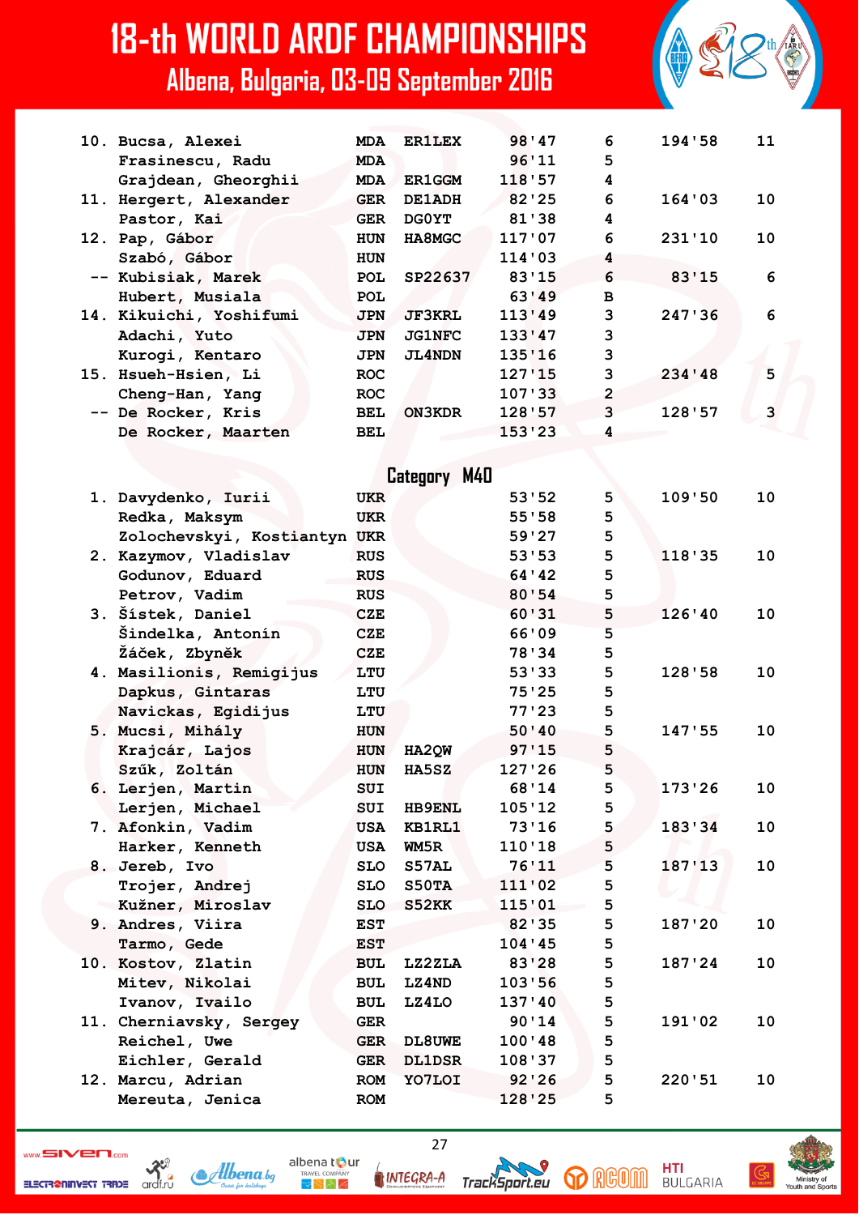| Pl. | Name | Country | Call | Time | Found | Team time | Team found |
|---|---|---|---|---|---|---|---|
| 10. | Bucsa, Alexei | MDA | ER1LEX | 98'47 | 6 | 194'58 | 11 |
| | Frasinescu, Radu | MDA | | 96'11 | 5 | | |
| | Grajdean, Gheorghii | MDA | ER1GGM | 118'57 | 4 | | |
| 11. | Hergert, Alexander | GER | DE1ADH | 82'25 | 6 | 164'03 | 10 |
| | Pastor, Kai | GER | DG0YT | 81'38 | 4 | | |
| 12. | Pap, Gábor | HUN | HA8MGC | 117'07 | 6 | 231'10 | 10 |
| | Szabó, Gábor | HUN | | 114'03 | 4 | | |
| -- | Kubisiak, Marek | POL | SP22637 | 83'15 | 6 | 83'15 | 6 |
| | Hubert, Musiala | POL | | 63'49 | B | | |
| 14. | Kikuichi, Yoshifumi | JPN | JF3KRL | 113'49 | 3 | 247'36 | 6 |
| | Adachi, Yuto | JPN | JG1NFC | 133'47 | 3 | | |
| | Kurogi, Kentaro | JPN | JL4NDN | 135'16 | 3 | | |
| 15. | Hsueh-Hsien, Li | ROC | | 127'15 | 3 | 234'48 | 5 |
| | Cheng-Han, Yang | ROC | | 107'33 | 2 | | |
| -- | De Rocker, Kris | BEL | ON3KDR | 128'57 | 3 | 128'57 | 3 |
| | De Rocker, Maarten | BEL | | 153'23 | 4 | | |

## Category M40

| Pl. | Name | Country | Call | Time | Found | Team time | Team found |
|---|---|---|---|---|---|---|---|
| 1. | Davydenko, Iurii | UKR | | 53'52 | 5 | 109'50 | 10 |
| | Redka, Maksym | UKR | | 55'58 | 5 | | |
| | Zolochevskyi, Kostiantyn | UKR | | 59'27 | 5 | | |
| 2. | Kazymov, Vladislav | RUS | | 53'53 | 5 | 118'35 | 10 |
| | Godunov, Eduard | RUS | | 64'42 | 5 | | |
| | Petrov, Vadim | RUS | | 80'54 | 5 | | |
| 3. | Šístek, Daniel | CZE | | 60'31 | 5 | 126'40 | 10 |
| | Šindelka, Antonín | CZE | | 66'09 | 5 | | |
| | Žáček, Zbyněk | CZE | | 78'34 | 5 | | |
| 4. | Masilionis, Remigijus | LTU | | 53'33 | 5 | 128'58 | 10 |
| | Dapkus, Gintaras | LTU | | 75'25 | 5 | | |
| | Navickas, Egidijus | LTU | | 77'23 | 5 | | |
| 5. | Mucsi, Mihály | HUN | | 50'40 | 5 | 147'55 | 10 |
| | Krajcár, Lajos | HUN | HA2QW | 97'15 | 5 | | |
| | Szűk, Zoltán | HUN | HA5SZ | 127'26 | 5 | | |
| 6. | Lerjen, Martin | SUI | | 68'14 | 5 | 173'26 | 10 |
| | Lerjen, Michael | SUI | HB9ENL | 105'12 | 5 | | |
| 7. | Afonkin, Vadim | USA | KB1RL1 | 73'16 | 5 | 183'34 | 10 |
| | Harker, Kenneth | USA | WM5R | 110'18 | 5 | | |
| 8. | Jereb, Ivo | SLO | S57AL | 76'11 | 5 | 187'13 | 10 |
| | Trojer, Andrej | SLO | S50TA | 111'02 | 5 | | |
| | Kužner, Miroslav | SLO | S52KK | 115'01 | 5 | | |
| 9. | Andres, Viira | EST | | 82'35 | 5 | 187'20 | 10 |
| | Tarmo, Gede | EST | | 104'45 | 5 | | |
| 10. | Kostov, Zlatin | BUL | LZ2ZLA | 83'28 | 5 | 187'24 | 10 |
| | Mitev, Nikolai | BUL | LZ4ND | 103'56 | 5 | | |
| | Ivanov, Ivailo | BUL | LZ4LO | 137'40 | 5 | | |
| 11. | Cherniavsky, Sergey | GER | | 90'14 | 5 | 191'02 | 10 |
| | Reichel, Uwe | GER | DL8UWE | 100'48 | 5 | | |
| | Eichler, Gerald | GER | DL1DSR | 108'37 | 5 | | |
| 12. | Marcu, Adrian | ROM | YO7LOI | 92'26 | 5 | 220'51 | 10 |
| | Mereuta, Jenica | ROM | | 128'25 | 5 | | |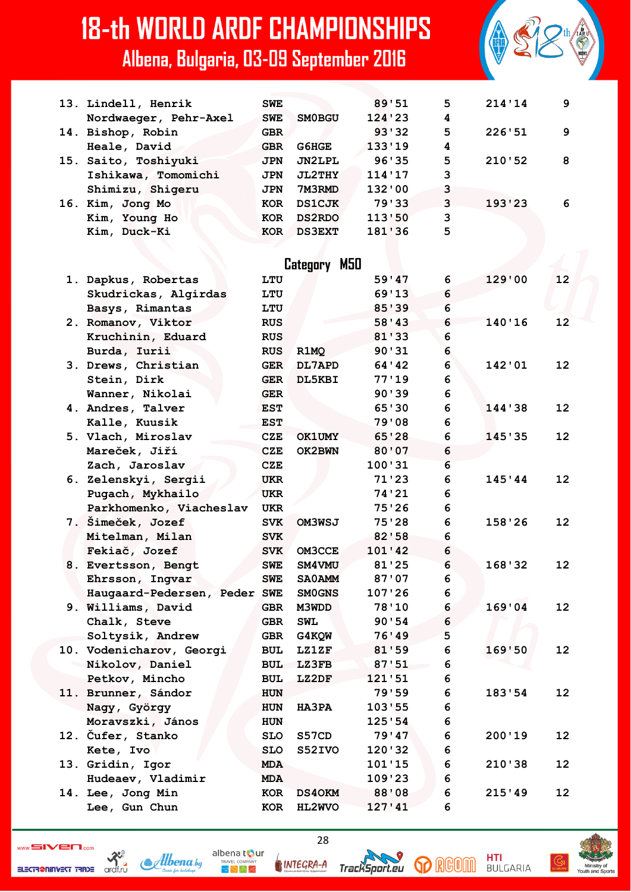| Rank | Name | Country | Callsign | Time | Controls | Team time | Team controls |
|---|---|---|---|---|---|---|---|
| 13. | Lindell, Henrik | SWE | | 89'51 | 5 | 214'14 | 9 |
| | Nordwaeger, Pehr-Axel | SWE | SM0BGU | 124'23 | 4 | | |
| 14. | Bishop, Robin | GBR | | 93'32 | 5 | 226'51 | 9 |
| | Heale, David | GBR | G6HGE | 133'19 | 4 | | |
| 15. | Saito, Toshiyuki | JPN | JN2LPL | 96'35 | 5 | 210'52 | 8 |
| | Ishikawa, Tomomichi | JPN | JL2THY | 114'17 | 3 | | |
| | Shimizu, Shigeru | JPN | 7M3RMD | 132'00 | 3 | | |
| 16. | Kim, Jong Mo | KOR | DS1CJK | 79'33 | 3 | 193'23 | 6 |
| | Kim, Young Ho | KOR | DS2RDO | 113'50 | 3 | | |
| | Kim, Duck-Ki | KOR | DS3EXT | 181'36 | 5 | | |

## Category M50

| Rank | Name | Country | Callsign | Time | Controls | Team time | Team controls |
|---|---|---|---|---|---|---|---|
| 1. | Dapkus, Robertas | LTU | | 59'47 | 6 | 129'00 | 12 |
| | Skudrickas, Algirdas | LTU | | 69'13 | 6 | | |
| | Basys, Rimantas | LTU | | 85'39 | 6 | | |
| 2. | Romanov, Viktor | RUS | | 58'43 | 6 | 140'16 | 12 |
| | Kruchinin, Eduard | RUS | | 81'33 | 6 | | |
| | Burda, Iurii | RUS | R1MQ | 90'31 | 6 | | |
| 3. | Drews, Christian | GER | DL7APD | 64'42 | 6 | 142'01 | 12 |
| | Stein, Dirk | GER | DL5KBI | 77'19 | 6 | | |
| | Wanner, Nikolai | GER | | 90'39 | 6 | | |
| 4. | Andres, Talver | EST | | 65'30 | 6 | 144'38 | 12 |
| | Kalle, Kuusik | EST | | 79'08 | 6 | | |
| 5. | Vlach, Miroslav | CZE | OK1UMY | 65'28 | 6 | 145'35 | 12 |
| | Mareček, Jiří | CZE | OK2BWN | 80'07 | 6 | | |
| | Zach, Jaroslav | CZE | | 100'31 | 6 | | |
| 6. | Zelenskyi, Sergii | UKR | | 71'23 | 6 | 145'44 | 12 |
| | Pugach, Mykhailo | UKR | | 74'21 | 6 | | |
| | Parkhomenko, Viacheslav | UKR | | 75'26 | 6 | | |
| 7. | Šimeček, Jozef | SVK | OM3WSJ | 75'28 | 6 | 158'26 | 12 |
| | Mitelman, Milan | SVK | | 82'58 | 6 | | |
| | Fekiač, Jozef | SVK | OM3CCE | 101'42 | 6 | | |
| 8. | Evertsson, Bengt | SWE | SM4VMU | 81'25 | 6 | 168'32 | 12 |
| | Ehrsson, Ingvar | SWE | SA0AMM | 87'07 | 6 | | |
| | Haugaard-Pedersen, Peder | SWE | SM0GNS | 107'26 | 6 | | |
| 9. | Williams, David | GBR | M3WDD | 78'10 | 6 | 169'04 | 12 |
| | Chalk, Steve | GBR | SWL | 90'54 | 6 | | |
| | Soltysik, Andrew | GBR | G4KQW | 76'49 | 5 | | |
| 10. | Vodenicharov, Georgi | BUL | LZ1ZF | 81'59 | 6 | 169'50 | 12 |
| | Nikolov, Daniel | BUL | LZ3FB | 87'51 | 6 | | |
| | Petkov, Mincho | BUL | LZ2DF | 121'51 | 6 | | |
| 11. | Brunner, Sándor | HUN | | 79'59 | 6 | 183'54 | 12 |
| | Nagy, György | HUN | HA3PA | 103'55 | 6 | | |
| | Moravszki, János | HUN | | 125'54 | 6 | | |
| 12. | Čufer, Stanko | SLO | S57CD | 79'47 | 6 | 200'19 | 12 |
| | Kete, Ivo | SLO | S52IVO | 120'32 | 6 | | |
| 13. | Gridin, Igor | MDA | | 101'15 | 6 | 210'38 | 12 |
| | Hudeaev, Vladimir | MDA | | 109'23 | 6 | | |
| 14. | Lee, Jong Min | KOR | DS4OKM | 88'08 | 6 | 215'49 | 12 |
| | Lee, Gun Chun | KOR | HL2WVO | 127'41 | 6 | | |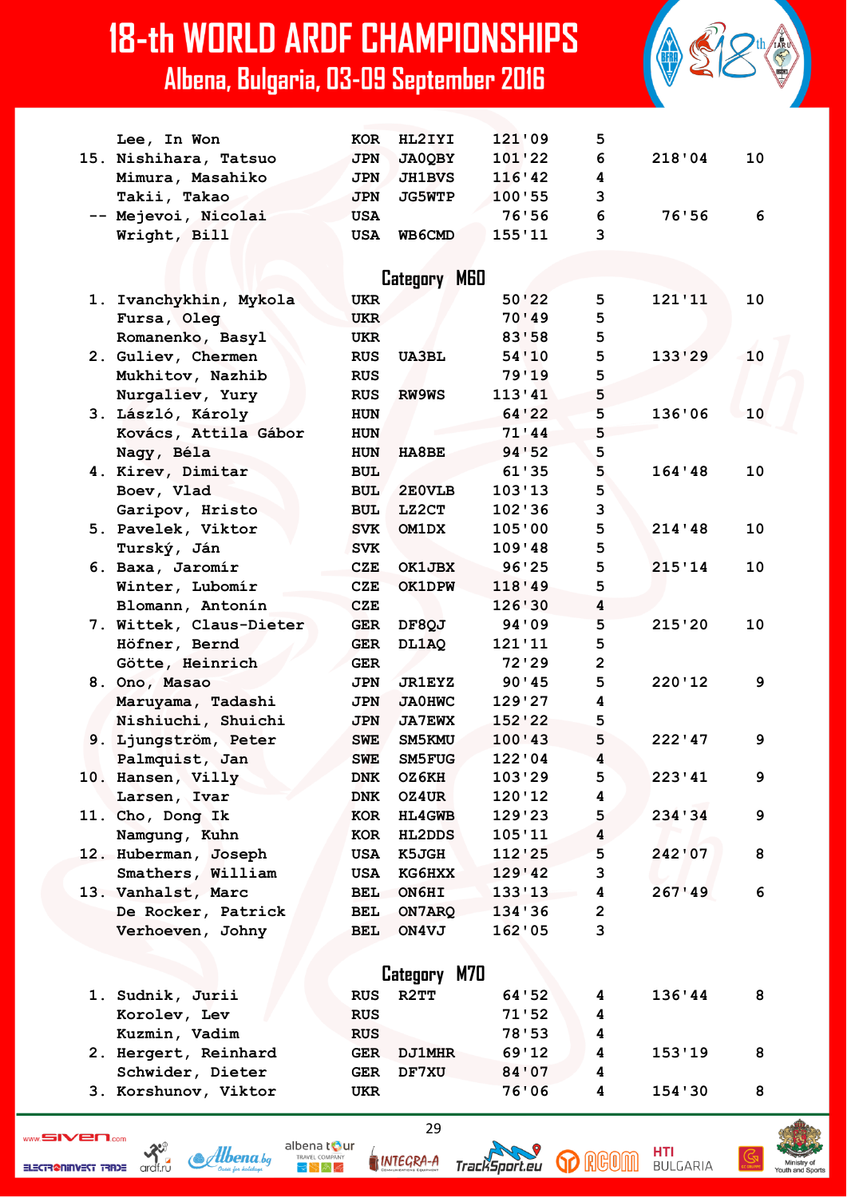| Place | Name | Country | Callsign | Time | Controls | Team Time | Team Controls |
|---|---|---|---|---|---|---|---|
| | Lee, In Won | KOR | HL2IYI | 121'09 | 5 | | |
| 15. | Nishihara, Tatsuo | JPN | JA0QBY | 101'22 | 6 | 218'04 | 10 |
| | Mimura, Masahiko | JPN | JH1BVS | 116'42 | 4 | | |
| | Takii, Takao | JPN | JG5WTP | 100'55 | 3 | | |
| -- | Mejevoi, Nicolai | USA | | 76'56 | 6 | 76'56 | 6 |
| | Wright, Bill | USA | WB6CMD | 155'11 | 3 | | |

## Category M60

| Place | Name | Country | Callsign | Time | Controls | Team Time | Team Controls |
|---|---|---|---|---|---|---|---|
| 1. | Ivanchykhin, Mykola | UKR | | 50'22 | 5 | 121'11 | 10 |
| | Fursa, Oleg | UKR | | 70'49 | 5 | | |
| | Romanenko, Basyl | UKR | | 83'58 | 5 | | |
| 2. | Guliev, Chermen | RUS | UA3BL | 54'10 | 5 | 133'29 | 10 |
| | Mukhitov, Nazhib | RUS | | 79'19 | 5 | | |
| | Nurgaliev, Yury | RUS | RW9WS | 113'41 | 5 | | |
| 3. | László, Károly | HUN | | 64'22 | 5 | 136'06 | 10 |
| | Kovács, Attila Gábor | HUN | | 71'44 | 5 | | |
| | Nagy, Béla | HUN | HA8BE | 94'52 | 5 | | |
| 4. | Kirev, Dimitar | BUL | | 61'35 | 5 | 164'48 | 10 |
| | Boev, Vlad | BUL | 2E0VLB | 103'13 | 5 | | |
| | Garipov, Hristo | BUL | LZ2CT | 102'36 | 3 | | |
| 5. | Pavelek, Viktor | SVK | OM1DX | 105'00 | 5 | 214'48 | 10 |
| | Turský, Ján | SVK | | 109'48 | 5 | | |
| 6. | Baxa, Jaromír | CZE | OK1JBX | 96'25 | 5 | 215'14 | 10 |
| | Winter, Lubomír | CZE | OK1DPW | 118'49 | 5 | | |
| | Blomann, Antonín | CZE | | 126'30 | 4 | | |
| 7. | Wittek, Claus-Dieter | GER | DF8QJ | 94'09 | 5 | 215'20 | 10 |
| | Höfner, Bernd | GER | DL1AQ | 121'11 | 5 | | |
| | Götte, Heinrich | GER | | 72'29 | 2 | | |
| 8. | Ono, Masao | JPN | JR1EYZ | 90'45 | 5 | 220'12 | 9 |
| | Maruyama, Tadashi | JPN | JA0HWC | 129'27 | 4 | | |
| | Nishiuchi, Shuichi | JPN | JA7EWX | 152'22 | 5 | | |
| 9. | Ljungström, Peter | SWE | SM5KMU | 100'43 | 5 | 222'47 | 9 |
| | Palmquist, Jan | SWE | SM5FUG | 122'04 | 4 | | |
| 10. | Hansen, Villy | DNK | OZ6KH | 103'29 | 5 | 223'41 | 9 |
| | Larsen, Ivar | DNK | OZ4UR | 120'12 | 4 | | |
| 11. | Cho, Dong Ik | KOR | HL4GWB | 129'23 | 5 | 234'34 | 9 |
| | Namgung, Kuhn | KOR | HL2DDS | 105'11 | 4 | | |
| 12. | Huberman, Joseph | USA | K5JGH | 112'25 | 5 | 242'07 | 8 |
| | Smathers, William | USA | KG6HXX | 129'42 | 3 | | |
| 13. | Vanhalst, Marc | BEL | ON6HI | 133'13 | 4 | 267'49 | 6 |
| | De Rocker, Patrick | BEL | ON7ARQ | 134'36 | 2 | | |
| | Verhoeven, Johny | BEL | ON4VJ | 162'05 | 3 | | |

## Category M70

| Place | Name | Country | Callsign | Time | Controls | Team Time | Team Controls |
|---|---|---|---|---|---|---|---|
| 1. | Sudnik, Jurii | RUS | R2TT | 64'52 | 4 | 136'44 | 8 |
| | Korolev, Lev | RUS | | 71'52 | 4 | | |
| | Kuzmin, Vadim | RUS | | 78'53 | 4 | | |
| 2. | Hergert, Reinhard | GER | DJ1MHR | 69'12 | 4 | 153'19 | 8 |
| | Schwider, Dieter | GER | DF7XU | 84'07 | 4 | | |
| 3. | Korshunov, Viktor | UKR | | 76'06 | 4 | 154'30 | 8 |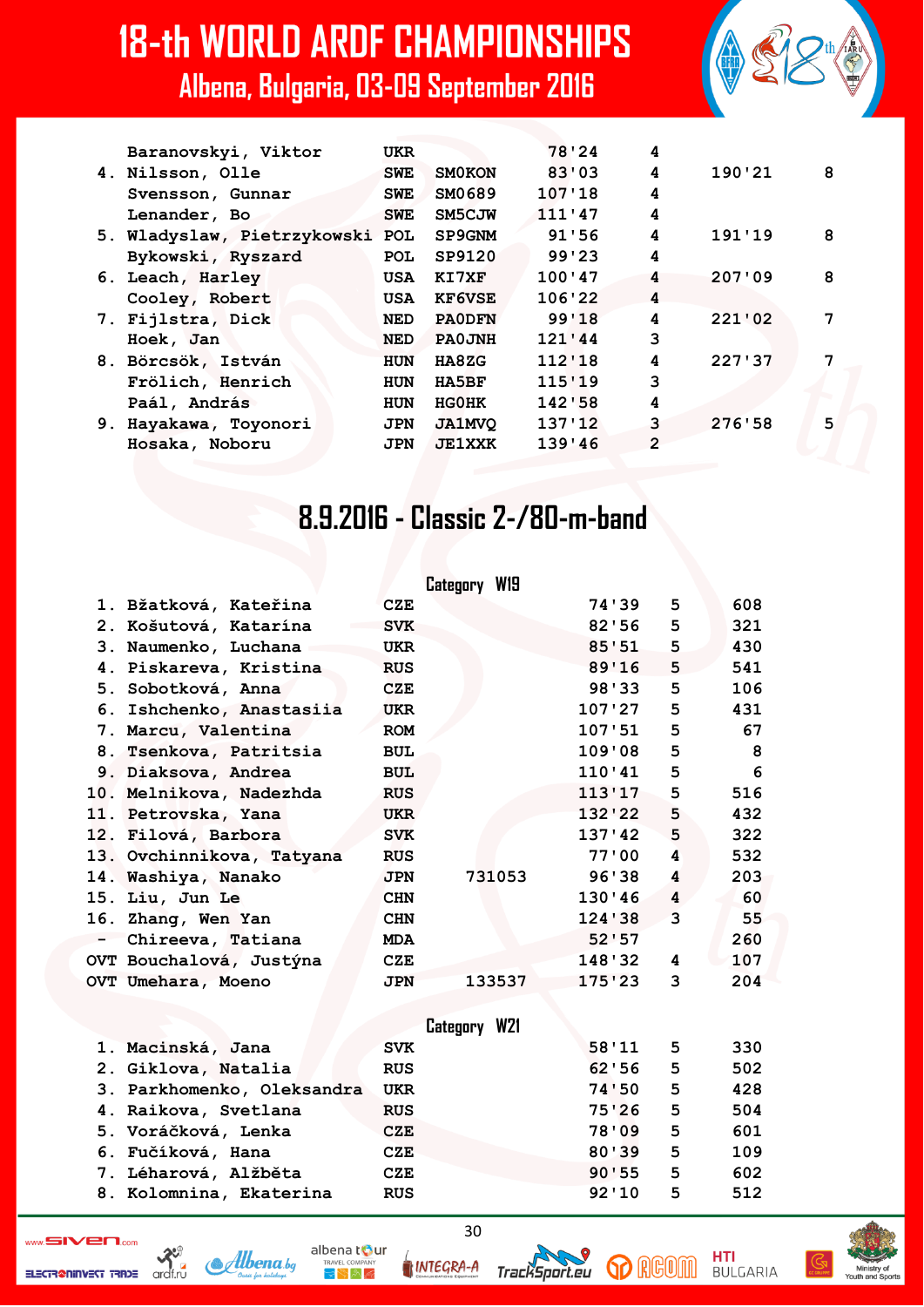| | Name | Country | Callsign | Time | Controls | Team time | Team controls |
|---|---|---|---|---|---|---|---|
| | Baranovskyi, Viktor | UKR | | 78'24 | 4 | | |
| 4. | Nilsson, Olle | SWE | SM0KON | 83'03 | 4 | 190'21 | 8 |
| | Svensson, Gunnar | SWE | SM0689 | 107'18 | 4 | | |
| | Lenander, Bo | SWE | SM5CJW | 111'47 | 4 | | |
| 5. | Wladyslaw, Pietrzykowski | POL | SP9GNM | 91'56 | 4 | 191'19 | 8 |
| | Bykowski, Ryszard | POL | SP9120 | 99'23 | 4 | | |
| 6. | Leach, Harley | USA | KI7XF | 100'47 | 4 | 207'09 | 8 |
| | Cooley, Robert | USA | KF6VSE | 106'22 | 4 | | |
| 7. | Fijlstra, Dick | NED | PA0DFN | 99'18 | 4 | 221'02 | 7 |
| | Hoek, Jan | NED | PA0JNH | 121'44 | 3 | | |
| 8. | Börcsök, István | HUN | HA8ZG | 112'18 | 4 | 227'37 | 7 |
| | Frölich, Henrich | HUN | HA5BF | 115'19 | 3 | | |
| | Paál, András | HUN | HG0HK | 142'58 | 4 | | |
| 9. | Hayakawa, Toyonori | JPN | JA1MVQ | 137'12 | 3 | 276'58 | 5 |
| | Hosaka, Noboru | JPN | JE1XXK | 139'46 | 2 | | |

## 8.9.2016 - Classic 2-/80-m-band

### Category W19

| | Name | Country | Callsign | Time | Controls | Start No. |
|---|---|---|---|---|---|---|
| 1. | Bžatková, Kateřina | CZE | | 74'39 | 5 | 608 |
| 2. | Košutová, Katarína | SVK | | 82'56 | 5 | 321 |
| 3. | Naumenko, Luchana | UKR | | 85'51 | 5 | 430 |
| 4. | Piskareva, Kristina | RUS | | 89'16 | 5 | 541 |
| 5. | Sobotková, Anna | CZE | | 98'33 | 5 | 106 |
| 6. | Ishchenko, Anastasiia | UKR | | 107'27 | 5 | 431 |
| 7. | Marcu, Valentina | ROM | | 107'51 | 5 | 67 |
| 8. | Tsenkova, Patritsia | BUL | | 109'08 | 5 | 8 |
| 9. | Diaksova, Andrea | BUL | | 110'41 | 5 | 6 |
| 10. | Melnikova, Nadezhda | RUS | | 113'17 | 5 | 516 |
| 11. | Petrovska, Yana | UKR | | 132'22 | 5 | 432 |
| 12. | Filová, Barbora | SVK | | 137'42 | 5 | 322 |
| 13. | Ovchinnikova, Tatyana | RUS | | 77'00 | 4 | 532 |
| 14. | Washiya, Nanako | JPN | 731053 | 96'38 | 4 | 203 |
| 15. | Liu, Jun Le | CHN | | 130'46 | 4 | 60 |
| 16. | Zhang, Wen Yan | CHN | | 124'38 | 3 | 55 |
| - | Chireeva, Tatiana | MDA | | 52'57 | | 260 |
| OVT | Bouchalová, Justýna | CZE | | 148'32 | 4 | 107 |
| OVT | Umehara, Moeno | JPN | 133537 | 175'23 | 3 | 204 |

### Category W21

| | Name | Country | Callsign | Time | Controls | Start No. |
|---|---|---|---|---|---|---|
| 1. | Macinská, Jana | SVK | | 58'11 | 5 | 330 |
| 2. | Giklova, Natalia | RUS | | 62'56 | 5 | 502 |
| 3. | Parkhomenko, Oleksandra | UKR | | 74'50 | 5 | 428 |
| 4. | Raikova, Svetlana | RUS | | 75'26 | 5 | 504 |
| 5. | Voráčková, Lenka | CZE | | 78'09 | 5 | 601 |
| 6. | Fučíková, Hana | CZE | | 80'39 | 5 | 109 |
| 7. | Léharová, Alžběta | CZE | | 90'55 | 5 | 602 |
| 8. | Kolomnina, Ekaterina | RUS | | 92'10 | 5 | 512 |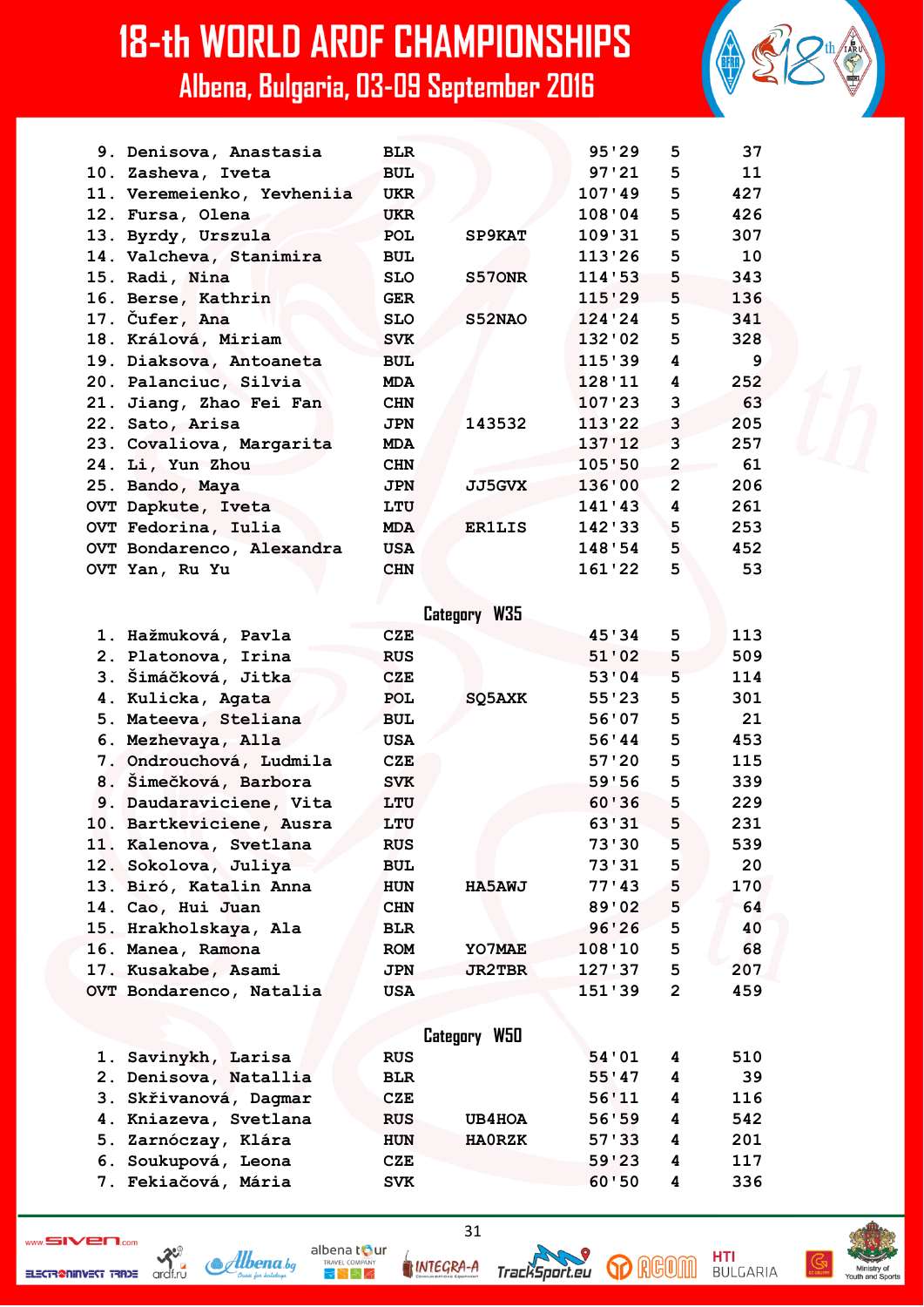| | | | | | | |
|---|---|---|---|---|---|---|
| 9. | Denisova, Anastasia | BLR | | 95'29 | 5 | 37 |
| 10. | Zasheva, Iveta | BUL | | 97'21 | 5 | 11 |
| 11. | Veremeienko, Yevheniia | UKR | | 107'49 | 5 | 427 |
| 12. | Fursa, Olena | UKR | | 108'04 | 5 | 426 |
| 13. | Byrdy, Urszula | POL | SP9KAT | 109'31 | 5 | 307 |
| 14. | Valcheva, Stanimira | BUL | | 113'26 | 5 | 10 |
| 15. | Radi, Nina | SLO | S57ONR | 114'53 | 5 | 343 |
| 16. | Berse, Kathrin | GER | | 115'29 | 5 | 136 |
| 17. | Čufer, Ana | SLO | S52NAO | 124'24 | 5 | 341 |
| 18. | Králová, Miriam | SVK | | 132'02 | 5 | 328 |
| 19. | Diaksova, Antoaneta | BUL | | 115'39 | 4 | 9 |
| 20. | Palanciuc, Silvia | MDA | | 128'11 | 4 | 252 |
| 21. | Jiang, Zhao Fei Fan | CHN | | 107'23 | 3 | 63 |
| 22. | Sato, Arisa | JPN | 143532 | 113'22 | 3 | 205 |
| 23. | Covaliova, Margarita | MDA | | 137'12 | 3 | 257 |
| 24. | Li, Yun Zhou | CHN | | 105'50 | 2 | 61 |
| 25. | Bando, Maya | JPN | JJ5GVX | 136'00 | 2 | 206 |
| OVT | Dapkute, Iveta | LTU | | 141'43 | 4 | 261 |
| OVT | Fedorina, Iulia | MDA | ER1LIS | 142'33 | 5 | 253 |
| OVT | Bondarenco, Alexandra | USA | | 148'54 | 5 | 452 |
| OVT | Yan, Ru Yu | CHN | | 161'22 | 5 | 53 |

## Category W35

| | | | | | | |
|---|---|---|---|---|---|---|
| 1. | Hažmuková, Pavla | CZE | | 45'34 | 5 | 113 |
| 2. | Platonova, Irina | RUS | | 51'02 | 5 | 509 |
| 3. | Šimáčková, Jitka | CZE | | 53'04 | 5 | 114 |
| 4. | Kulicka, Agata | POL | SQ5AXK | 55'23 | 5 | 301 |
| 5. | Mateeva, Steliana | BUL | | 56'07 | 5 | 21 |
| 6. | Mezhevaya, Alla | USA | | 56'44 | 5 | 453 |
| 7. | Ondrouchová, Ludmila | CZE | | 57'20 | 5 | 115 |
| 8. | Šimečková, Barbora | SVK | | 59'56 | 5 | 339 |
| 9. | Daudaraviciene, Vita | LTU | | 60'36 | 5 | 229 |
| 10. | Bartkeviciene, Ausra | LTU | | 63'31 | 5 | 231 |
| 11. | Kalenova, Svetlana | RUS | | 73'30 | 5 | 539 |
| 12. | Sokolova, Juliya | BUL | | 73'31 | 5 | 20 |
| 13. | Biró, Katalin Anna | HUN | HA5AWJ | 77'43 | 5 | 170 |
| 14. | Cao, Hui Juan | CHN | | 89'02 | 5 | 64 |
| 15. | Hrakholskaya, Ala | BLR | | 96'26 | 5 | 40 |
| 16. | Manea, Ramona | ROM | YO7MAE | 108'10 | 5 | 68 |
| 17. | Kusakabe, Asami | JPN | JR2TBR | 127'37 | 5 | 207 |
| OVT | Bondarenco, Natalia | USA | | 151'39 | 2 | 459 |

## Category W50

| | | | | | | |
|---|---|---|---|---|---|---|
| 1. | Savinykh, Larisa | RUS | | 54'01 | 4 | 510 |
| 2. | Denisova, Natallia | BLR | | 55'47 | 4 | 39 |
| 3. | Skřivanová, Dagmar | CZE | | 56'11 | 4 | 116 |
| 4. | Kniazeva, Svetlana | RUS | UB4HOA | 56'59 | 4 | 542 |
| 5. | Zarnóczay, Klára | HUN | HA0RZK | 57'33 | 4 | 201 |
| 6. | Soukupová, Leona | CZE | | 59'23 | 4 | 117 |
| 7. | Fekiačová, Mária | SVK | | 60'50 | 4 | 336 |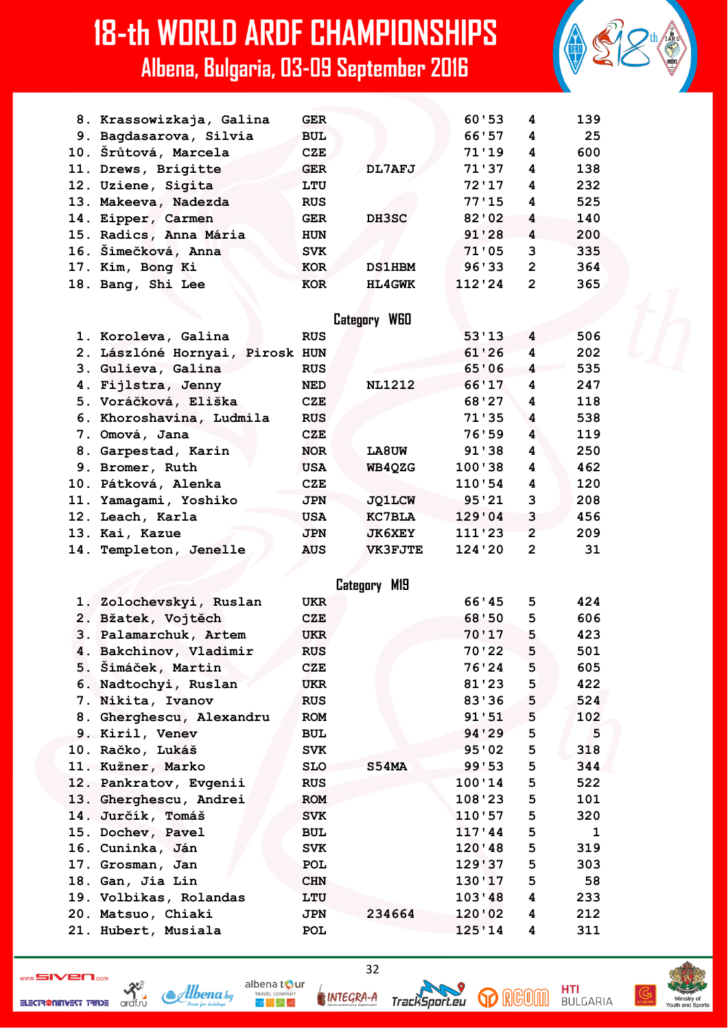| | | | | | | |
|---|---|---|---|---|---|---|
| 8. | Krassowizkaja, Galina | GER | | 60'53 | 4 | 139 |
| 9. | Bagdasarova, Silvia | BUL | | 66'57 | 4 | 25 |
| 10. | Šrůtová, Marcela | CZE | | 71'19 | 4 | 600 |
| 11. | Drews, Brigitte | GER | DL7AFJ | 71'37 | 4 | 138 |
| 12. | Uziene, Sigita | LTU | | 72'17 | 4 | 232 |
| 13. | Makeeva, Nadezda | RUS | | 77'15 | 4 | 525 |
| 14. | Eipper, Carmen | GER | DH3SC | 82'02 | 4 | 140 |
| 15. | Radics, Anna Mária | HUN | | 91'28 | 4 | 200 |
| 16. | Šimečková, Anna | SVK | | 71'05 | 3 | 335 |
| 17. | Kim, Bong Ki | KOR | DS1HBM | 96'33 | 2 | 364 |
| 18. | Bang, Shi Lee | KOR | HL4GWK | 112'24 | 2 | 365 |

### Category W60

| | | | | | | |
|---|---|---|---|---|---|---|
| 1. | Koroleva, Galina | RUS | | 53'13 | 4 | 506 |
| 2. | Lászlóné Hornyai, Pirosk | HUN | | 61'26 | 4 | 202 |
| 3. | Gulieva, Galina | RUS | | 65'06 | 4 | 535 |
| 4. | Fijlstra, Jenny | NED | NL1212 | 66'17 | 4 | 247 |
| 5. | Voráčková, Eliška | CZE | | 68'27 | 4 | 118 |
| 6. | Khoroshavina, Ludmila | RUS | | 71'35 | 4 | 538 |
| 7. | Omová, Jana | CZE | | 76'59 | 4 | 119 |
| 8. | Garpestad, Karin | NOR | LA8UW | 91'38 | 4 | 250 |
| 9. | Bromer, Ruth | USA | WB4QZG | 100'38 | 4 | 462 |
| 10. | Pátková, Alenka | CZE | | 110'54 | 4 | 120 |
| 11. | Yamagami, Yoshiko | JPN | JQ1LCW | 95'21 | 3 | 208 |
| 12. | Leach, Karla | USA | KC7BLA | 129'04 | 3 | 456 |
| 13. | Kai, Kazue | JPN | JK6XEY | 111'23 | 2 | 209 |
| 14. | Templeton, Jenelle | AUS | VK3FJTE | 124'20 | 2 | 31 |

### Category M19

| | | | | | | |
|---|---|---|---|---|---|---|
| 1. | Zolochevskyi, Ruslan | UKR | | 66'45 | 5 | 424 |
| 2. | Bžatek, Vojtěch | CZE | | 68'50 | 5 | 606 |
| 3. | Palamarchuk, Artem | UKR | | 70'17 | 5 | 423 |
| 4. | Bakchinov, Vladimir | RUS | | 70'22 | 5 | 501 |
| 5. | Šimáček, Martin | CZE | | 76'24 | 5 | 605 |
| 6. | Nadtochyi, Ruslan | UKR | | 81'23 | 5 | 422 |
| 7. | Nikita, Ivanov | RUS | | 83'36 | 5 | 524 |
| 8. | Gherghescu, Alexandru | ROM | | 91'51 | 5 | 102 |
| 9. | Kiril, Venev | BUL | | 94'29 | 5 | 5 |
| 10. | Račko, Lukáš | SVK | | 95'02 | 5 | 318 |
| 11. | Kužner, Marko | SLO | S54MA | 99'53 | 5 | 344 |
| 12. | Pankratov, Evgenii | RUS | | 100'14 | 5 | 522 |
| 13. | Gherghescu, Andrei | ROM | | 108'23 | 5 | 101 |
| 14. | Jurčík, Tomáš | SVK | | 110'57 | 5 | 320 |
| 15. | Dochev, Pavel | BUL | | 117'44 | 5 | 1 |
| 16. | Cuninka, Ján | SVK | | 120'48 | 5 | 319 |
| 17. | Grosman, Jan | POL | | 129'37 | 5 | 303 |
| 18. | Gan, Jia Lin | CHN | | 130'17 | 5 | 58 |
| 19. | Volbikas, Rolandas | LTU | | 103'48 | 4 | 233 |
| 20. | Matsuo, Chiaki | JPN | 234664 | 120'02 | 4 | 212 |
| 21. | Hubert, Musiala | POL | | 125'14 | 4 | 311 |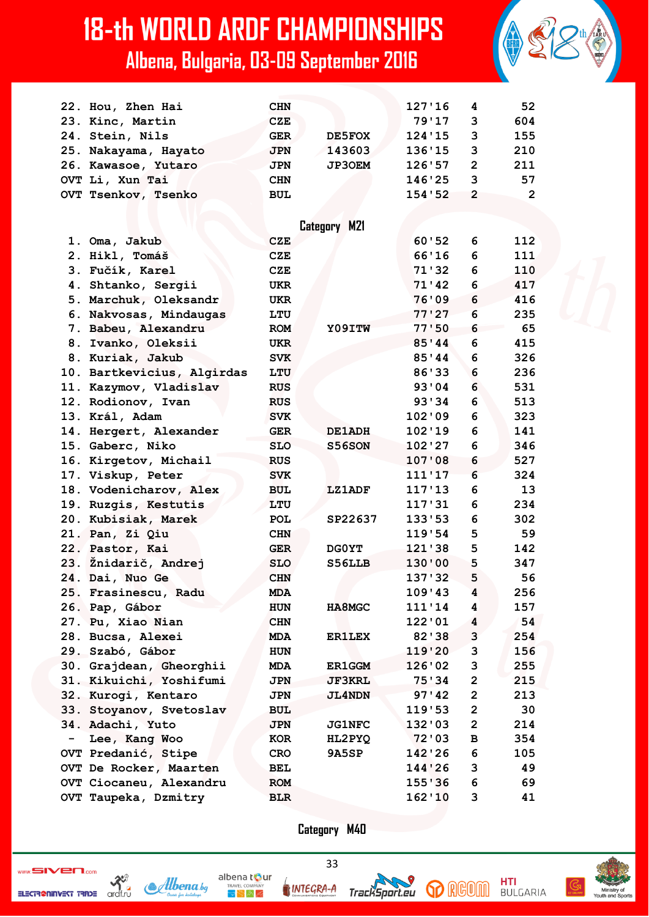| | | | | | | |
|---|---|---|---|---|---|---|
| 22. | Hou, Zhen Hai | CHN | | 127'16 | 4 | 52 |
| 23. | Kinc, Martin | CZE | | 79'17 | 3 | 604 |
| 24. | Stein, Nils | GER | DE5FOX | 124'15 | 3 | 155 |
| 25. | Nakayama, Hayato | JPN | 143603 | 136'15 | 3 | 210 |
| 26. | Kawasoe, Yutaro | JPN | JP3OEM | 126'57 | 2 | 211 |
| OVT | Li, Xun Tai | CHN | | 146'25 | 3 | 57 |
| OVT | Tsenkov, Tsenko | BUL | | 154'52 | 2 | 2 |

## Category M21

| | | | | | | |
|---|---|---|---|---|---|---|
| 1. | Oma, Jakub | CZE | | 60'52 | 6 | 112 |
| 2. | Hikl, Tomáš | CZE | | 66'16 | 6 | 111 |
| 3. | Fučík, Karel | CZE | | 71'32 | 6 | 110 |
| 4. | Shtanko, Sergii | UKR | | 71'42 | 6 | 417 |
| 5. | Marchuk, Oleksandr | UKR | | 76'09 | 6 | 416 |
| 6. | Nakvosas, Mindaugas | LTU | | 77'27 | 6 | 235 |
| 7. | Babeu, Alexandru | ROM | YO9ITW | 77'50 | 6 | 65 |
| 8. | Ivanko, Oleksii | UKR | | 85'44 | 6 | 415 |
| 8. | Kuriak, Jakub | SVK | | 85'44 | 6 | 326 |
| 10. | Bartkevicius, Algirdas | LTU | | 86'33 | 6 | 236 |
| 11. | Kazymov, Vladislav | RUS | | 93'04 | 6 | 531 |
| 12. | Rodionov, Ivan | RUS | | 93'34 | 6 | 513 |
| 13. | Král, Adam | SVK | | 102'09 | 6 | 323 |
| 14. | Hergert, Alexander | GER | DE1ADH | 102'19 | 6 | 141 |
| 15. | Gaberc, Niko | SLO | S56SON | 102'27 | 6 | 346 |
| 16. | Kirgetov, Michail | RUS | | 107'08 | 6 | 527 |
| 17. | Viskup, Peter | SVK | | 111'17 | 6 | 324 |
| 18. | Vodenicharov, Alex | BUL | LZ1ADF | 117'13 | 6 | 13 |
| 19. | Ruzgis, Kestutis | LTU | | 117'31 | 6 | 234 |
| 20. | Kubisiak, Marek | POL | SP22637 | 133'53 | 6 | 302 |
| 21. | Pan, Zi Qiu | CHN | | 119'54 | 5 | 59 |
| 22. | Pastor, Kai | GER | DG0YT | 121'38 | 5 | 142 |
| 23. | Žnidarič, Andrej | SLO | S56LLB | 130'00 | 5 | 347 |
| 24. | Dai, Nuo Ge | CHN | | 137'32 | 5 | 56 |
| 25. | Frasinescu, Radu | MDA | | 109'43 | 4 | 256 |
| 26. | Pap, Gábor | HUN | HA8MGC | 111'14 | 4 | 157 |
| 27. | Pu, Xiao Nian | CHN | | 122'01 | 4 | 54 |
| 28. | Bucsa, Alexei | MDA | ER1LEX | 82'38 | 3 | 254 |
| 29. | Szabó, Gábor | HUN | | 119'20 | 3 | 156 |
| 30. | Grajdean, Gheorghii | MDA | ER1GGM | 126'02 | 3 | 255 |
| 31. | Kikuichi, Yoshifumi | JPN | JF3KRL | 75'34 | 2 | 215 |
| 32. | Kurogi, Kentaro | JPN | JL4NDN | 97'42 | 2 | 213 |
| 33. | Stoyanov, Svetoslav | BUL | | 119'53 | 2 | 30 |
| 34. | Adachi, Yuto | JPN | JG1NFC | 132'03 | 2 | 214 |
| - | Lee, Kang Woo | KOR | HL2PYQ | 72'03 | B | 354 |
| OVT | Predanić, Stipe | CRO | 9A5SP | 142'26 | 6 | 105 |
| OVT | De Rocker, Maarten | BEL | | 144'26 | 3 | 49 |
| OVT | Ciocaneu, Alexandru | ROM | | 155'36 | 6 | 69 |
| OVT | Taupeka, Dzmitry | BLR | | 162'10 | 3 | 41 |

## Category M40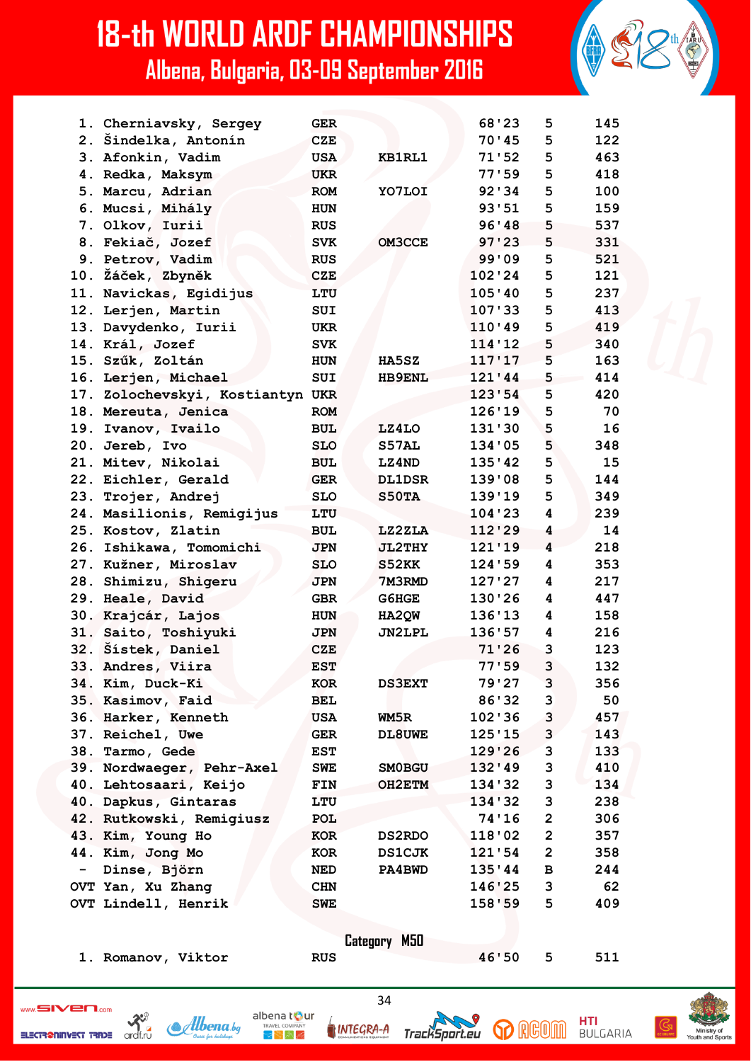# 18-th WORLD ARDF CHAMPIONSHIPS

## Albena, Bulgaria, 03-09 September 2016

| Place | Name | Country | Callsign | Time | Controls | No. |
|---|---|---|---|---|---|---|
| 1. | Cherniavsky, Sergey | GER | | 68'23 | 5 | 145 |
| 2. | Šindelka, Antonín | CZE | | 70'45 | 5 | 122 |
| 3. | Afonkin, Vadim | USA | KB1RL1 | 71'52 | 5 | 463 |
| 4. | Redka, Maksym | UKR | | 77'59 | 5 | 418 |
| 5. | Marcu, Adrian | ROM | YO7LOI | 92'34 | 5 | 100 |
| 6. | Mucsi, Mihály | HUN | | 93'51 | 5 | 159 |
| 7. | Olkov, Iurii | RUS | | 96'48 | 5 | 537 |
| 8. | Fekiač, Jozef | SVK | OM3CCE | 97'23 | 5 | 331 |
| 9. | Petrov, Vadim | RUS | | 99'09 | 5 | 521 |
| 10. | Žáček, Zbyněk | CZE | | 102'24 | 5 | 121 |
| 11. | Navickas, Egidijus | LTU | | 105'40 | 5 | 237 |
| 12. | Lerjen, Martin | SUI | | 107'33 | 5 | 413 |
| 13. | Davydenko, Iurii | UKR | | 110'49 | 5 | 419 |
| 14. | Král, Jozef | SVK | | 114'12 | 5 | 340 |
| 15. | Szűk, Zoltán | HUN | HA5SZ | 117'17 | 5 | 163 |
| 16. | Lerjen, Michael | SUI | HB9ENL | 121'44 | 5 | 414 |
| 17. | Zolochevskyi, Kostiantyn | UKR | | 123'54 | 5 | 420 |
| 18. | Mereuta, Jenica | ROM | | 126'19 | 5 | 70 |
| 19. | Ivanov, Ivailo | BUL | LZ4LO | 131'30 | 5 | 16 |
| 20. | Jereb, Ivo | SLO | S57AL | 134'05 | 5 | 348 |
| 21. | Mitev, Nikolai | BUL | LZ4ND | 135'42 | 5 | 15 |
| 22. | Eichler, Gerald | GER | DL1DSR | 139'08 | 5 | 144 |
| 23. | Trojer, Andrej | SLO | S50TA | 139'19 | 5 | 349 |
| 24. | Masilionis, Remigijus | LTU | | 104'23 | 4 | 239 |
| 25. | Kostov, Zlatin | BUL | LZ2ZLA | 112'29 | 4 | 14 |
| 26. | Ishikawa, Tomomichi | JPN | JL2THY | 121'19 | 4 | 218 |
| 27. | Kužner, Miroslav | SLO | S52KK | 124'59 | 4 | 353 |
| 28. | Shimizu, Shigeru | JPN | 7M3RMD | 127'27 | 4 | 217 |
| 29. | Heale, David | GBR | G6HGE | 130'26 | 4 | 447 |
| 30. | Krajcár, Lajos | HUN | HA2QW | 136'13 | 4 | 158 |
| 31. | Saito, Toshiyuki | JPN | JN2LPL | 136'57 | 4 | 216 |
| 32. | Šístek, Daniel | CZE | | 71'26 | 3 | 123 |
| 33. | Andres, Viira | EST | | 77'59 | 3 | 132 |
| 34. | Kim, Duck-Ki | KOR | DS3EXT | 79'27 | 3 | 356 |
| 35. | Kasimov, Faid | BEL | | 86'32 | 3 | 50 |
| 36. | Harker, Kenneth | USA | WM5R | 102'36 | 3 | 457 |
| 37. | Reichel, Uwe | GER | DL8UWE | 125'15 | 3 | 143 |
| 38. | Tarmo, Gede | EST | | 129'26 | 3 | 133 |
| 39. | Nordwaeger, Pehr-Axel | SWE | SM0BGU | 132'49 | 3 | 410 |
| 40. | Lehtosaari, Keijo | FIN | OH2ETM | 134'32 | 3 | 134 |
| 40. | Dapkus, Gintaras | LTU | | 134'32 | 3 | 238 |
| 42. | Rutkowski, Remigiusz | POL | | 74'16 | 2 | 306 |
| 43. | Kim, Young Ho | KOR | DS2RDO | 118'02 | 2 | 357 |
| 44. | Kim, Jong Mo | KOR | DS1CJK | 121'54 | 2 | 358 |
| - | Dinse, Björn | NED | PA4BWD | 135'44 | B | 244 |
| OVT | Yan, Xu Zhang | CHN | | 146'25 | 3 | 62 |
| OVT | Lindell, Henrik | SWE | | 158'59 | 5 | 409 |

### Category M50

| Place | Name | Country | Callsign | Time | Controls | No. |
|---|---|---|---|---|---|---|
| 1. | Romanov, Viktor | RUS | | 46'50 | 5 | 511 |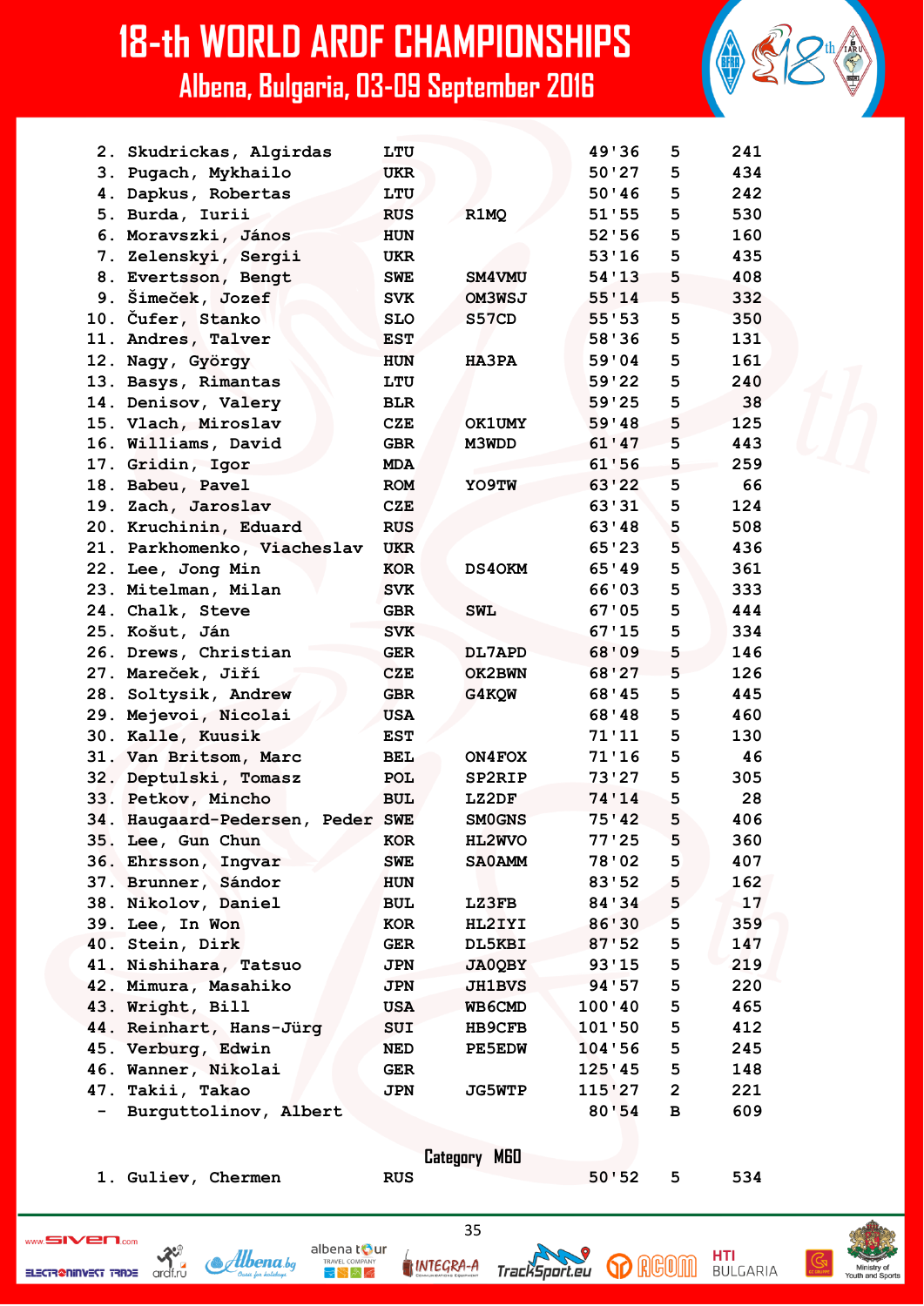# 18-th WORLD ARDF CHAMPIONSHIPS

## Albena, Bulgaria, 03-09 September 2016

| | | | | | | |
|---|---|---|---|---|---|---|
| 2. | Skudrickas, Algirdas | LTU | | 49'36 | 5 | 241 |
| 3. | Pugach, Mykhailo | UKR | | 50'27 | 5 | 434 |
| 4. | Dapkus, Robertas | LTU | | 50'46 | 5 | 242 |
| 5. | Burda, Iurii | RUS | R1MQ | 51'55 | 5 | 530 |
| 6. | Moravszki, János | HUN | | 52'56 | 5 | 160 |
| 7. | Zelenskyi, Sergii | UKR | | 53'16 | 5 | 435 |
| 8. | Evertsson, Bengt | SWE | SM4VMU | 54'13 | 5 | 408 |
| 9. | Šimeček, Jozef | SVK | OM3WSJ | 55'14 | 5 | 332 |
| 10. | Čufer, Stanko | SLO | S57CD | 55'53 | 5 | 350 |
| 11. | Andres, Talver | EST | | 58'36 | 5 | 131 |
| 12. | Nagy, György | HUN | HA3PA | 59'04 | 5 | 161 |
| 13. | Basys, Rimantas | LTU | | 59'22 | 5 | 240 |
| 14. | Denisov, Valery | BLR | | 59'25 | 5 | 38 |
| 15. | Vlach, Miroslav | CZE | OK1UMY | 59'48 | 5 | 125 |
| 16. | Williams, David | GBR | M3WDD | 61'47 | 5 | 443 |
| 17. | Gridin, Igor | MDA | | 61'56 | 5 | 259 |
| 18. | Babeu, Pavel | ROM | YO9TW | 63'22 | 5 | 66 |
| 19. | Zach, Jaroslav | CZE | | 63'31 | 5 | 124 |
| 20. | Kruchinin, Eduard | RUS | | 63'48 | 5 | 508 |
| 21. | Parkhomenko, Viacheslav | UKR | | 65'23 | 5 | 436 |
| 22. | Lee, Jong Min | KOR | DS4OKM | 65'49 | 5 | 361 |
| 23. | Mitelman, Milan | SVK | | 66'03 | 5 | 333 |
| 24. | Chalk, Steve | GBR | SWL | 67'05 | 5 | 444 |
| 25. | Košut, Ján | SVK | | 67'15 | 5 | 334 |
| 26. | Drews, Christian | GER | DL7APD | 68'09 | 5 | 146 |
| 27. | Mareček, Jiří | CZE | OK2BWN | 68'27 | 5 | 126 |
| 28. | Soltysik, Andrew | GBR | G4KQW | 68'45 | 5 | 445 |
| 29. | Mejevoi, Nicolai | USA | | 68'48 | 5 | 460 |
| 30. | Kalle, Kuusik | EST | | 71'11 | 5 | 130 |
| 31. | Van Britsom, Marc | BEL | ON4FOX | 71'16 | 5 | 46 |
| 32. | Deptulski, Tomasz | POL | SP2RIP | 73'27 | 5 | 305 |
| 33. | Petkov, Mincho | BUL | LZ2DF | 74'14 | 5 | 28 |
| 34. | Haugaard-Pedersen, Peder | SWE | SM0GNS | 75'42 | 5 | 406 |
| 35. | Lee, Gun Chun | KOR | HL2WVO | 77'25 | 5 | 360 |
| 36. | Ehrsson, Ingvar | SWE | SA0AMM | 78'02 | 5 | 407 |
| 37. | Brunner, Sándor | HUN | | 83'52 | 5 | 162 |
| 38. | Nikolov, Daniel | BUL | LZ3FB | 84'34 | 5 | 17 |
| 39. | Lee, In Won | KOR | HL2IYI | 86'30 | 5 | 359 |
| 40. | Stein, Dirk | GER | DL5KBI | 87'52 | 5 | 147 |
| 41. | Nishihara, Tatsuo | JPN | JA0QBY | 93'15 | 5 | 219 |
| 42. | Mimura, Masahiko | JPN | JH1BVS | 94'57 | 5 | 220 |
| 43. | Wright, Bill | USA | WB6CMD | 100'40 | 5 | 465 |
| 44. | Reinhart, Hans-Jürg | SUI | HB9CFB | 101'50 | 5 | 412 |
| 45. | Verburg, Edwin | NED | PE5EDW | 104'56 | 5 | 245 |
| 46. | Wanner, Nikolai | GER | | 125'45 | 5 | 148 |
| 47. | Takii, Takao | JPN | JG5WTP | 115'27 | 2 | 221 |
| - | Burguttolinov, Albert | | | 80'54 | B | 609 |

### Category M60

| | | | | | | |
|---|---|---|---|---|---|---|
| 1. | Guliev, Chermen | RUS | | 50'52 | 5 | 534 |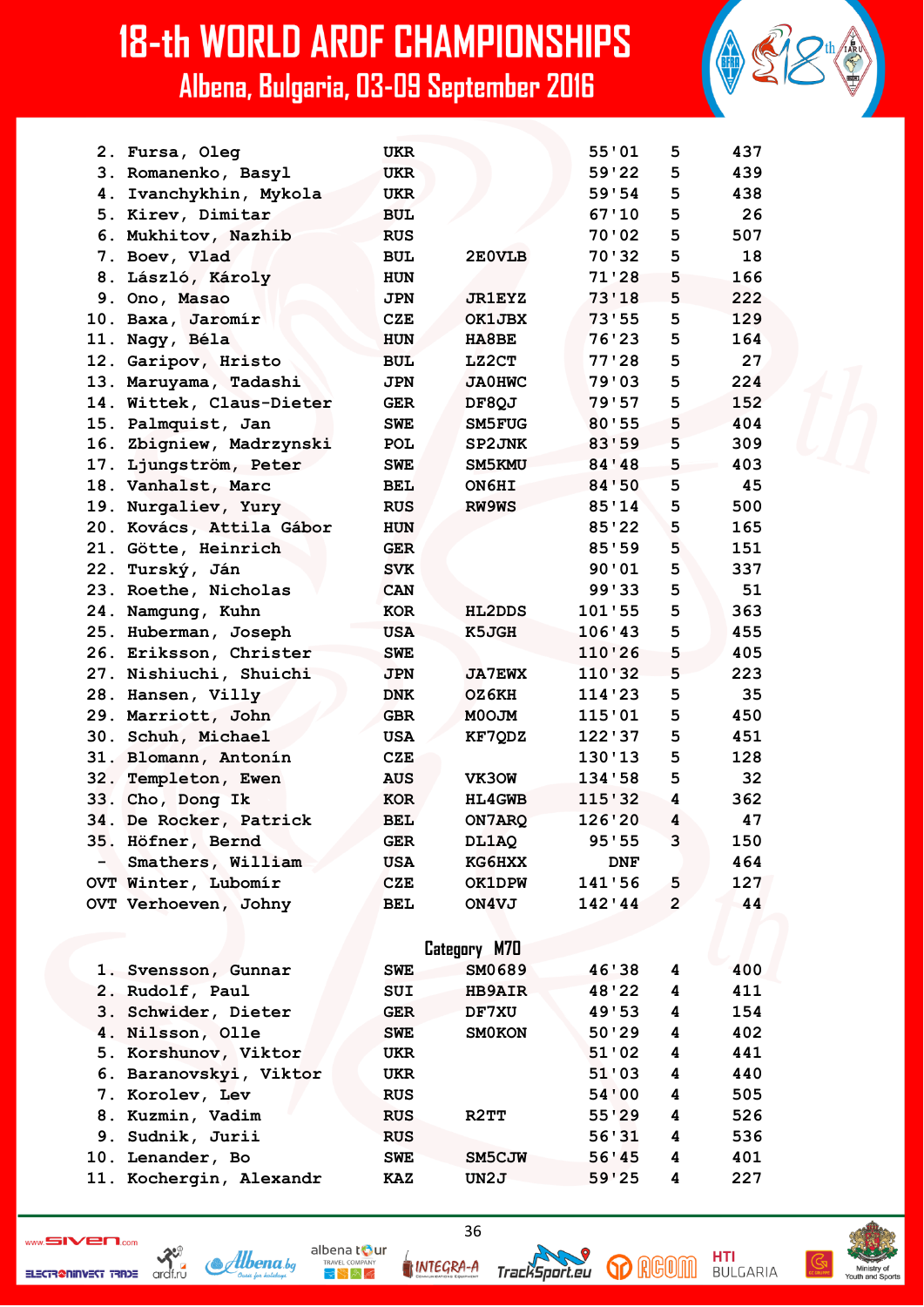| | Name | Country | Callsign | Time | Controls | Start No. |
|---|---|---|---|---|---|---|
| 2. | Fursa, Oleg | UKR | | 55'01 | 5 | 437 |
| 3. | Romanenko, Basyl | UKR | | 59'22 | 5 | 439 |
| 4. | Ivanchykhin, Mykola | UKR | | 59'54 | 5 | 438 |
| 5. | Kirev, Dimitar | BUL | | 67'10 | 5 | 26 |
| 6. | Mukhitov, Nazhib | RUS | | 70'02 | 5 | 507 |
| 7. | Boev, Vlad | BUL | 2E0VLB | 70'32 | 5 | 18 |
| 8. | László, Károly | HUN | | 71'28 | 5 | 166 |
| 9. | Ono, Masao | JPN | JR1EYZ | 73'18 | 5 | 222 |
| 10. | Baxa, Jaromír | CZE | OK1JBX | 73'55 | 5 | 129 |
| 11. | Nagy, Béla | HUN | HA8BE | 76'23 | 5 | 164 |
| 12. | Garipov, Hristo | BUL | LZ2CT | 77'28 | 5 | 27 |
| 13. | Maruyama, Tadashi | JPN | JA0HWC | 79'03 | 5 | 224 |
| 14. | Wittek, Claus-Dieter | GER | DF8QJ | 79'57 | 5 | 152 |
| 15. | Palmquist, Jan | SWE | SM5FUG | 80'55 | 5 | 404 |
| 16. | Zbigniew, Madrzynski | POL | SP2JNK | 83'59 | 5 | 309 |
| 17. | Ljungström, Peter | SWE | SM5KMU | 84'48 | 5 | 403 |
| 18. | Vanhalst, Marc | BEL | ON6HI | 84'50 | 5 | 45 |
| 19. | Nurgaliev, Yury | RUS | RW9WS | 85'14 | 5 | 500 |
| 20. | Kovács, Attila Gábor | HUN | | 85'22 | 5 | 165 |
| 21. | Götte, Heinrich | GER | | 85'59 | 5 | 151 |
| 22. | Turský, Ján | SVK | | 90'01 | 5 | 337 |
| 23. | Roethe, Nicholas | CAN | | 99'33 | 5 | 51 |
| 24. | Namgung, Kuhn | KOR | HL2DDS | 101'55 | 5 | 363 |
| 25. | Huberman, Joseph | USA | K5JGH | 106'43 | 5 | 455 |
| 26. | Eriksson, Christer | SWE | | 110'26 | 5 | 405 |
| 27. | Nishiuchi, Shuichi | JPN | JA7EWX | 110'32 | 5 | 223 |
| 28. | Hansen, Villy | DNK | OZ6KH | 114'23 | 5 | 35 |
| 29. | Marriott, John | GBR | M0OJM | 115'01 | 5 | 450 |
| 30. | Schuh, Michael | USA | KF7QDZ | 122'37 | 5 | 451 |
| 31. | Blomann, Antonín | CZE | | 130'13 | 5 | 128 |
| 32. | Templeton, Ewen | AUS | VK3OW | 134'58 | 5 | 32 |
| 33. | Cho, Dong Ik | KOR | HL4GWB | 115'32 | 4 | 362 |
| 34. | De Rocker, Patrick | BEL | ON7ARQ | 126'20 | 4 | 47 |
| 35. | Höfner, Bernd | GER | DL1AQ | 95'55 | 3 | 150 |
| - | Smathers, William | USA | KG6HXX | DNF | | 464 |
| OVT | Winter, Lubomír | CZE | OK1DPW | 141'56 | 5 | 127 |
| OVT | Verhoeven, Johny | BEL | ON4VJ | 142'44 | 2 | 44 |

## Category M70

| | Name | Country | Callsign | Time | Controls | Start No. |
|---|---|---|---|---|---|---|
| 1. | Svensson, Gunnar | SWE | SM0689 | 46'38 | 4 | 400 |
| 2. | Rudolf, Paul | SUI | HB9AIR | 48'22 | 4 | 411 |
| 3. | Schwider, Dieter | GER | DF7XU | 49'53 | 4 | 154 |
| 4. | Nilsson, Olle | SWE | SM0KON | 50'29 | 4 | 402 |
| 5. | Korshunov, Viktor | UKR | | 51'02 | 4 | 441 |
| 6. | Baranovskyi, Viktor | UKR | | 51'03 | 4 | 440 |
| 7. | Korolev, Lev | RUS | | 54'00 | 4 | 505 |
| 8. | Kuzmin, Vadim | RUS | R2TT | 55'29 | 4 | 526 |
| 9. | Sudnik, Jurii | RUS | | 56'31 | 4 | 536 |
| 10. | Lenander, Bo | SWE | SM5CJW | 56'45 | 4 | 401 |
| 11. | Kochergin, Alexandr | KAZ | UN2J | 59'25 | 4 | 227 |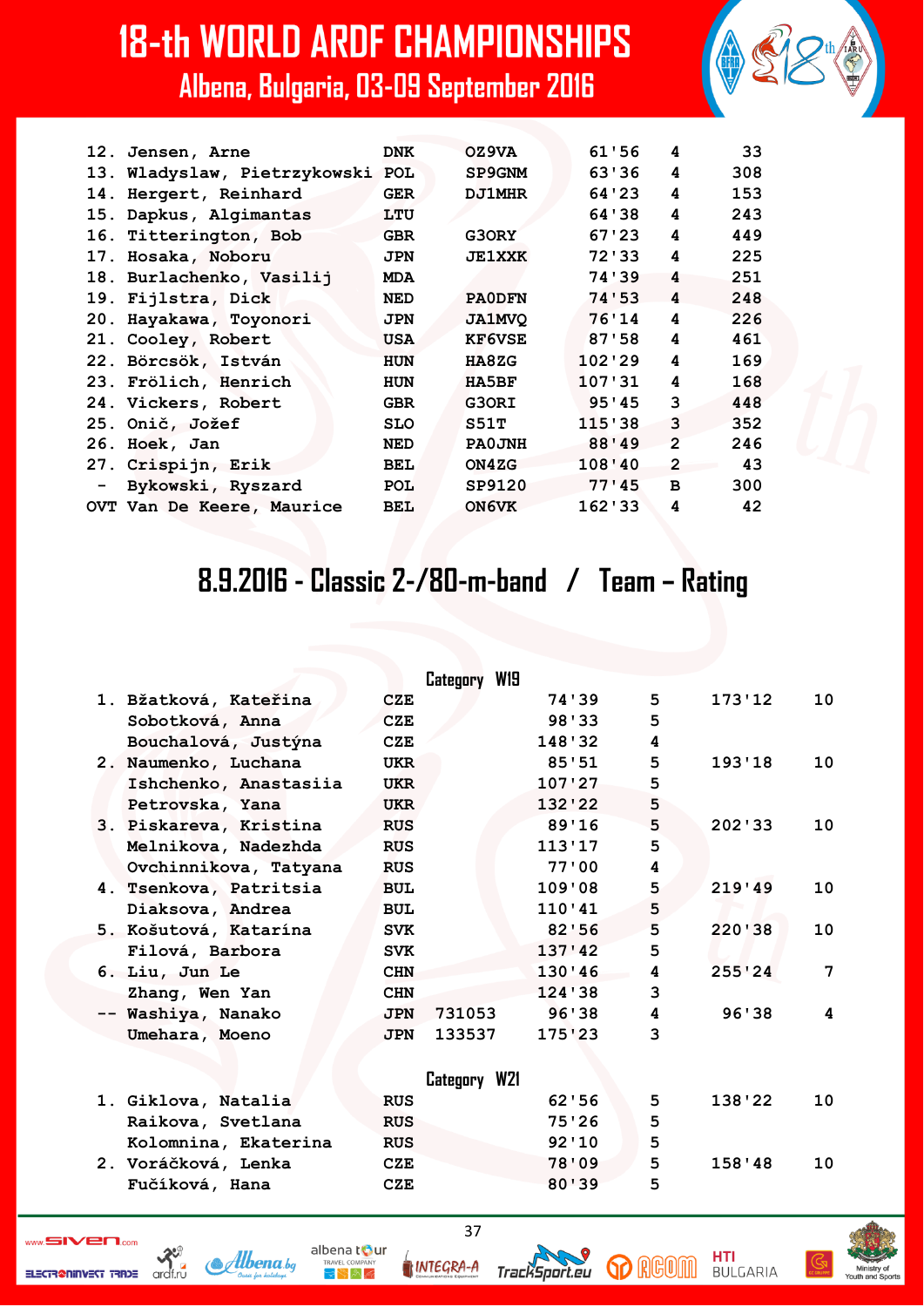| | | | | | | |
|---|---|---|---|---|---|---|
| 12. | Jensen, Arne | DNK | OZ9VA | 61'56 | 4 | 33 |
| 13. | Wladyslaw, Pietrzykowski | POL | SP9GNM | 63'36 | 4 | 308 |
| 14. | Hergert, Reinhard | GER | DJ1MHR | 64'23 | 4 | 153 |
| 15. | Dapkus, Algimantas | LTU | | 64'38 | 4 | 243 |
| 16. | Titterington, Bob | GBR | G3ORY | 67'23 | 4 | 449 |
| 17. | Hosaka, Noboru | JPN | JE1XXK | 72'33 | 4 | 225 |
| 18. | Burlachenko, Vasilij | MDA | | 74'39 | 4 | 251 |
| 19. | Fijlstra, Dick | NED | PA0DFN | 74'53 | 4 | 248 |
| 20. | Hayakawa, Toyonori | JPN | JA1MVQ | 76'14 | 4 | 226 |
| 21. | Cooley, Robert | USA | KF6VSE | 87'58 | 4 | 461 |
| 22. | Börcsök, István | HUN | HA8ZG | 102'29 | 4 | 169 |
| 23. | Frölich, Henrich | HUN | HA5BF | 107'31 | 4 | 168 |
| 24. | Vickers, Robert | GBR | G3ORI | 95'45 | 3 | 448 |
| 25. | Onič, Jožef | SLO | S51T | 115'38 | 3 | 352 |
| 26. | Hoek, Jan | NED | PA0JNH | 88'49 | 2 | 246 |
| 27. | Crispijn, Erik | BEL | ON4ZG | 108'40 | 2 | 43 |
| - | Bykowski, Ryszard | POL | SP9120 | 77'45 | B | 300 |
| OVT | Van De Keere, Maurice | BEL | ON6VK | 162'33 | 4 | 42 |

# 8.9.2016 - Classic 2-/80-m-band / Team – Rating

### Category W19

| | | | | | | | |
|---|---|---|---|---|---|---|---|
| 1. | Bžatková, Kateřina | CZE | | 74'39 | 5 | 173'12 | 10 |
| | Sobotková, Anna | CZE | | 98'33 | 5 | | |
| | Bouchalová, Justýna | CZE | | 148'32 | 4 | | |
| 2. | Naumenko, Luchana | UKR | | 85'51 | 5 | 193'18 | 10 |
| | Ishchenko, Anastasiia | UKR | | 107'27 | 5 | | |
| | Petrovska, Yana | UKR | | 132'22 | 5 | | |
| 3. | Piskareva, Kristina | RUS | | 89'16 | 5 | 202'33 | 10 |
| | Melnikova, Nadezhda | RUS | | 113'17 | 5 | | |
| | Ovchinnikova, Tatyana | RUS | | 77'00 | 4 | | |
| 4. | Tsenkova, Patritsia | BUL | | 109'08 | 5 | 219'49 | 10 |
| | Diaksova, Andrea | BUL | | 110'41 | 5 | | |
| 5. | Košutová, Katarína | SVK | | 82'56 | 5 | 220'38 | 10 |
| | Filová, Barbora | SVK | | 137'42 | 5 | | |
| 6. | Liu, Jun Le | CHN | | 130'46 | 4 | 255'24 | 7 |
| | Zhang, Wen Yan | CHN | | 124'38 | 3 | | |
| -- | Washiya, Nanako | JPN | 731053 | 96'38 | 4 | 96'38 | 4 |
| | Umehara, Moeno | JPN | 133537 | 175'23 | 3 | | |

### Category W21

| | | | | | | | |
|---|---|---|---|---|---|---|---|
| 1. | Giklova, Natalia | RUS | | 62'56 | 5 | 138'22 | 10 |
| | Raikova, Svetlana | RUS | | 75'26 | 5 | | |
| | Kolomnina, Ekaterina | RUS | | 92'10 | 5 | | |
| 2. | Voráčková, Lenka | CZE | | 78'09 | 5 | 158'48 | 10 |
| | Fučíková, Hana | CZE | | 80'39 | 5 | | |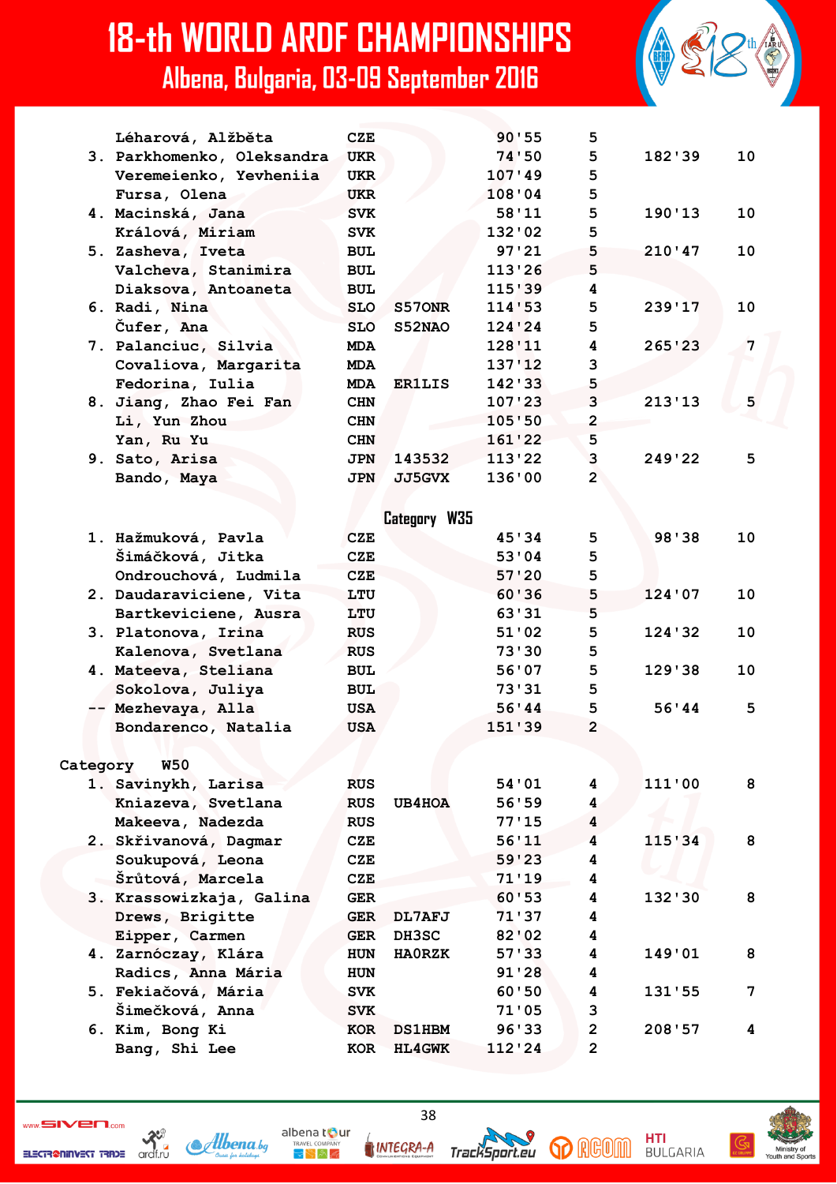| | Name | Country | Callsign | Time | Controls | Total time | Total controls |
|---|---|---|---|---|---|---|---|
| | Léharová, Alžběta | CZE | | 90'55 | 5 | | |
| 3. | Parkhomenko, Oleksandra | UKR | | 74'50 | 5 | 182'39 | 10 |
| | Veremeienko, Yevheniia | UKR | | 107'49 | 5 | | |
| | Fursa, Olena | UKR | | 108'04 | 5 | | |
| 4. | Macinská, Jana | SVK | | 58'11 | 5 | 190'13 | 10 |
| | Králová, Miriam | SVK | | 132'02 | 5 | | |
| 5. | Zasheva, Iveta | BUL | | 97'21 | 5 | 210'47 | 10 |
| | Valcheva, Stanimira | BUL | | 113'26 | 5 | | |
| | Diaksova, Antoaneta | BUL | | 115'39 | 4 | | |
| 6. | Radi, Nina | SLO | S57ONR | 114'53 | 5 | 239'17 | 10 |
| | Čufer, Ana | SLO | S52NAO | 124'24 | 5 | | |
| 7. | Palanciuc, Silvia | MDA | | 128'11 | 4 | 265'23 | 7 |
| | Covaliova, Margarita | MDA | | 137'12 | 3 | | |
| | Fedorina, Iulia | MDA | ER1LIS | 142'33 | 5 | | |
| 8. | Jiang, Zhao Fei Fan | CHN | | 107'23 | 3 | 213'13 | 5 |
| | Li, Yun Zhou | CHN | | 105'50 | 2 | | |
| | Yan, Ru Yu | CHN | | 161'22 | 5 | | |
| 9. | Sato, Arisa | JPN | 143532 | 113'22 | 3 | 249'22 | 5 |
| | Bando, Maya | JPN | JJ5GVX | 136'00 | 2 | | |

## Category W35

| | Name | Country | Callsign | Time | Controls | Total time | Total controls |
|---|---|---|---|---|---|---|---|
| 1. | Hažmuková, Pavla | CZE | | 45'34 | 5 | 98'38 | 10 |
| | Šimáčková, Jitka | CZE | | 53'04 | 5 | | |
| | Ondrouchová, Ludmila | CZE | | 57'20 | 5 | | |
| 2. | Daudaraviciene, Vita | LTU | | 60'36 | 5 | 124'07 | 10 |
| | Bartkeviciene, Ausra | LTU | | 63'31 | 5 | | |
| 3. | Platonova, Irina | RUS | | 51'02 | 5 | 124'32 | 10 |
| | Kalenova, Svetlana | RUS | | 73'30 | 5 | | |
| 4. | Mateeva, Steliana | BUL | | 56'07 | 5 | 129'38 | 10 |
| | Sokolova, Juliya | BUL | | 73'31 | 5 | | |
| -- | Mezhevaya, Alla | USA | | 56'44 | 5 | 56'44 | 5 |
| | Bondarenco, Natalia | USA | | 151'39 | 2 | | |

## Category W50

| | Name | Country | Callsign | Time | Controls | Total time | Total controls |
|---|---|---|---|---|---|---|---|
| 1. | Savinykh, Larisa | RUS | | 54'01 | 4 | 111'00 | 8 |
| | Kniazeva, Svetlana | RUS | UB4HOA | 56'59 | 4 | | |
| | Makeeva, Nadezda | RUS | | 77'15 | 4 | | |
| 2. | Skřivanová, Dagmar | CZE | | 56'11 | 4 | 115'34 | 8 |
| | Soukupová, Leona | CZE | | 59'23 | 4 | | |
| | Šrůtová, Marcela | CZE | | 71'19 | 4 | | |
| 3. | Krassowizkaja, Galina | GER | | 60'53 | 4 | 132'30 | 8 |
| | Drews, Brigitte | GER | DL7AFJ | 71'37 | 4 | | |
| | Eipper, Carmen | GER | DH3SC | 82'02 | 4 | | |
| 4. | Zarnóczay, Klára | HUN | HA0RZK | 57'33 | 4 | 149'01 | 8 |
| | Radics, Anna Mária | HUN | | 91'28 | 4 | | |
| 5. | Fekiačová, Mária | SVK | | 60'50 | 4 | 131'55 | 7 |
| | Šimečková, Anna | SVK | | 71'05 | 3 | | |
| 6. | Kim, Bong Ki | KOR | DS1HBM | 96'33 | 2 | 208'57 | 4 |
| | Bang, Shi Lee | KOR | HL4GWK | 112'24 | 2 | | |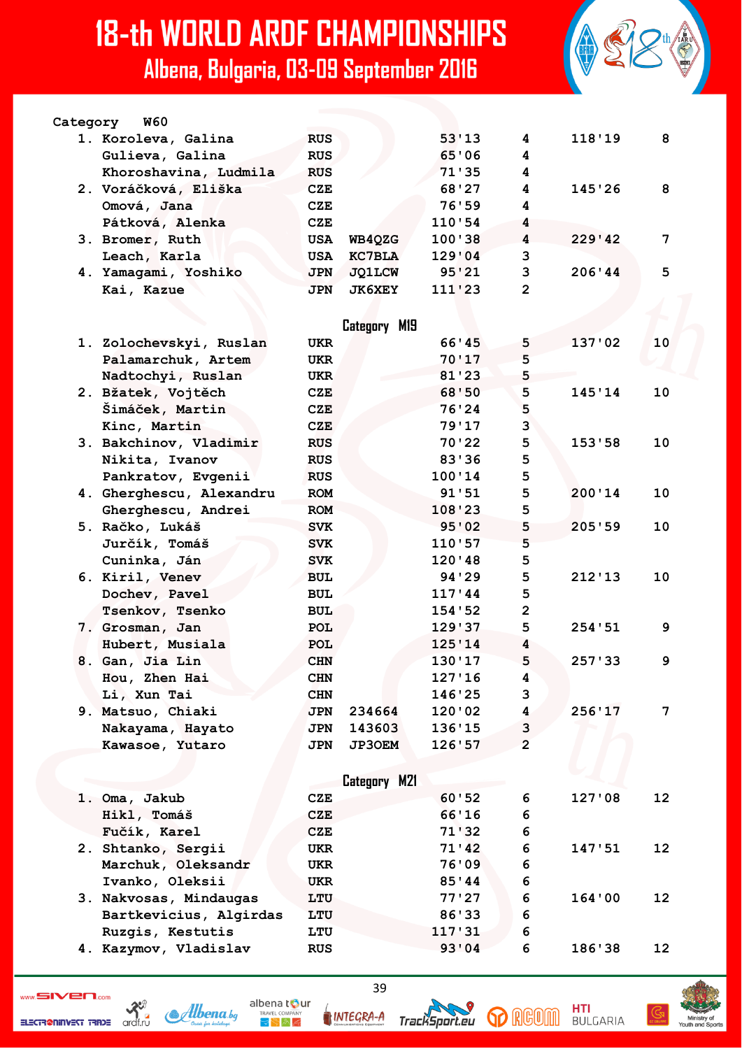# 18-th WORLD ARDF CHAMPIONSHIPS

## Albena, Bulgaria, 03-09 September 2016

### Category W60

| Place | Name | Country | Call sign | Time | Found | Total time | Total found |
|---|---|---|---|---|---|---|---|
| 1. | Koroleva, Galina | RUS | | 53'13 | 4 | 118'19 | 8 |
| | Gulieva, Galina | RUS | | 65'06 | 4 | | |
| | Khoroshavina, Ludmila | RUS | | 71'35 | 4 | | |
| 2. | Voráčková, Eliška | CZE | | 68'27 | 4 | 145'26 | 8 |
| | Omová, Jana | CZE | | 76'59 | 4 | | |
| | Pátková, Alenka | CZE | | 110'54 | 4 | | |
| 3. | Bromer, Ruth | USA | WB4QZG | 100'38 | 4 | 229'42 | 7 |
| | Leach, Karla | USA | KC7BLA | 129'04 | 3 | | |
| 4. | Yamagami, Yoshiko | JPN | JQ1LCW | 95'21 | 3 | 206'44 | 5 |
| | Kai, Kazue | JPN | JK6XEY | 111'23 | 2 | | |

### Category M19

| Place | Name | Country | Call sign | Time | Found | Total time | Total found |
|---|---|---|---|---|---|---|---|
| 1. | Zolochevskyi, Ruslan | UKR | | 66'45 | 5 | 137'02 | 10 |
| | Palamarchuk, Artem | UKR | | 70'17 | 5 | | |
| | Nadtochyi, Ruslan | UKR | | 81'23 | 5 | | |
| 2. | Bžatek, Vojtěch | CZE | | 68'50 | 5 | 145'14 | 10 |
| | Šimáček, Martin | CZE | | 76'24 | 5 | | |
| | Kinc, Martin | CZE | | 79'17 | 3 | | |
| 3. | Bakchinov, Vladimir | RUS | | 70'22 | 5 | 153'58 | 10 |
| | Nikita, Ivanov | RUS | | 83'36 | 5 | | |
| | Pankratov, Evgenii | RUS | | 100'14 | 5 | | |
| 4. | Gherghescu, Alexandru | ROM | | 91'51 | 5 | 200'14 | 10 |
| | Gherghescu, Andrei | ROM | | 108'23 | 5 | | |
| 5. | Račko, Lukáš | SVK | | 95'02 | 5 | 205'59 | 10 |
| | Jurčík, Tomáš | SVK | | 110'57 | 5 | | |
| | Cuninka, Ján | SVK | | 120'48 | 5 | | |
| 6. | Kiril, Venev | BUL | | 94'29 | 5 | 212'13 | 10 |
| | Dochev, Pavel | BUL | | 117'44 | 5 | | |
| | Tsenkov, Tsenko | BUL | | 154'52 | 2 | | |
| 7. | Grosman, Jan | POL | | 129'37 | 5 | 254'51 | 9 |
| | Hubert, Musiala | POL | | 125'14 | 4 | | |
| 8. | Gan, Jia Lin | CHN | | 130'17 | 5 | 257'33 | 9 |
| | Hou, Zhen Hai | CHN | | 127'16 | 4 | | |
| | Li, Xun Tai | CHN | | 146'25 | 3 | | |
| 9. | Matsuo, Chiaki | JPN | 234664 | 120'02 | 4 | 256'17 | 7 |
| | Nakayama, Hayato | JPN | 143603 | 136'15 | 3 | | |
| | Kawasoe, Yutaro | JPN | JP3OEM | 126'57 | 2 | | |

### Category M21

| Place | Name | Country | Call sign | Time | Found | Total time | Total found |
|---|---|---|---|---|---|---|---|
| 1. | Oma, Jakub | CZE | | 60'52 | 6 | 127'08 | 12 |
| | Hikl, Tomáš | CZE | | 66'16 | 6 | | |
| | Fučík, Karel | CZE | | 71'32 | 6 | | |
| 2. | Shtanko, Sergii | UKR | | 71'42 | 6 | 147'51 | 12 |
| | Marchuk, Oleksandr | UKR | | 76'09 | 6 | | |
| | Ivanko, Oleksii | UKR | | 85'44 | 6 | | |
| 3. | Nakvosas, Mindaugas | LTU | | 77'27 | 6 | 164'00 | 12 |
| | Bartkevicius, Algirdas | LTU | | 86'33 | 6 | | |
| | Ruzgis, Kestutis | LTU | | 117'31 | 6 | | |
| 4. | Kazymov, Vladislav | RUS | | 93'04 | 6 | 186'38 | 12 |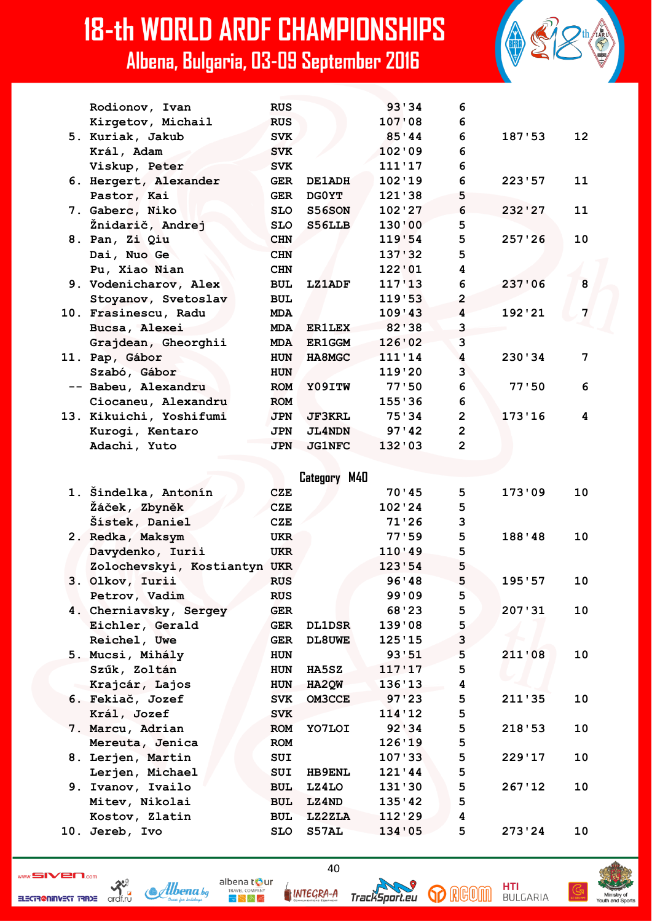| Place | Name | Country | Call sign | Time | Controls | Team time | Team controls |
|---|---|---|---|---|---|---|---|
| | Rodionov, Ivan | RUS | | 93'34 | 6 | | |
| | Kirgetov, Michail | RUS | | 107'08 | 6 | | |
| 5. | Kuriak, Jakub | SVK | | 85'44 | 6 | 187'53 | 12 |
| | Král, Adam | SVK | | 102'09 | 6 | | |
| | Viskup, Peter | SVK | | 111'17 | 6 | | |
| 6. | Hergert, Alexander | GER | DE1ADH | 102'19 | 6 | 223'57 | 11 |
| | Pastor, Kai | GER | DG0YT | 121'38 | 5 | | |
| 7. | Gaberc, Niko | SLO | S56SON | 102'27 | 6 | 232'27 | 11 |
| | Žnidarič, Andrej | SLO | S56LLB | 130'00 | 5 | | |
| 8. | Pan, Zi Qiu | CHN | | 119'54 | 5 | 257'26 | 10 |
| | Dai, Nuo Ge | CHN | | 137'32 | 5 | | |
| | Pu, Xiao Nian | CHN | | 122'01 | 4 | | |
| 9. | Vodenicharov, Alex | BUL | LZ1ADF | 117'13 | 6 | 237'06 | 8 |
| | Stoyanov, Svetoslav | BUL | | 119'53 | 2 | | |
| 10. | Frasinescu, Radu | MDA | | 109'43 | 4 | 192'21 | 7 |
| | Bucsa, Alexei | MDA | ER1LEX | 82'38 | 3 | | |
| | Grajdean, Gheorghii | MDA | ER1GGM | 126'02 | 3 | | |
| 11. | Pap, Gábor | HUN | HA8MGC | 111'14 | 4 | 230'34 | 7 |
| | Szabó, Gábor | HUN | | 119'20 | 3 | | |
| -- | Babeu, Alexandru | ROM | YO9ITW | 77'50 | 6 | 77'50 | 6 |
| | Ciocaneu, Alexandru | ROM | | 155'36 | 6 | | |
| 13. | Kikuichi, Yoshifumi | JPN | JF3KRL | 75'34 | 2 | 173'16 | 4 |
| | Kurogi, Kentaro | JPN | JL4NDN | 97'42 | 2 | | |
| | Adachi, Yuto | JPN | JG1NFC | 132'03 | 2 | | |

### Category M40

| Place | Name | Country | Call sign | Time | Controls | Team time | Team controls |
|---|---|---|---|---|---|---|---|
| 1. | Šindelka, Antonín | CZE | | 70'45 | 5 | 173'09 | 10 |
| | Žáček, Zbyněk | CZE | | 102'24 | 5 | | |
| | Šístek, Daniel | CZE | | 71'26 | 3 | | |
| 2. | Redka, Maksym | UKR | | 77'59 | 5 | 188'48 | 10 |
| | Davydenko, Iurii | UKR | | 110'49 | 5 | | |
| | Zolochevskyi, Kostiantyn | UKR | | 123'54 | 5 | | |
| 3. | Olkov, Iurii | RUS | | 96'48 | 5 | 195'57 | 10 |
| | Petrov, Vadim | RUS | | 99'09 | 5 | | |
| 4. | Cherniavsky, Sergey | GER | | 68'23 | 5 | 207'31 | 10 |
| | Eichler, Gerald | GER | DL1DSR | 139'08 | 5 | | |
| | Reichel, Uwe | GER | DL8UWE | 125'15 | 3 | | |
| 5. | Mucsi, Mihály | HUN | | 93'51 | 5 | 211'08 | 10 |
| | Szűk, Zoltán | HUN | HA5SZ | 117'17 | 5 | | |
| | Krajcár, Lajos | HUN | HA2QW | 136'13 | 4 | | |
| 6. | Fekiač, Jozef | SVK | OM3CCE | 97'23 | 5 | 211'35 | 10 |
| | Král, Jozef | SVK | | 114'12 | 5 | | |
| 7. | Marcu, Adrian | ROM | YO7LOI | 92'34 | 5 | 218'53 | 10 |
| | Mereuta, Jenica | ROM | | 126'19 | 5 | | |
| 8. | Lerjen, Martin | SUI | | 107'33 | 5 | 229'17 | 10 |
| | Lerjen, Michael | SUI | HB9ENL | 121'44 | 5 | | |
| 9. | Ivanov, Ivailo | BUL | LZ4LO | 131'30 | 5 | 267'12 | 10 |
| | Mitev, Nikolai | BUL | LZ4ND | 135'42 | 5 | | |
| | Kostov, Zlatin | BUL | LZ2ZLA | 112'29 | 4 | | |
| 10. | Jereb, Ivo | SLO | S57AL | 134'05 | 5 | 273'24 | 10 |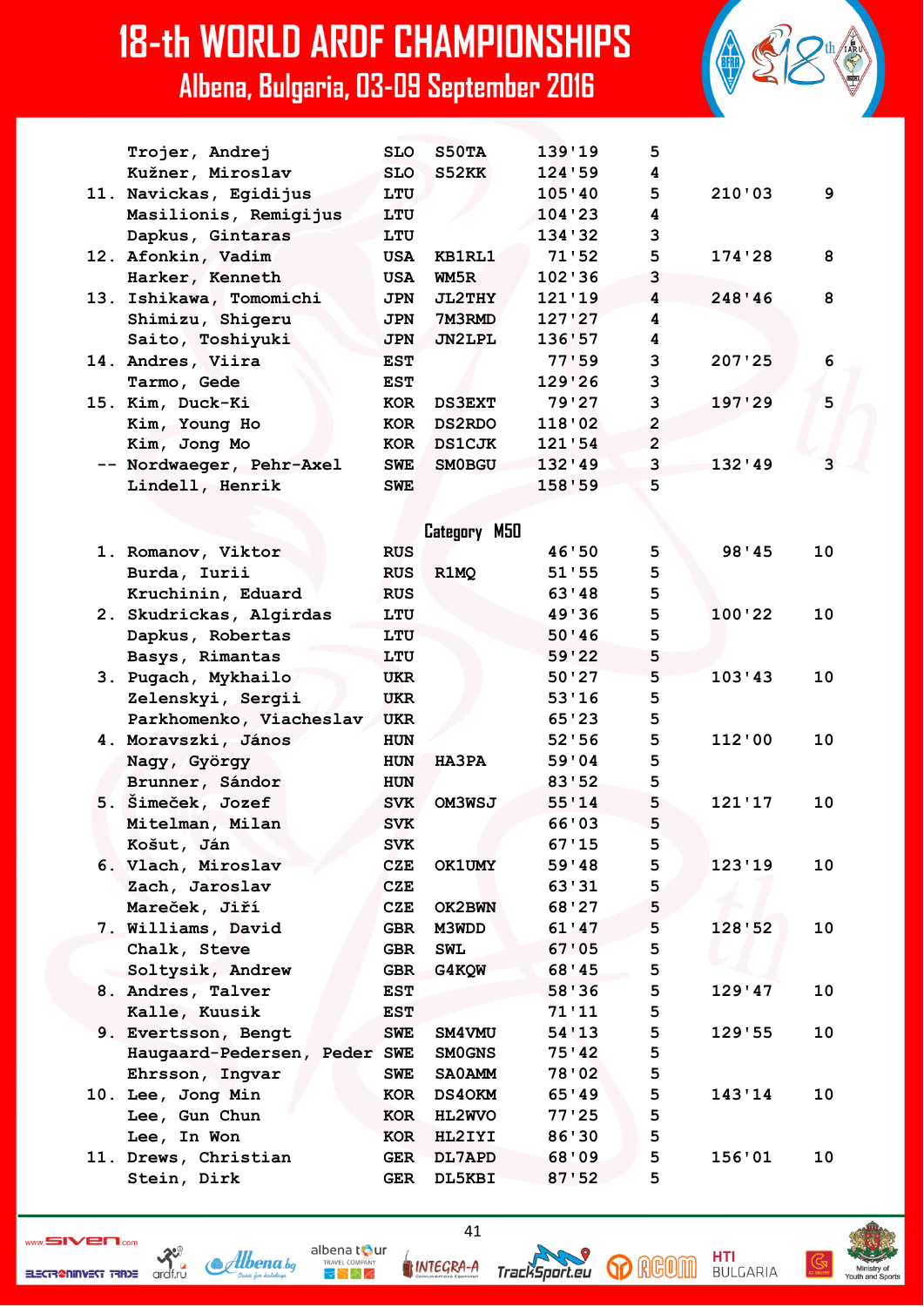| Rank | Name | Country | Call | Time | Points | Team Time | Team Points |
|---|---|---|---|---|---|---|---|
| | Trojer, Andrej | SLO | S50TA | 139'19 | 5 | | |
| | Kužner, Miroslav | SLO | S52KK | 124'59 | 4 | | |
| 11. | Navickas, Egidijus | LTU | | 105'40 | 5 | 210'03 | 9 |
| | Masilionis, Remigijus | LTU | | 104'23 | 4 | | |
| | Dapkus, Gintaras | LTU | | 134'32 | 3 | | |
| 12. | Afonkin, Vadim | USA | KB1RL1 | 71'52 | 5 | 174'28 | 8 |
| | Harker, Kenneth | USA | WM5R | 102'36 | 3 | | |
| 13. | Ishikawa, Tomomichi | JPN | JL2THY | 121'19 | 4 | 248'46 | 8 |
| | Shimizu, Shigeru | JPN | 7M3RMD | 127'27 | 4 | | |
| | Saito, Toshiyuki | JPN | JN2LPL | 136'57 | 4 | | |
| 14. | Andres, Viira | EST | | 77'59 | 3 | 207'25 | 6 |
| | Tarmo, Gede | EST | | 129'26 | 3 | | |
| 15. | Kim, Duck-Ki | KOR | DS3EXT | 79'27 | 3 | 197'29 | 5 |
| | Kim, Young Ho | KOR | DS2RDO | 118'02 | 2 | | |
| | Kim, Jong Mo | KOR | DS1CJK | 121'54 | 2 | | |
| -- | Nordwaeger, Pehr-Axel | SWE | SM0BGU | 132'49 | 3 | 132'49 | 3 |
| | Lindell, Henrik | SWE | | 158'59 | 5 | | |

## Category M50

| Rank | Name | Country | Call | Time | Points | Team Time | Team Points |
|---|---|---|---|---|---|---|---|
| 1. | Romanov, Viktor | RUS | | 46'50 | 5 | 98'45 | 10 |
| | Burda, Iurii | RUS | R1MQ | 51'55 | 5 | | |
| | Kruchinin, Eduard | RUS | | 63'48 | 5 | | |
| 2. | Skudrickas, Algirdas | LTU | | 49'36 | 5 | 100'22 | 10 |
| | Dapkus, Robertas | LTU | | 50'46 | 5 | | |
| | Basys, Rimantas | LTU | | 59'22 | 5 | | |
| 3. | Pugach, Mykhailo | UKR | | 50'27 | 5 | 103'43 | 10 |
| | Zelenskyi, Sergii | UKR | | 53'16 | 5 | | |
| | Parkhomenko, Viacheslav | UKR | | 65'23 | 5 | | |
| 4. | Moravszki, János | HUN | | 52'56 | 5 | 112'00 | 10 |
| | Nagy, György | HUN | HA3PA | 59'04 | 5 | | |
| | Brunner, Sándor | HUN | | 83'52 | 5 | | |
| 5. | Šimeček, Jozef | SVK | OM3WSJ | 55'14 | 5 | 121'17 | 10 |
| | Mitelman, Milan | SVK | | 66'03 | 5 | | |
| | Košut, Ján | SVK | | 67'15 | 5 | | |
| 6. | Vlach, Miroslav | CZE | OK1UMY | 59'48 | 5 | 123'19 | 10 |
| | Zach, Jaroslav | CZE | | 63'31 | 5 | | |
| | Mareček, Jiří | CZE | OK2BWN | 68'27 | 5 | | |
| 7. | Williams, David | GBR | M3WDD | 61'47 | 5 | 128'52 | 10 |
| | Chalk, Steve | GBR | SWL | 67'05 | 5 | | |
| | Soltysik, Andrew | GBR | G4KQW | 68'45 | 5 | | |
| 8. | Andres, Talver | EST | | 58'36 | 5 | 129'47 | 10 |
| | Kalle, Kuusik | EST | | 71'11 | 5 | | |
| 9. | Evertsson, Bengt | SWE | SM4VMU | 54'13 | 5 | 129'55 | 10 |
| | Haugaard-Pedersen, Peder | SWE | SM0GNS | 75'42 | 5 | | |
| | Ehrsson, Ingvar | SWE | SA0AMM | 78'02 | 5 | | |
| 10. | Lee, Jong Min | KOR | DS4OKM | 65'49 | 5 | 143'14 | 10 |
| | Lee, Gun Chun | KOR | HL2WVO | 77'25 | 5 | | |
| | Lee, In Won | KOR | HL2IYI | 86'30 | 5 | | |
| 11. | Drews, Christian | GER | DL7APD | 68'09 | 5 | 156'01 | 10 |
| | Stein, Dirk | GER | DL5KBI | 87'52 | 5 | | |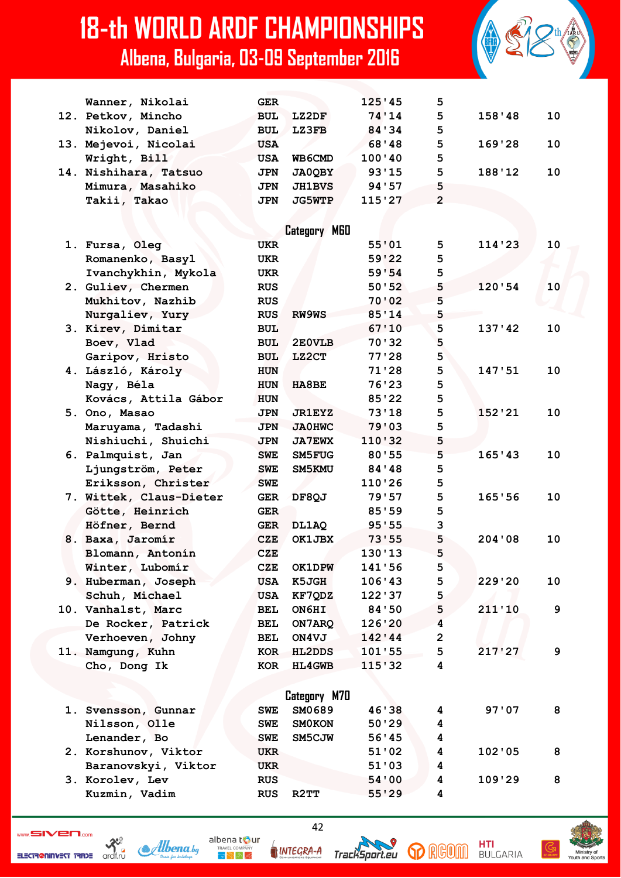| | | | | | | |
|---|---|---|---|---|---|---|
| | Wanner, Nikolai | GER | | 125'45 | 5 | | |
| 12. | Petkov, Mincho | BUL | LZ2DF | 74'14 | 5 | 158'48 | 10 |
| | Nikolov, Daniel | BUL | LZ3FB | 84'34 | 5 | | |
| 13. | Mejevoi, Nicolai | USA | | 68'48 | 5 | 169'28 | 10 |
| | Wright, Bill | USA | WB6CMD | 100'40 | 5 | | |
| 14. | Nishihara, Tatsuo | JPN | JA0QBY | 93'15 | 5 | 188'12 | 10 |
| | Mimura, Masahiko | JPN | JH1BVS | 94'57 | 5 | | |
| | Takii, Takao | JPN | JG5WTP | 115'27 | 2 | | |

## Category M60

| | | | | | | | |
|---|---|---|---|---|---|---|---|
| 1. | Fursa, Oleg | UKR | | 55'01 | 5 | 114'23 | 10 |
| | Romanenko, Basyl | UKR | | 59'22 | 5 | | |
| | Ivanchykhin, Mykola | UKR | | 59'54 | 5 | | |
| 2. | Guliev, Chermen | RUS | | 50'52 | 5 | 120'54 | 10 |
| | Mukhitov, Nazhib | RUS | | 70'02 | 5 | | |
| | Nurgaliev, Yury | RUS | RW9WS | 85'14 | 5 | | |
| 3. | Kirev, Dimitar | BUL | | 67'10 | 5 | 137'42 | 10 |
| | Boev, Vlad | BUL | 2E0VLB | 70'32 | 5 | | |
| | Garipov, Hristo | BUL | LZ2CT | 77'28 | 5 | | |
| 4. | László, Károly | HUN | | 71'28 | 5 | 147'51 | 10 |
| | Nagy, Béla | HUN | HA8BE | 76'23 | 5 | | |
| | Kovács, Attila Gábor | HUN | | 85'22 | 5 | | |
| 5. | Ono, Masao | JPN | JR1EYZ | 73'18 | 5 | 152'21 | 10 |
| | Maruyama, Tadashi | JPN | JA0HWC | 79'03 | 5 | | |
| | Nishiuchi, Shuichi | JPN | JA7EWX | 110'32 | 5 | | |
| 6. | Palmquist, Jan | SWE | SM5FUG | 80'55 | 5 | 165'43 | 10 |
| | Ljungström, Peter | SWE | SM5KMU | 84'48 | 5 | | |
| | Eriksson, Christer | SWE | | 110'26 | 5 | | |
| 7. | Wittek, Claus-Dieter | GER | DF8QJ | 79'57 | 5 | 165'56 | 10 |
| | Götte, Heinrich | GER | | 85'59 | 5 | | |
| | Höfner, Bernd | GER | DL1AQ | 95'55 | 3 | | |
| 8. | Baxa, Jaromír | CZE | OK1JBX | 73'55 | 5 | 204'08 | 10 |
| | Blomann, Antonín | CZE | | 130'13 | 5 | | |
| | Winter, Lubomír | CZE | OK1DPW | 141'56 | 5 | | |
| 9. | Huberman, Joseph | USA | K5JGH | 106'43 | 5 | 229'20 | 10 |
| | Schuh, Michael | USA | KF7QDZ | 122'37 | 5 | | |
| 10. | Vanhalst, Marc | BEL | ON6HI | 84'50 | 5 | 211'10 | 9 |
| | De Rocker, Patrick | BEL | ON7ARQ | 126'20 | 4 | | |
| | Verhoeven, Johny | BEL | ON4VJ | 142'44 | 2 | | |
| 11. | Namgung, Kuhn | KOR | HL2DDS | 101'55 | 5 | 217'27 | 9 |
| | Cho, Dong Ik | KOR | HL4GWB | 115'32 | 4 | | |

## Category M70

| | | | | | | | |
|---|---|---|---|---|---|---|---|
| 1. | Svensson, Gunnar | SWE | SM0689 | 46'38 | 4 | 97'07 | 8 |
| | Nilsson, Olle | SWE | SM0KON | 50'29 | 4 | | |
| | Lenander, Bo | SWE | SM5CJW | 56'45 | 4 | | |
| 2. | Korshunov, Viktor | UKR | | 51'02 | 4 | 102'05 | 8 |
| | Baranovskyi, Viktor | UKR | | 51'03 | 4 | | |
| 3. | Korolev, Lev | RUS | | 54'00 | 4 | 109'29 | 8 |
| | Kuzmin, Vadim | RUS | R2TT | 55'29 | 4 | | |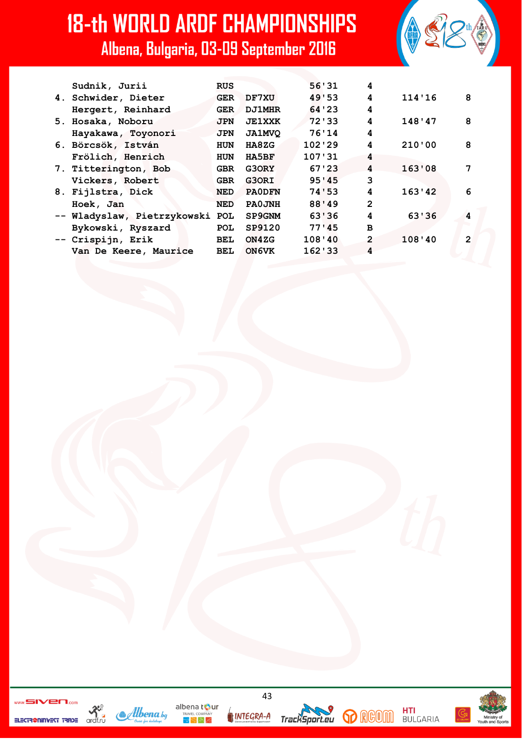| | | | | | | | |
|---|---|---|---|---|---|---|---|
| | Sudnik, Jurii | RUS | | 56'31 | 4 | | |
| 4. | Schwider, Dieter | GER | DF7XU | 49'53 | 4 | 114'16 | 8 |
| | Hergert, Reinhard | GER | DJ1MHR | 64'23 | 4 | | |
| 5. | Hosaka, Noboru | JPN | JE1XXK | 72'33 | 4 | 148'47 | 8 |
| | Hayakawa, Toyonori | JPN | JA1MVQ | 76'14 | 4 | | |
| 6. | Börcsök, István | HUN | HA8ZG | 102'29 | 4 | 210'00 | 8 |
| | Frölich, Henrich | HUN | HA5BF | 107'31 | 4 | | |
| 7. | Titterington, Bob | GBR | G3ORY | 67'23 | 4 | 163'08 | 7 |
| | Vickers, Robert | GBR | G3ORI | 95'45 | 3 | | |
| 8. | Fijlstra, Dick | NED | PA0DFN | 74'53 | 4 | 163'42 | 6 |
| | Hoek, Jan | NED | PA0JNH | 88'49 | 2 | | |
| -- | Wladyslaw, Pietrzykowski | POL | SP9GNM | 63'36 | 4 | 63'36 | 4 |
| | Bykowski, Ryszard | POL | SP9120 | 77'45 | B | | |
| -- | Crispijn, Erik | BEL | ON4ZG | 108'40 | 2 | 108'40 | 2 |
| | Van De Keere, Maurice | BEL | ON6VK | 162'33 | 4 | | |